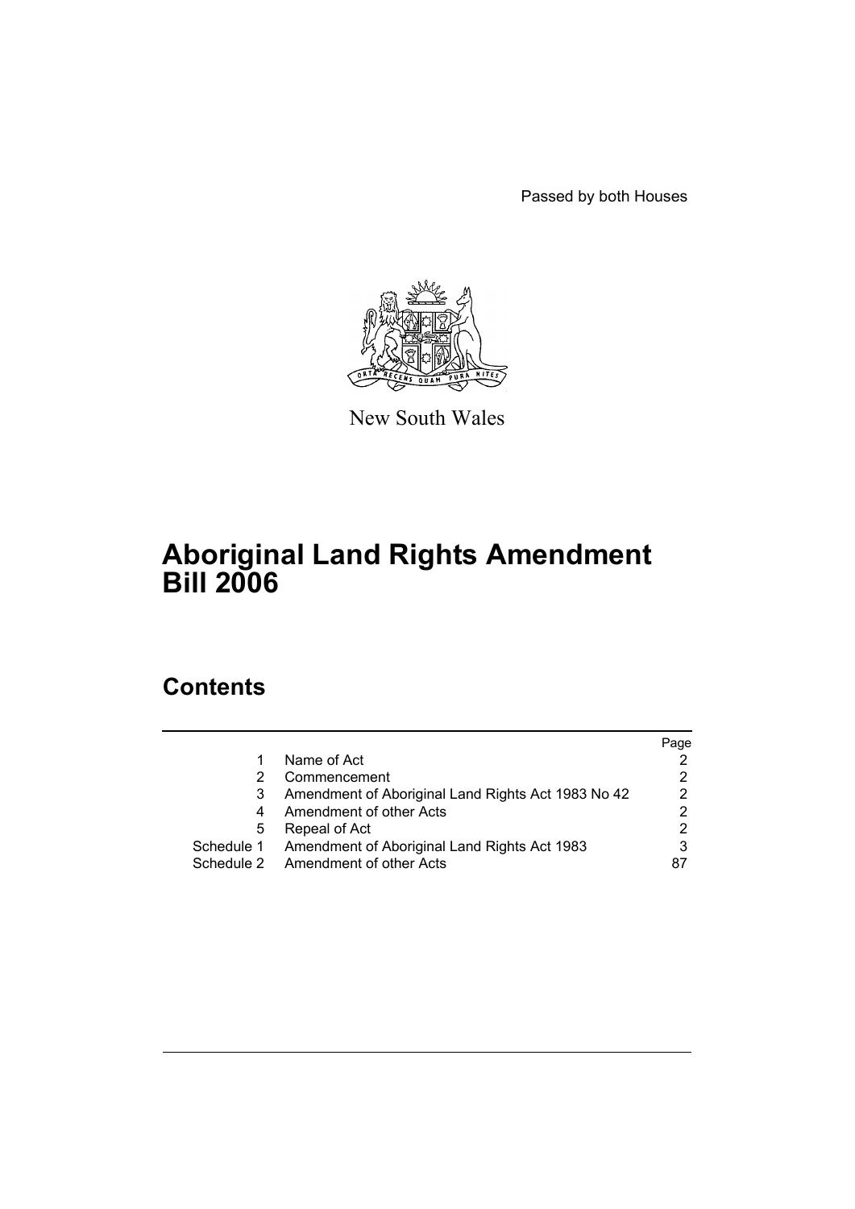Passed by both Houses

New South Wales

# Aboriginal Land Rights Amendment Bill 2006

## Contents

| | | Page |
|---|---|---|
| 1 | Name of Act | 2 |
| 2 | Commencement | 2 |
| 3 | Amendment of Aboriginal Land Rights Act 1983 No 42 | 2 |
| 4 | Amendment of other Acts | 2 |
| 5 | Repeal of Act | 2 |
| Schedule 1 | Amendment of Aboriginal Land Rights Act 1983 | 3 |
| Schedule 2 | Amendment of other Acts | 87 |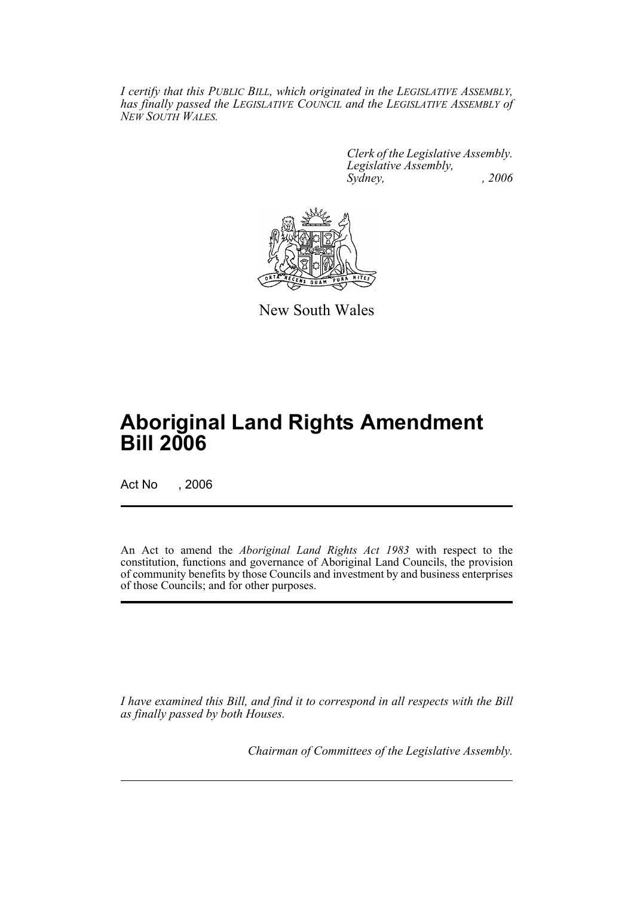*I certify that this PUBLIC BILL, which originated in the LEGISLATIVE ASSEMBLY, has finally passed the LEGISLATIVE COUNCIL and the LEGISLATIVE ASSEMBLY of NEW SOUTH WALES.*

*Clerk of the Legislative Assembly.*
*Legislative Assembly,*
*Sydney, , 2006*

New South Wales

# Aboriginal Land Rights Amendment Bill 2006

Act No , 2006

An Act to amend the *Aboriginal Land Rights Act 1983* with respect to the constitution, functions and governance of Aboriginal Land Councils, the provision of community benefits by those Councils and investment by and business enterprises of those Councils; and for other purposes.

*I have examined this Bill, and find it to correspond in all respects with the Bill as finally passed by both Houses.*

*Chairman of Committees of the Legislative Assembly.*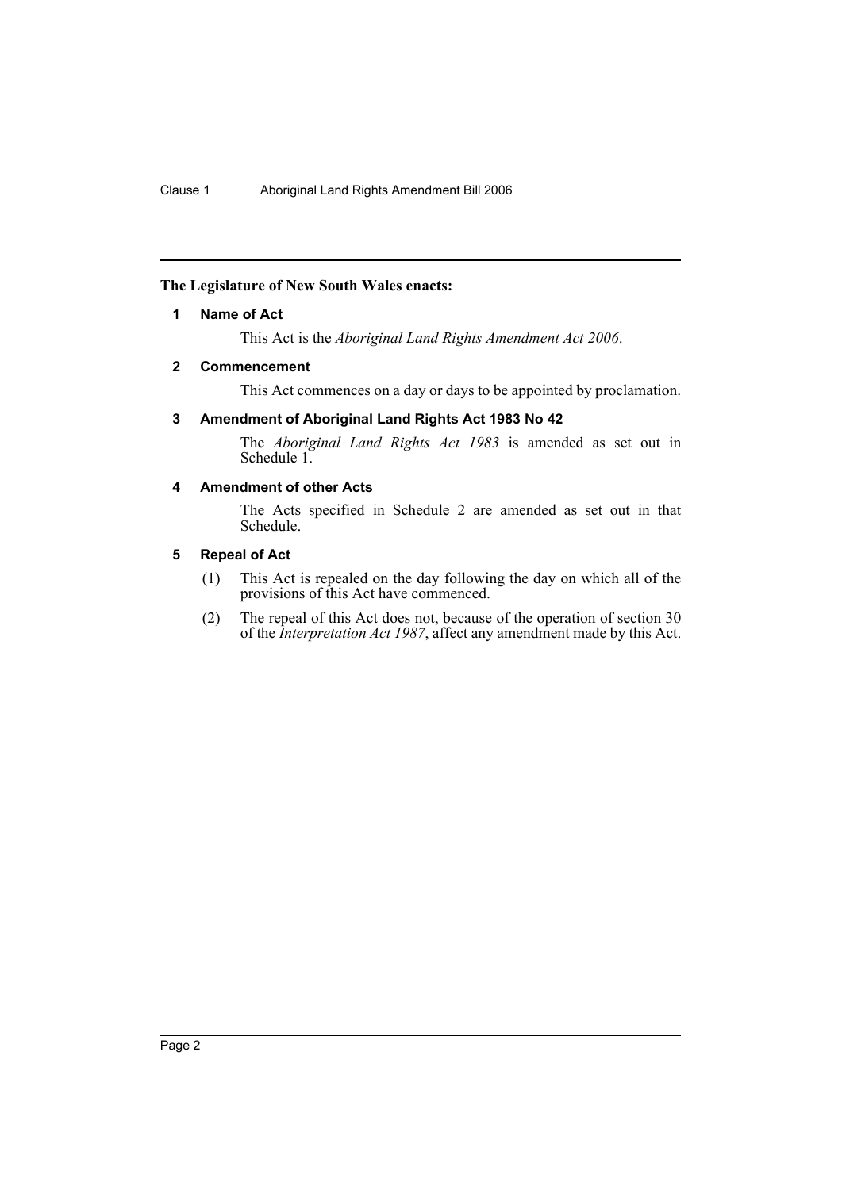**The Legislature of New South Wales enacts:**

## 1 Name of Act

This Act is the *Aboriginal Land Rights Amendment Act 2006*.

## 2 Commencement

This Act commences on a day or days to be appointed by proclamation.

## 3 Amendment of Aboriginal Land Rights Act 1983 No 42

The *Aboriginal Land Rights Act 1983* is amended as set out in Schedule 1.

## 4 Amendment of other Acts

The Acts specified in Schedule 2 are amended as set out in that Schedule.

## 5 Repeal of Act

(1) This Act is repealed on the day following the day on which all of the provisions of this Act have commenced.

(2) The repeal of this Act does not, because of the operation of section 30 of the *Interpretation Act 1987*, affect any amendment made by this Act.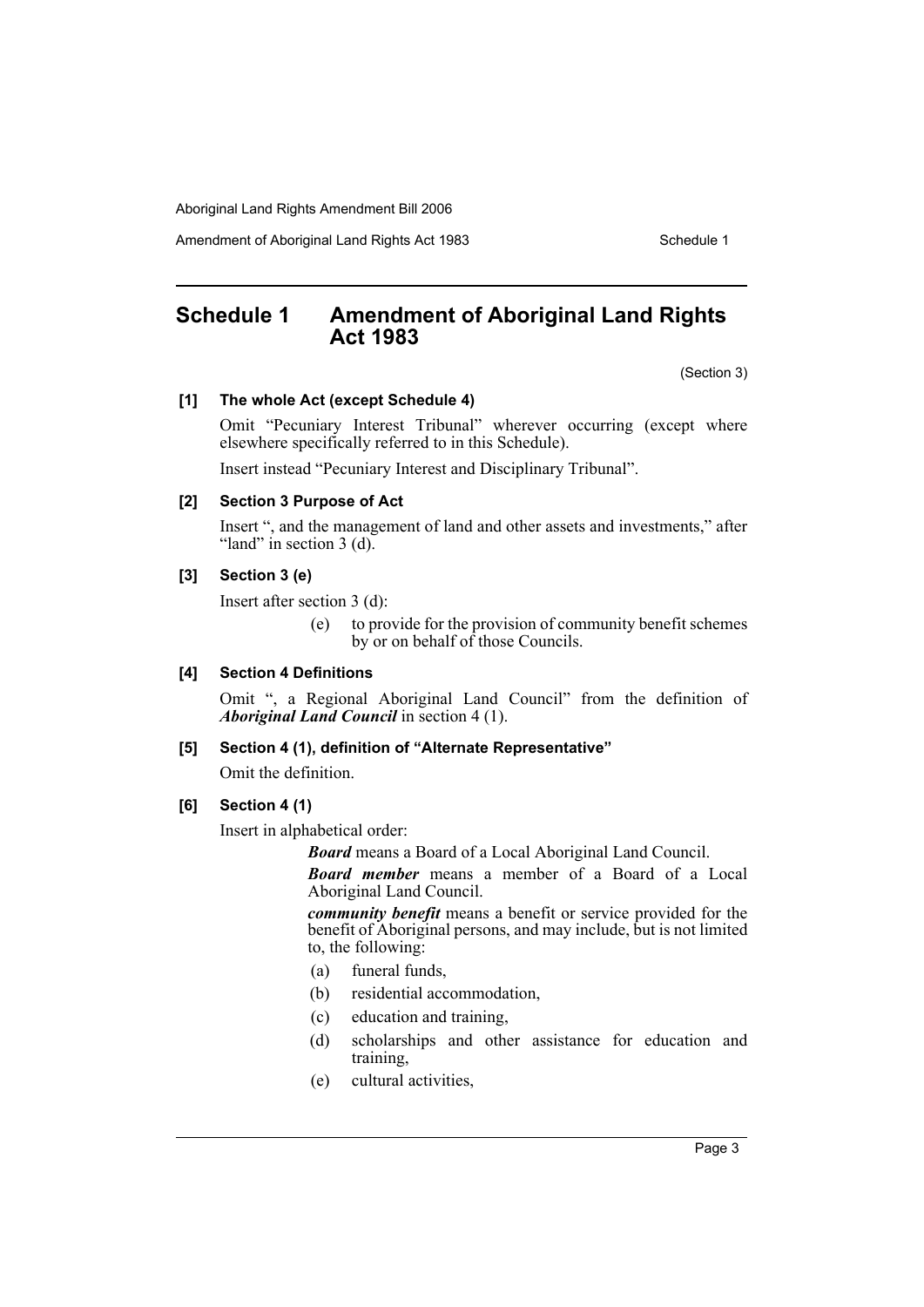## Schedule 1 Amendment of Aboriginal Land Rights Act 1983

(Section 3)

**[1] The whole Act (except Schedule 4)**

Omit "Pecuniary Interest Tribunal" wherever occurring (except where elsewhere specifically referred to in this Schedule).

Insert instead "Pecuniary Interest and Disciplinary Tribunal".

**[2] Section 3 Purpose of Act**

Insert ", and the management of land and other assets and investments," after "land" in section 3 (d).

**[3] Section 3 (e)**

Insert after section 3 (d):

> (e) to provide for the provision of community benefit schemes by or on behalf of those Councils.

**[4] Section 4 Definitions**

Omit ", a Regional Aboriginal Land Council" from the definition of ***Aboriginal Land Council*** in section 4 (1).

**[5] Section 4 (1), definition of "Alternate Representative"**

Omit the definition.

**[6] Section 4 (1)**

Insert in alphabetical order:

> ***Board*** means a Board of a Local Aboriginal Land Council.
>
> ***Board member*** means a member of a Board of a Local Aboriginal Land Council.
>
> ***community benefit*** means a benefit or service provided for the benefit of Aboriginal persons, and may include, but is not limited to, the following:
>
> (a) funeral funds,
>
> (b) residential accommodation,
>
> (c) education and training,
>
> (d) scholarships and other assistance for education and training,
>
> (e) cultural activities,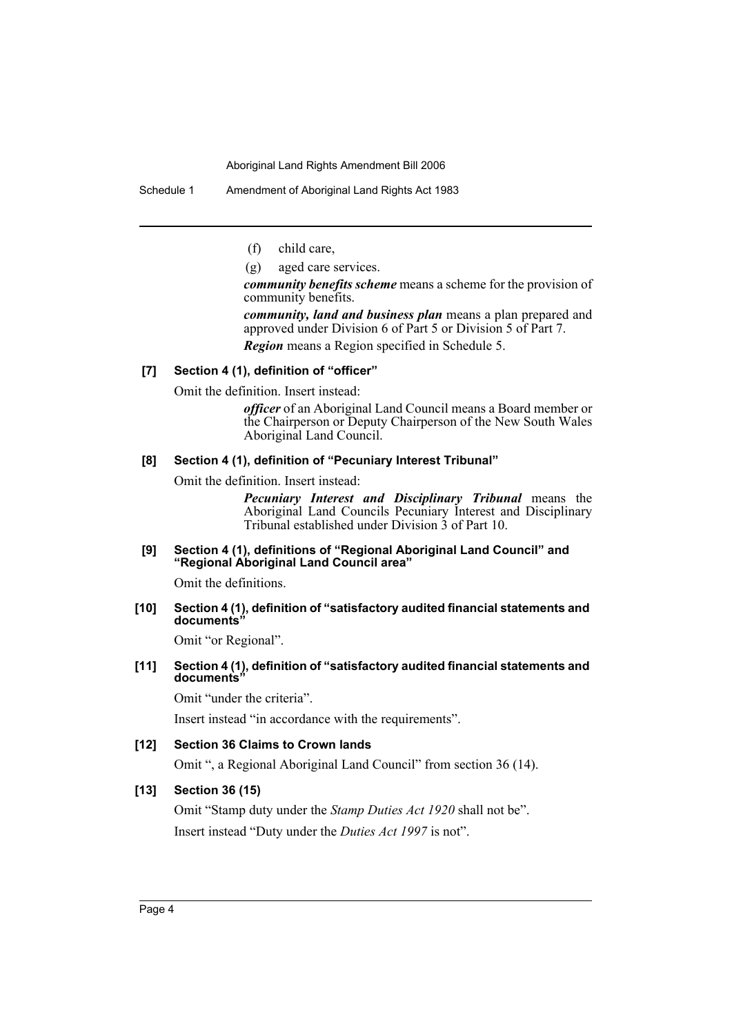(f) child care,

(g) aged care services.

***community benefits scheme*** means a scheme for the provision of community benefits.

***community, land and business plan*** means a plan prepared and approved under Division 6 of Part 5 or Division 5 of Part 7.

***Region*** means a Region specified in Schedule 5.

### [7] Section 4 (1), definition of "officer"

Omit the definition. Insert instead:

> ***officer*** of an Aboriginal Land Council means a Board member or the Chairperson or Deputy Chairperson of the New South Wales Aboriginal Land Council.

### [8] Section 4 (1), definition of "Pecuniary Interest Tribunal"

Omit the definition. Insert instead:

> ***Pecuniary Interest and Disciplinary Tribunal*** means the Aboriginal Land Councils Pecuniary Interest and Disciplinary Tribunal established under Division 3 of Part 10.

### [9] Section 4 (1), definitions of "Regional Aboriginal Land Council" and "Regional Aboriginal Land Council area"

Omit the definitions.

### [10] Section 4 (1), definition of "satisfactory audited financial statements and documents"

Omit "or Regional".

### [11] Section 4 (1), definition of "satisfactory audited financial statements and documents"

Omit "under the criteria".

Insert instead "in accordance with the requirements".

### [12] Section 36 Claims to Crown lands

Omit ", a Regional Aboriginal Land Council" from section 36 (14).

### [13] Section 36 (15)

Omit "Stamp duty under the *Stamp Duties Act 1920* shall not be".

Insert instead "Duty under the *Duties Act 1997* is not".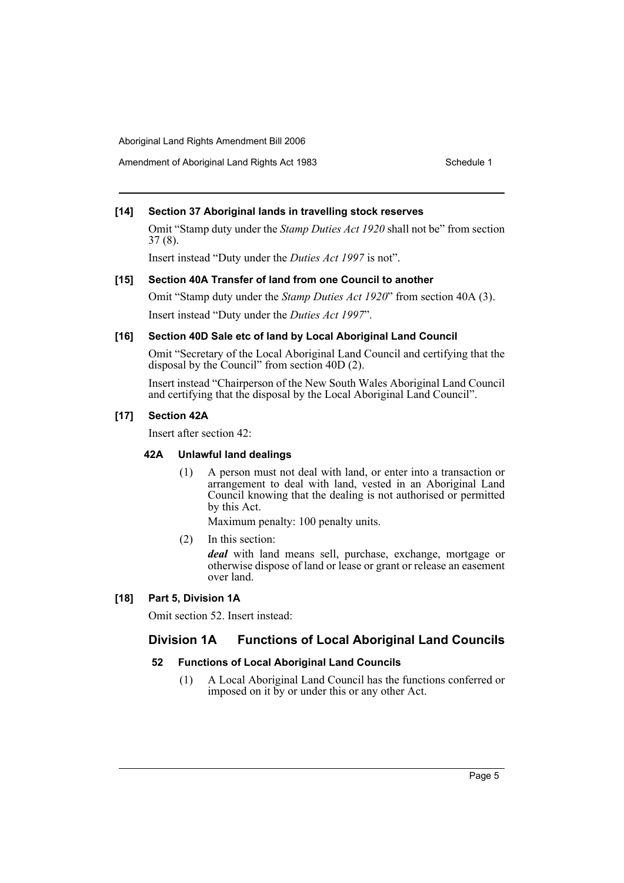**[14] Section 37 Aboriginal lands in travelling stock reserves**

Omit "Stamp duty under the *Stamp Duties Act 1920* shall not be" from section 37 (8).

Insert instead "Duty under the *Duties Act 1997* is not".

**[15] Section 40A Transfer of land from one Council to another**

Omit "Stamp duty under the *Stamp Duties Act 1920*" from section 40A (3).

Insert instead "Duty under the *Duties Act 1997*".

**[16] Section 40D Sale etc of land by Local Aboriginal Land Council**

Omit "Secretary of the Local Aboriginal Land Council and certifying that the disposal by the Council" from section 40D (2).

Insert instead "Chairperson of the New South Wales Aboriginal Land Council and certifying that the disposal by the Local Aboriginal Land Council".

**[17] Section 42A**

Insert after section 42:

**42A Unlawful land dealings**

(1) A person must not deal with land, or enter into a transaction or arrangement to deal with land, vested in an Aboriginal Land Council knowing that the dealing is not authorised or permitted by this Act.

Maximum penalty: 100 penalty units.

(2) In this section:

***deal*** with land means sell, purchase, exchange, mortgage or otherwise dispose of land or lease or grant or release an easement over land.

**[18] Part 5, Division 1A**

Omit section 52. Insert instead:

## Division 1A Functions of Local Aboriginal Land Councils

**52 Functions of Local Aboriginal Land Councils**

(1) A Local Aboriginal Land Council has the functions conferred or imposed on it by or under this or any other Act.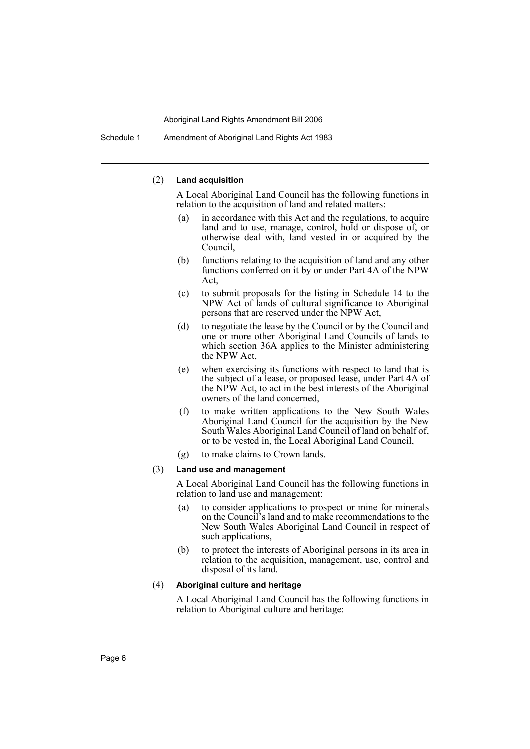(2) **Land acquisition**

A Local Aboriginal Land Council has the following functions in relation to the acquisition of land and related matters:

- (a) in accordance with this Act and the regulations, to acquire land and to use, manage, control, hold or dispose of, or otherwise deal with, land vested in or acquired by the Council,
- (b) functions relating to the acquisition of land and any other functions conferred on it by or under Part 4A of the NPW Act,
- (c) to submit proposals for the listing in Schedule 14 to the NPW Act of lands of cultural significance to Aboriginal persons that are reserved under the NPW Act,
- (d) to negotiate the lease by the Council or by the Council and one or more other Aboriginal Land Councils of lands to which section 36A applies to the Minister administering the NPW Act,
- (e) when exercising its functions with respect to land that is the subject of a lease, or proposed lease, under Part 4A of the NPW Act, to act in the best interests of the Aboriginal owners of the land concerned,
- (f) to make written applications to the New South Wales Aboriginal Land Council for the acquisition by the New South Wales Aboriginal Land Council of land on behalf of, or to be vested in, the Local Aboriginal Land Council,
- (g) to make claims to Crown lands.

(3) **Land use and management**

A Local Aboriginal Land Council has the following functions in relation to land use and management:

- (a) to consider applications to prospect or mine for minerals on the Council's land and to make recommendations to the New South Wales Aboriginal Land Council in respect of such applications,
- (b) to protect the interests of Aboriginal persons in its area in relation to the acquisition, management, use, control and disposal of its land.

(4) **Aboriginal culture and heritage**

A Local Aboriginal Land Council has the following functions in relation to Aboriginal culture and heritage: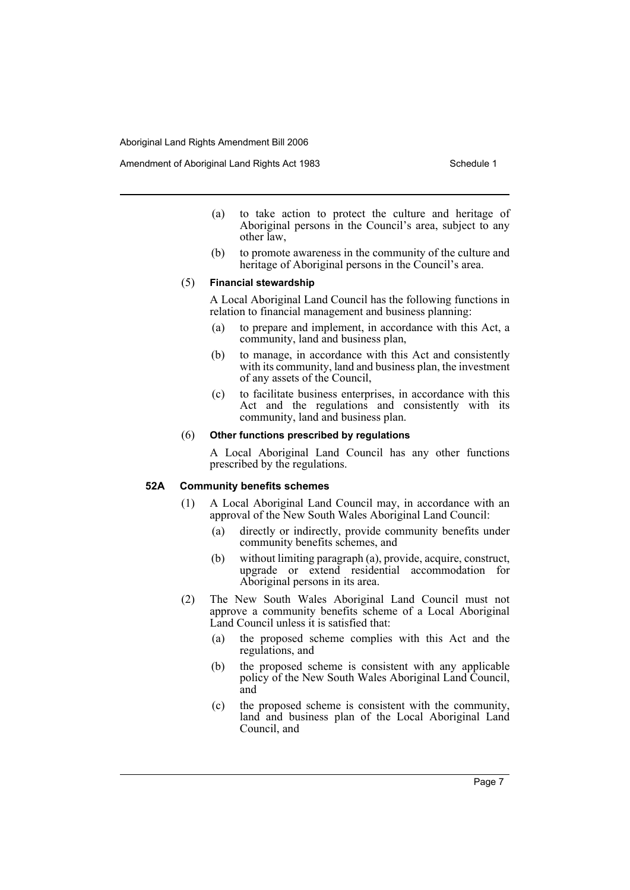(a) to take action to protect the culture and heritage of Aboriginal persons in the Council's area, subject to any other law,

(b) to promote awareness in the community of the culture and heritage of Aboriginal persons in the Council's area.

(5) **Financial stewardship**

A Local Aboriginal Land Council has the following functions in relation to financial management and business planning:

(a) to prepare and implement, in accordance with this Act, a community, land and business plan,

(b) to manage, in accordance with this Act and consistently with its community, land and business plan, the investment of any assets of the Council,

(c) to facilitate business enterprises, in accordance with this Act and the regulations and consistently with its community, land and business plan.

(6) **Other functions prescribed by regulations**

A Local Aboriginal Land Council has any other functions prescribed by the regulations.

### 52A Community benefits schemes

(1) A Local Aboriginal Land Council may, in accordance with an approval of the New South Wales Aboriginal Land Council:

(a) directly or indirectly, provide community benefits under community benefits schemes, and

(b) without limiting paragraph (a), provide, acquire, construct, upgrade or extend residential accommodation for Aboriginal persons in its area.

(2) The New South Wales Aboriginal Land Council must not approve a community benefits scheme of a Local Aboriginal Land Council unless it is satisfied that:

(a) the proposed scheme complies with this Act and the regulations, and

(b) the proposed scheme is consistent with any applicable policy of the New South Wales Aboriginal Land Council, and

(c) the proposed scheme is consistent with the community, land and business plan of the Local Aboriginal Land Council, and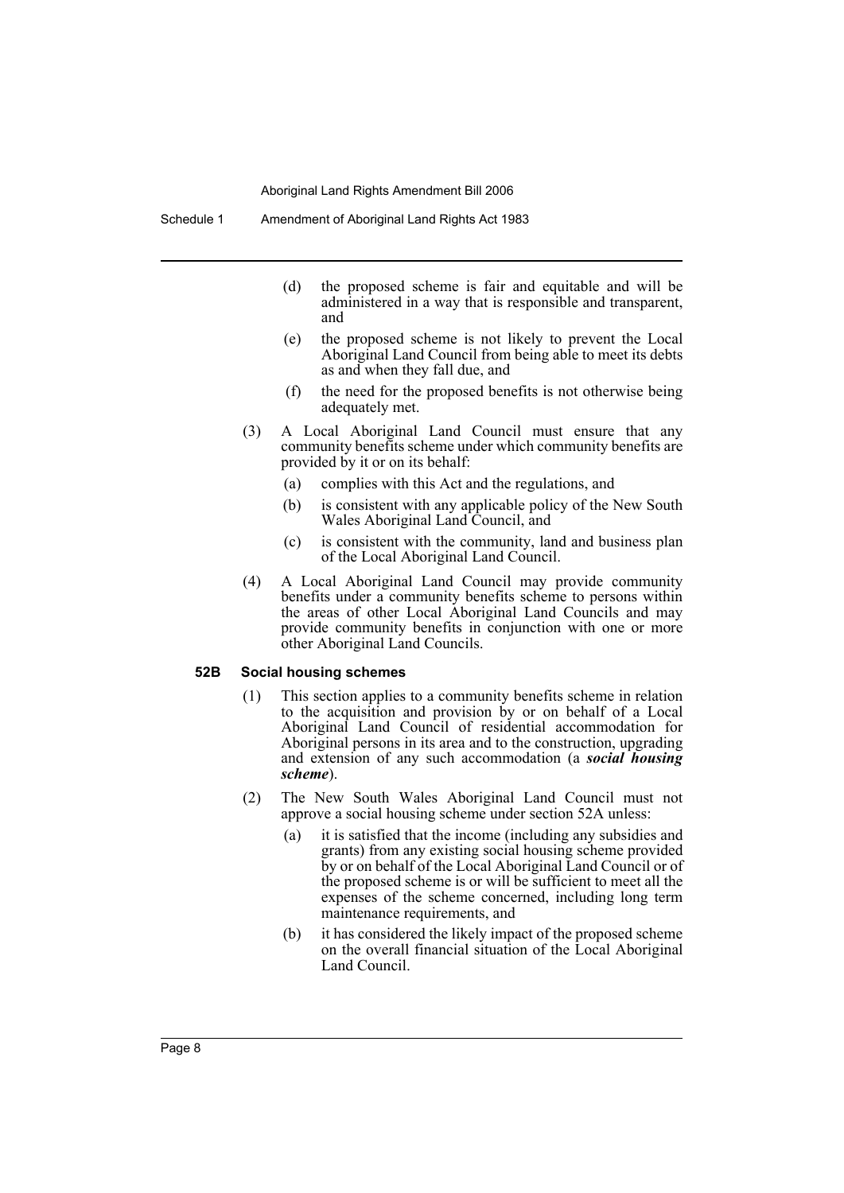(d) the proposed scheme is fair and equitable and will be administered in a way that is responsible and transparent, and

(e) the proposed scheme is not likely to prevent the Local Aboriginal Land Council from being able to meet its debts as and when they fall due, and

(f) the need for the proposed benefits is not otherwise being adequately met.

(3) A Local Aboriginal Land Council must ensure that any community benefits scheme under which community benefits are provided by it or on its behalf:

(a) complies with this Act and the regulations, and

(b) is consistent with any applicable policy of the New South Wales Aboriginal Land Council, and

(c) is consistent with the community, land and business plan of the Local Aboriginal Land Council.

(4) A Local Aboriginal Land Council may provide community benefits under a community benefits scheme to persons within the areas of other Local Aboriginal Land Councils and may provide community benefits in conjunction with one or more other Aboriginal Land Councils.

#### 52B Social housing schemes

(1) This section applies to a community benefits scheme in relation to the acquisition and provision by or on behalf of a Local Aboriginal Land Council of residential accommodation for Aboriginal persons in its area and to the construction, upgrading and extension of any such accommodation (a ***social housing scheme***).

(2) The New South Wales Aboriginal Land Council must not approve a social housing scheme under section 52A unless:

(a) it is satisfied that the income (including any subsidies and grants) from any existing social housing scheme provided by or on behalf of the Local Aboriginal Land Council or of the proposed scheme is or will be sufficient to meet all the expenses of the scheme concerned, including long term maintenance requirements, and

(b) it has considered the likely impact of the proposed scheme on the overall financial situation of the Local Aboriginal Land Council.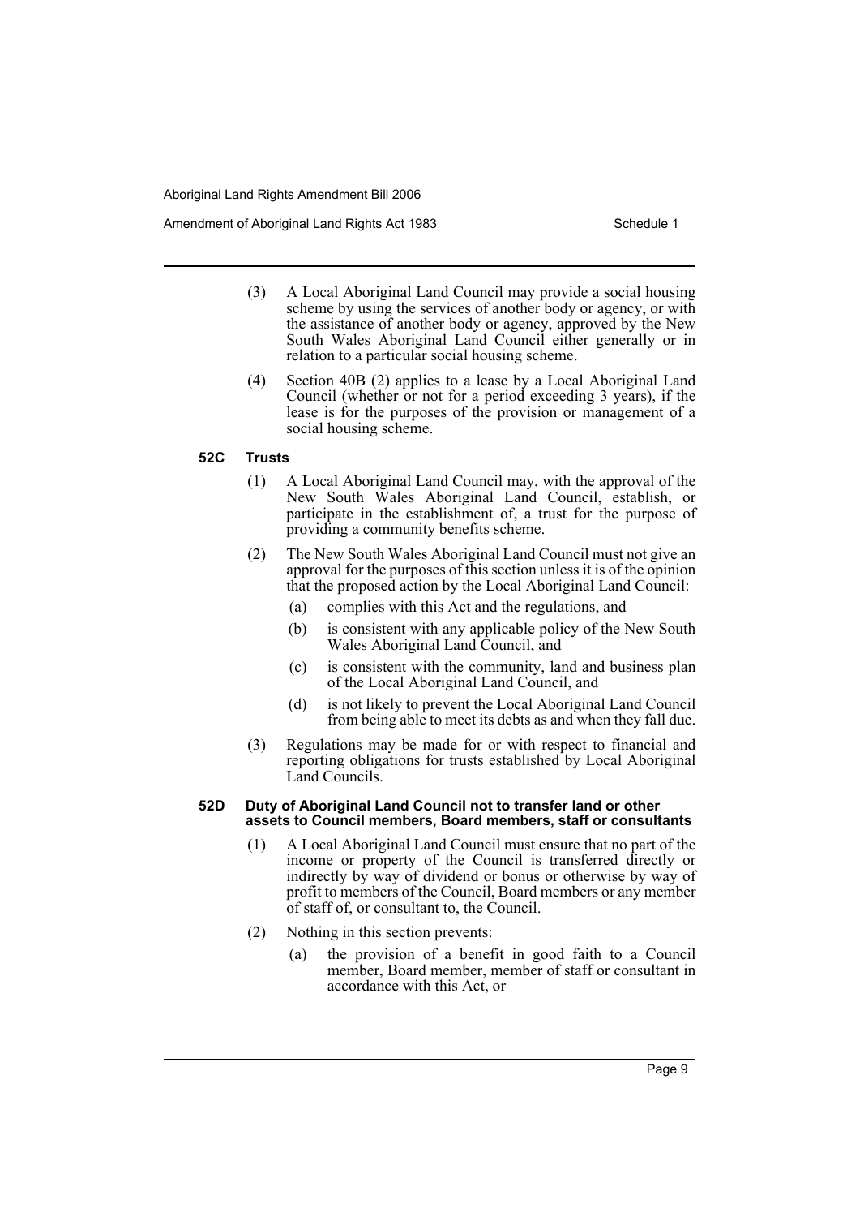(3) A Local Aboriginal Land Council may provide a social housing scheme by using the services of another body or agency, or with the assistance of another body or agency, approved by the New South Wales Aboriginal Land Council either generally or in relation to a particular social housing scheme.

(4) Section 40B (2) applies to a lease by a Local Aboriginal Land Council (whether or not for a period exceeding 3 years), if the lease is for the purposes of the provision or management of a social housing scheme.

### 52C Trusts

(1) A Local Aboriginal Land Council may, with the approval of the New South Wales Aboriginal Land Council, establish, or participate in the establishment of, a trust for the purpose of providing a community benefits scheme.

(2) The New South Wales Aboriginal Land Council must not give an approval for the purposes of this section unless it is of the opinion that the proposed action by the Local Aboriginal Land Council:

- (a) complies with this Act and the regulations, and
- (b) is consistent with any applicable policy of the New South Wales Aboriginal Land Council, and
- (c) is consistent with the community, land and business plan of the Local Aboriginal Land Council, and
- (d) is not likely to prevent the Local Aboriginal Land Council from being able to meet its debts as and when they fall due.

(3) Regulations may be made for or with respect to financial and reporting obligations for trusts established by Local Aboriginal Land Councils.

### 52D Duty of Aboriginal Land Council not to transfer land or other assets to Council members, Board members, staff or consultants

(1) A Local Aboriginal Land Council must ensure that no part of the income or property of the Council is transferred directly or indirectly by way of dividend or bonus or otherwise by way of profit to members of the Council, Board members or any member of staff of, or consultant to, the Council.

(2) Nothing in this section prevents:

- (a) the provision of a benefit in good faith to a Council member, Board member, member of staff or consultant in accordance with this Act, or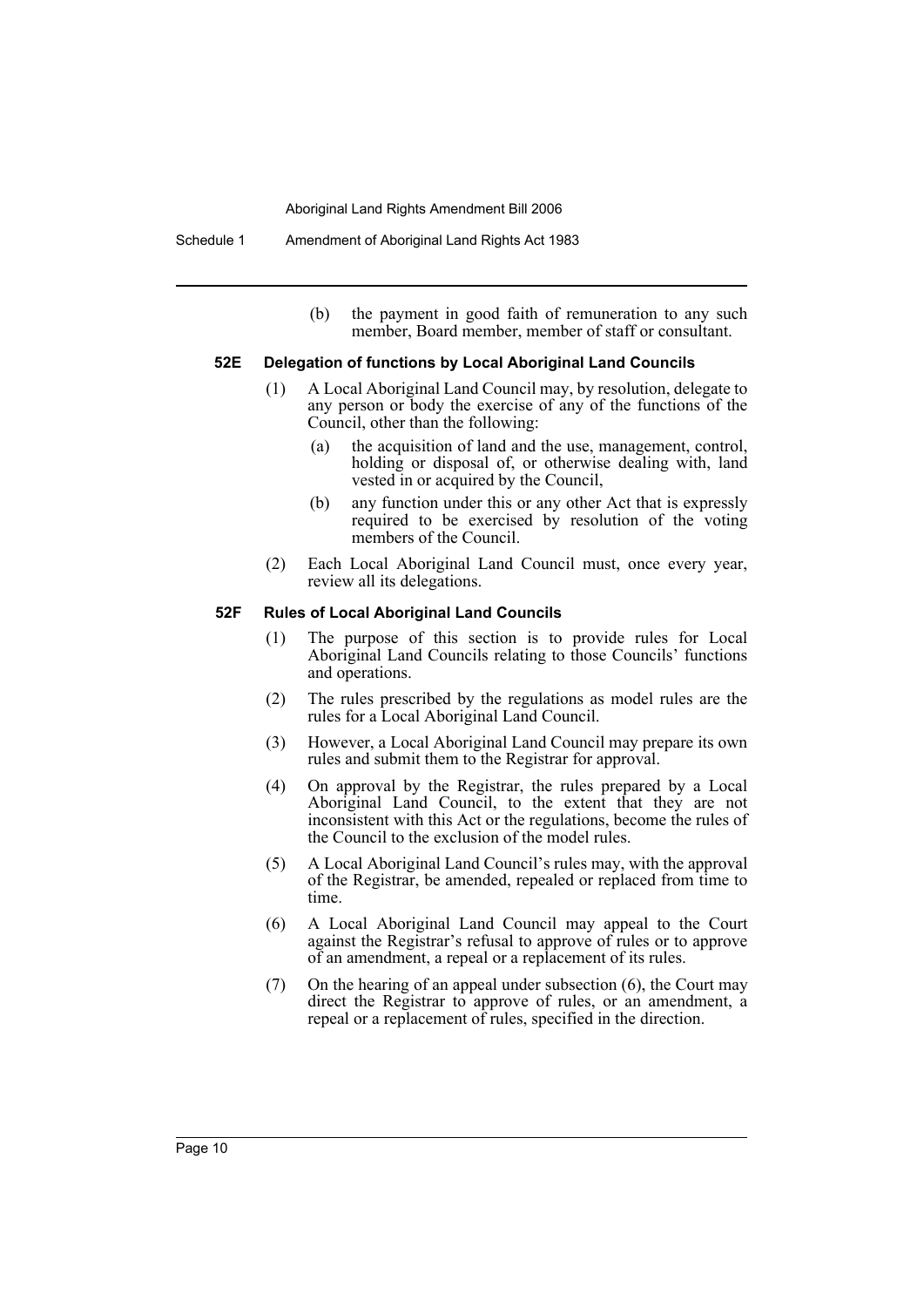(b) the payment in good faith of remuneration to any such member, Board member, member of staff or consultant.

#### 52E Delegation of functions by Local Aboriginal Land Councils

(1) A Local Aboriginal Land Council may, by resolution, delegate to any person or body the exercise of any of the functions of the Council, other than the following:

(a) the acquisition of land and the use, management, control, holding or disposal of, or otherwise dealing with, land vested in or acquired by the Council,

(b) any function under this or any other Act that is expressly required to be exercised by resolution of the voting members of the Council.

(2) Each Local Aboriginal Land Council must, once every year, review all its delegations.

#### 52F Rules of Local Aboriginal Land Councils

(1) The purpose of this section is to provide rules for Local Aboriginal Land Councils relating to those Councils' functions and operations.

(2) The rules prescribed by the regulations as model rules are the rules for a Local Aboriginal Land Council.

(3) However, a Local Aboriginal Land Council may prepare its own rules and submit them to the Registrar for approval.

(4) On approval by the Registrar, the rules prepared by a Local Aboriginal Land Council, to the extent that they are not inconsistent with this Act or the regulations, become the rules of the Council to the exclusion of the model rules.

(5) A Local Aboriginal Land Council's rules may, with the approval of the Registrar, be amended, repealed or replaced from time to time.

(6) A Local Aboriginal Land Council may appeal to the Court against the Registrar's refusal to approve of rules or to approve of an amendment, a repeal or a replacement of its rules.

(7) On the hearing of an appeal under subsection (6), the Court may direct the Registrar to approve of rules, or an amendment, a repeal or a replacement of rules, specified in the direction.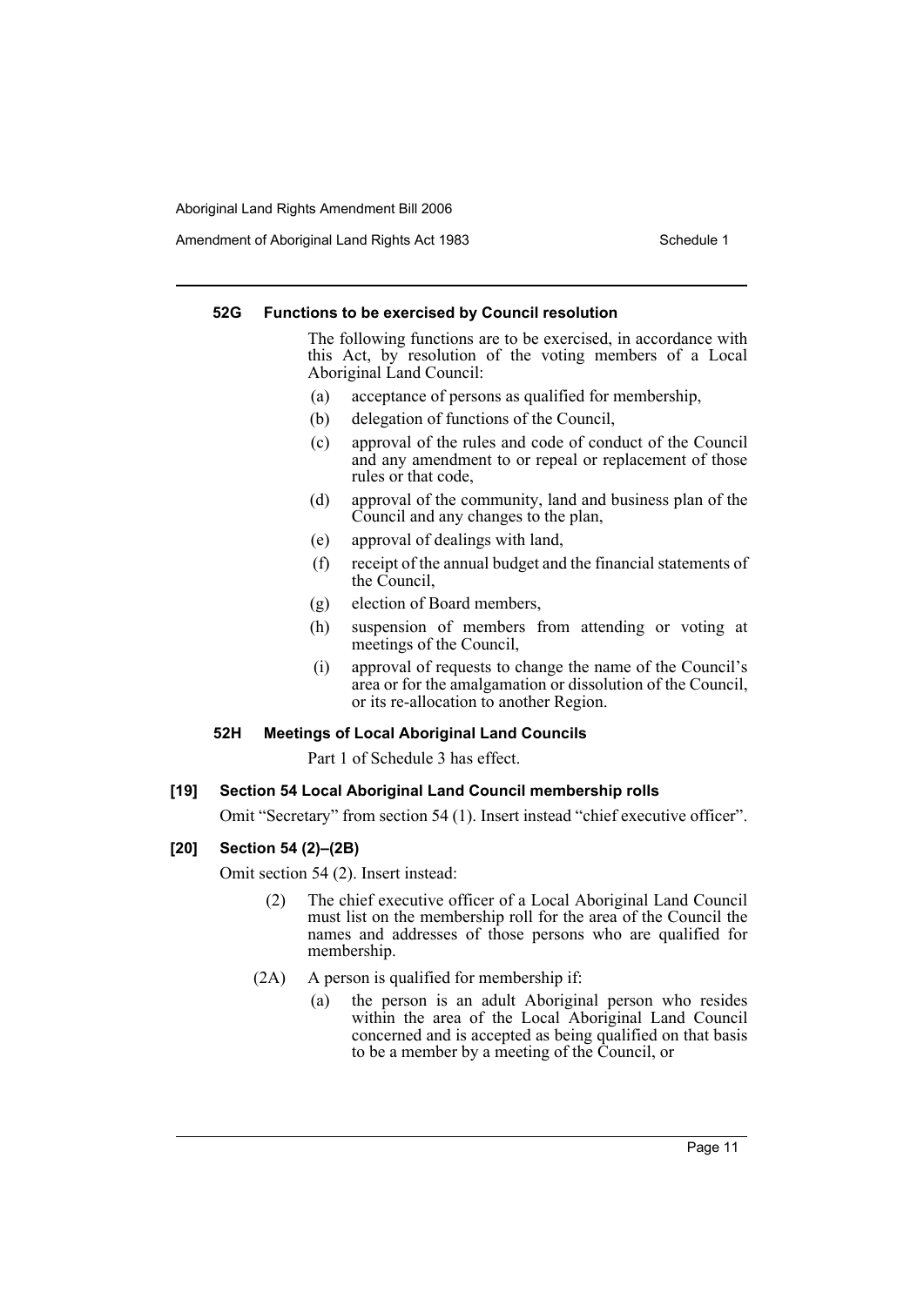#### 52G Functions to be exercised by Council resolution

The following functions are to be exercised, in accordance with this Act, by resolution of the voting members of a Local Aboriginal Land Council:

(a) acceptance of persons as qualified for membership,

(b) delegation of functions of the Council,

(c) approval of the rules and code of conduct of the Council and any amendment to or repeal or replacement of those rules or that code,

(d) approval of the community, land and business plan of the Council and any changes to the plan,

(e) approval of dealings with land,

(f) receipt of the annual budget and the financial statements of the Council,

(g) election of Board members,

(h) suspension of members from attending or voting at meetings of the Council,

(i) approval of requests to change the name of the Council's area or for the amalgamation or dissolution of the Council, or its re-allocation to another Region.

#### 52H Meetings of Local Aboriginal Land Councils

Part 1 of Schedule 3 has effect.

### [19] Section 54 Local Aboriginal Land Council membership rolls

Omit "Secretary" from section 54 (1). Insert instead "chief executive officer".

### [20] Section 54 (2)–(2B)

Omit section 54 (2). Insert instead:

(2) The chief executive officer of a Local Aboriginal Land Council must list on the membership roll for the area of the Council the names and addresses of those persons who are qualified for membership.

(2A) A person is qualified for membership if:

(a) the person is an adult Aboriginal person who resides within the area of the Local Aboriginal Land Council concerned and is accepted as being qualified on that basis to be a member by a meeting of the Council, or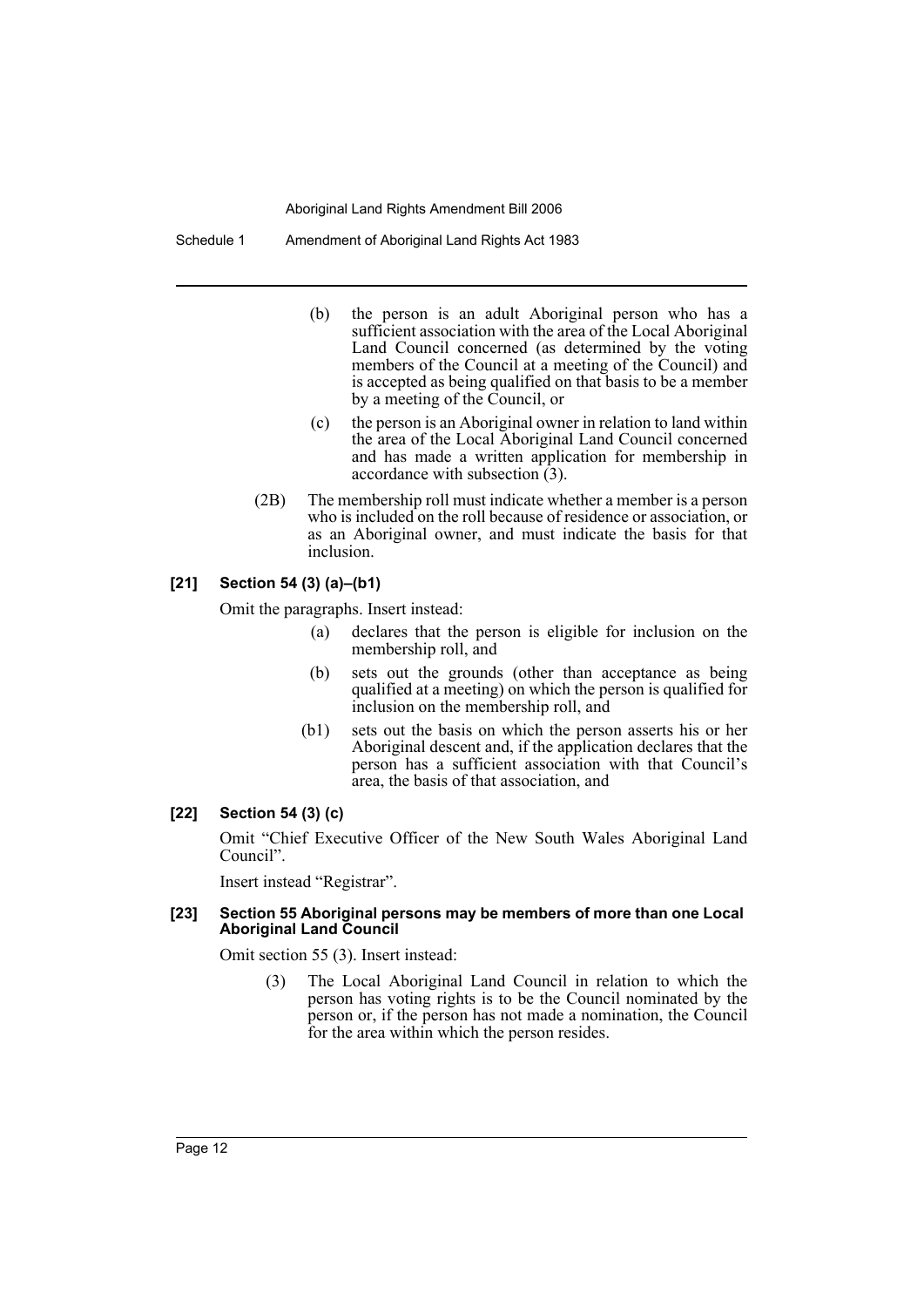(b) the person is an adult Aboriginal person who has a sufficient association with the area of the Local Aboriginal Land Council concerned (as determined by the voting members of the Council at a meeting of the Council) and is accepted as being qualified on that basis to be a member by a meeting of the Council, or

(c) the person is an Aboriginal owner in relation to land within the area of the Local Aboriginal Land Council concerned and has made a written application for membership in accordance with subsection (3).

(2B) The membership roll must indicate whether a member is a person who is included on the roll because of residence or association, or as an Aboriginal owner, and must indicate the basis for that inclusion.

**[21] Section 54 (3) (a)–(b1)**

Omit the paragraphs. Insert instead:

(a) declares that the person is eligible for inclusion on the membership roll, and

(b) sets out the grounds (other than acceptance as being qualified at a meeting) on which the person is qualified for inclusion on the membership roll, and

(b1) sets out the basis on which the person asserts his or her Aboriginal descent and, if the application declares that the person has a sufficient association with that Council's area, the basis of that association, and

**[22] Section 54 (3) (c)**

Omit "Chief Executive Officer of the New South Wales Aboriginal Land Council".

Insert instead "Registrar".

**[23] Section 55 Aboriginal persons may be members of more than one Local Aboriginal Land Council**

Omit section 55 (3). Insert instead:

(3) The Local Aboriginal Land Council in relation to which the person has voting rights is to be the Council nominated by the person or, if the person has not made a nomination, the Council for the area within which the person resides.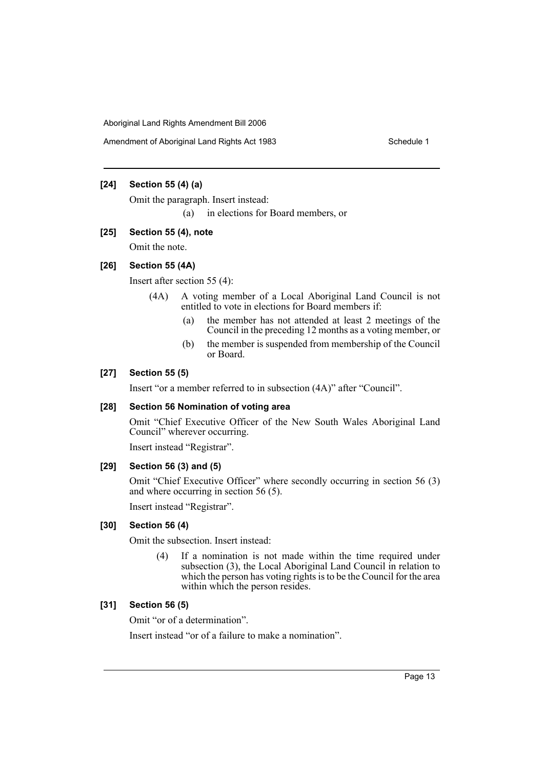### [24] Section 55 (4) (a)

Omit the paragraph. Insert instead:

(a) in elections for Board members, or

### [25] Section 55 (4), note

Omit the note.

### [26] Section 55 (4A)

Insert after section 55 (4):

(4A) A voting member of a Local Aboriginal Land Council is not entitled to vote in elections for Board members if:

(a) the member has not attended at least 2 meetings of the Council in the preceding 12 months as a voting member, or

(b) the member is suspended from membership of the Council or Board.

### [27] Section 55 (5)

Insert "or a member referred to in subsection (4A)" after "Council".

### [28] Section 56 Nomination of voting area

Omit "Chief Executive Officer of the New South Wales Aboriginal Land Council" wherever occurring.

Insert instead "Registrar".

### [29] Section 56 (3) and (5)

Omit "Chief Executive Officer" where secondly occurring in section 56 (3) and where occurring in section 56 (5).

Insert instead "Registrar".

### [30] Section 56 (4)

Omit the subsection. Insert instead:

(4) If a nomination is not made within the time required under subsection (3), the Local Aboriginal Land Council in relation to which the person has voting rights is to be the Council for the area within which the person resides.

### [31] Section 56 (5)

Omit "or of a determination".

Insert instead "or of a failure to make a nomination".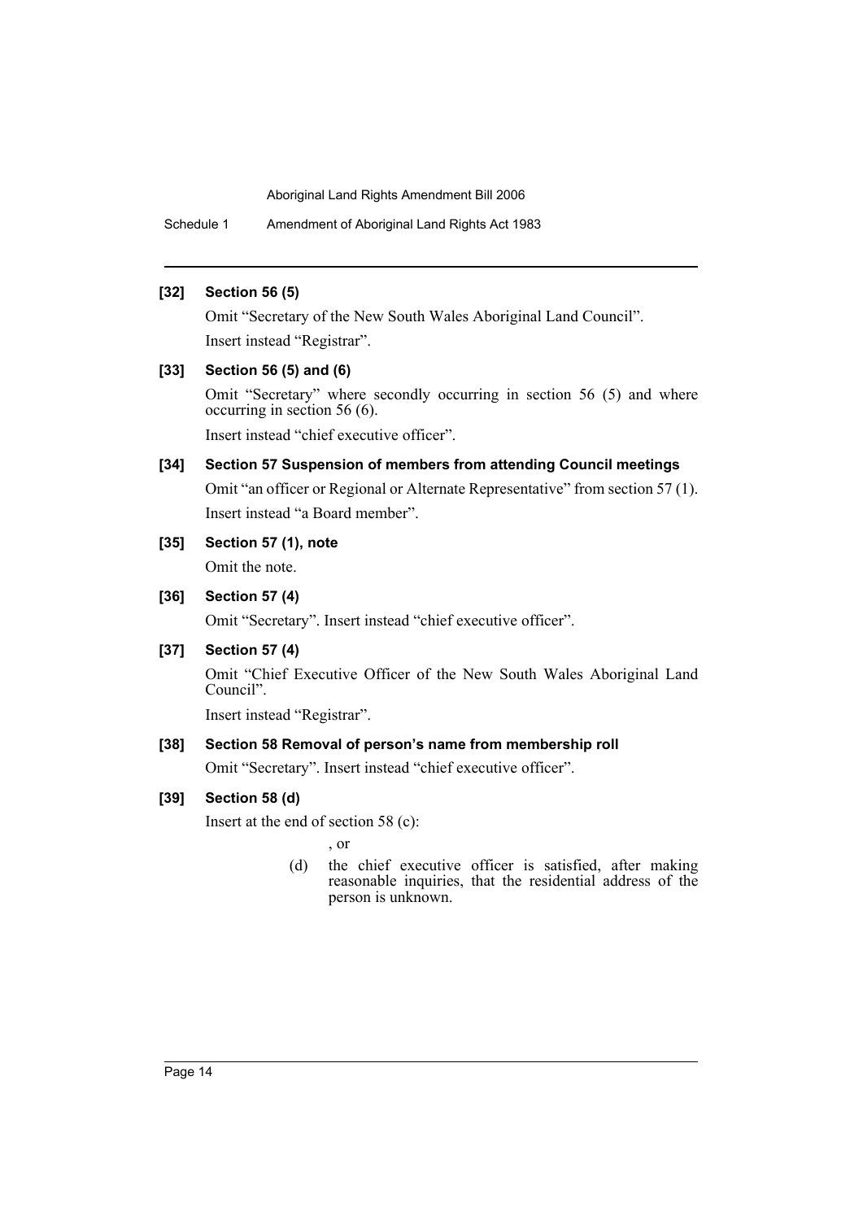### [32] Section 56 (5)

Omit "Secretary of the New South Wales Aboriginal Land Council".

Insert instead "Registrar".

### [33] Section 56 (5) and (6)

Omit "Secretary" where secondly occurring in section 56 (5) and where occurring in section 56 (6).

Insert instead "chief executive officer".

### [34] Section 57 Suspension of members from attending Council meetings

Omit "an officer or Regional or Alternate Representative" from section 57 (1).

Insert instead "a Board member".

### [35] Section 57 (1), note

Omit the note.

### [36] Section 57 (4)

Omit "Secretary". Insert instead "chief executive officer".

### [37] Section 57 (4)

Omit "Chief Executive Officer of the New South Wales Aboriginal Land Council".

Insert instead "Registrar".

### [38] Section 58 Removal of person's name from membership roll

Omit "Secretary". Insert instead "chief executive officer".

### [39] Section 58 (d)

Insert at the end of section 58 (c):

, or

(d) the chief executive officer is satisfied, after making reasonable inquiries, that the residential address of the person is unknown.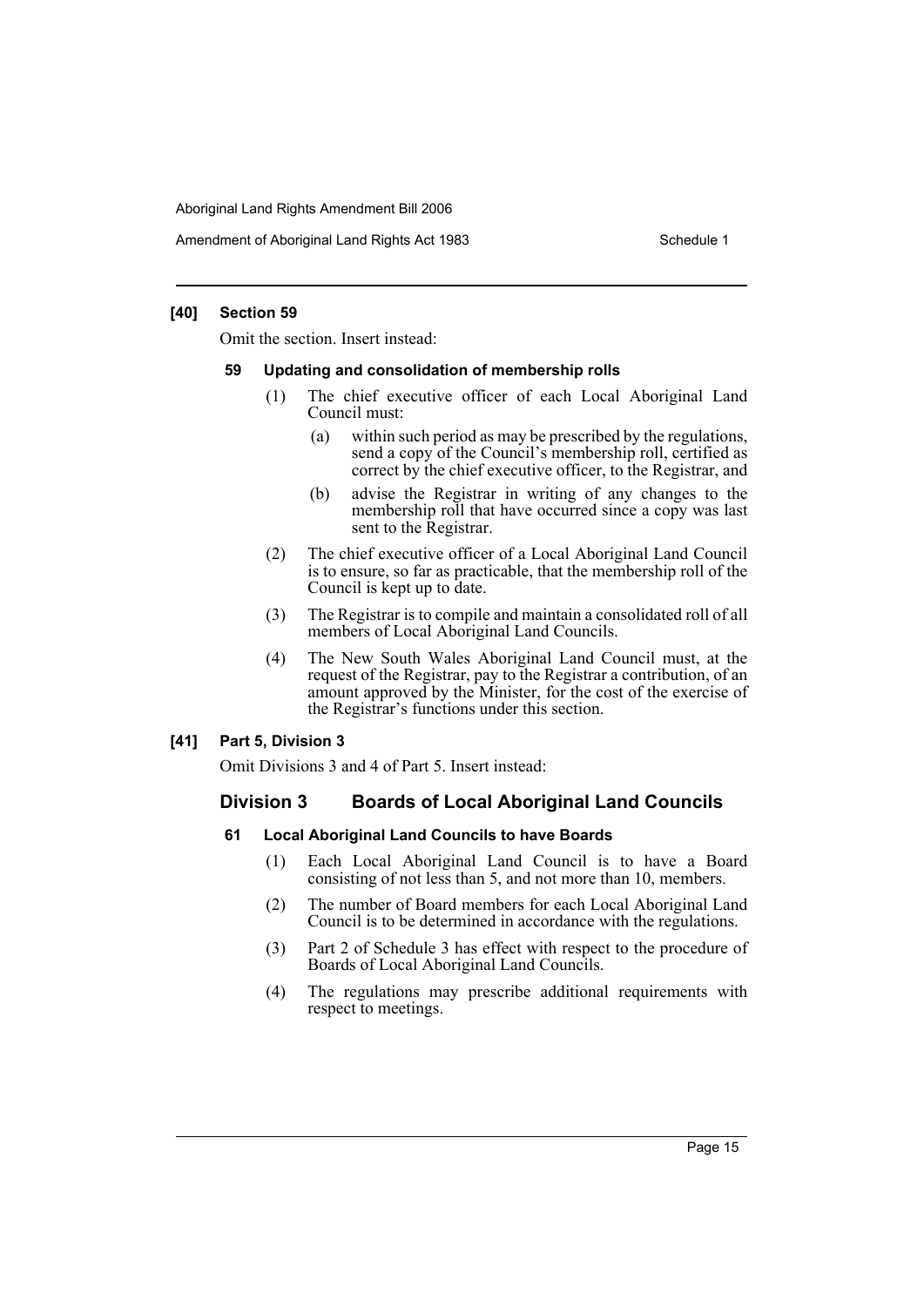**[40] Section 59**

Omit the section. Insert instead:

**59 Updating and consolidation of membership rolls**

(1) The chief executive officer of each Local Aboriginal Land Council must:

(a) within such period as may be prescribed by the regulations, send a copy of the Council's membership roll, certified as correct by the chief executive officer, to the Registrar, and

(b) advise the Registrar in writing of any changes to the membership roll that have occurred since a copy was last sent to the Registrar.

(2) The chief executive officer of a Local Aboriginal Land Council is to ensure, so far as practicable, that the membership roll of the Council is kept up to date.

(3) The Registrar is to compile and maintain a consolidated roll of all members of Local Aboriginal Land Councils.

(4) The New South Wales Aboriginal Land Council must, at the request of the Registrar, pay to the Registrar a contribution, of an amount approved by the Minister, for the cost of the exercise of the Registrar's functions under this section.

**[41] Part 5, Division 3**

Omit Divisions 3 and 4 of Part 5. Insert instead:

## Division 3 Boards of Local Aboriginal Land Councils

**61 Local Aboriginal Land Councils to have Boards**

(1) Each Local Aboriginal Land Council is to have a Board consisting of not less than 5, and not more than 10, members.

(2) The number of Board members for each Local Aboriginal Land Council is to be determined in accordance with the regulations.

(3) Part 2 of Schedule 3 has effect with respect to the procedure of Boards of Local Aboriginal Land Councils.

(4) The regulations may prescribe additional requirements with respect to meetings.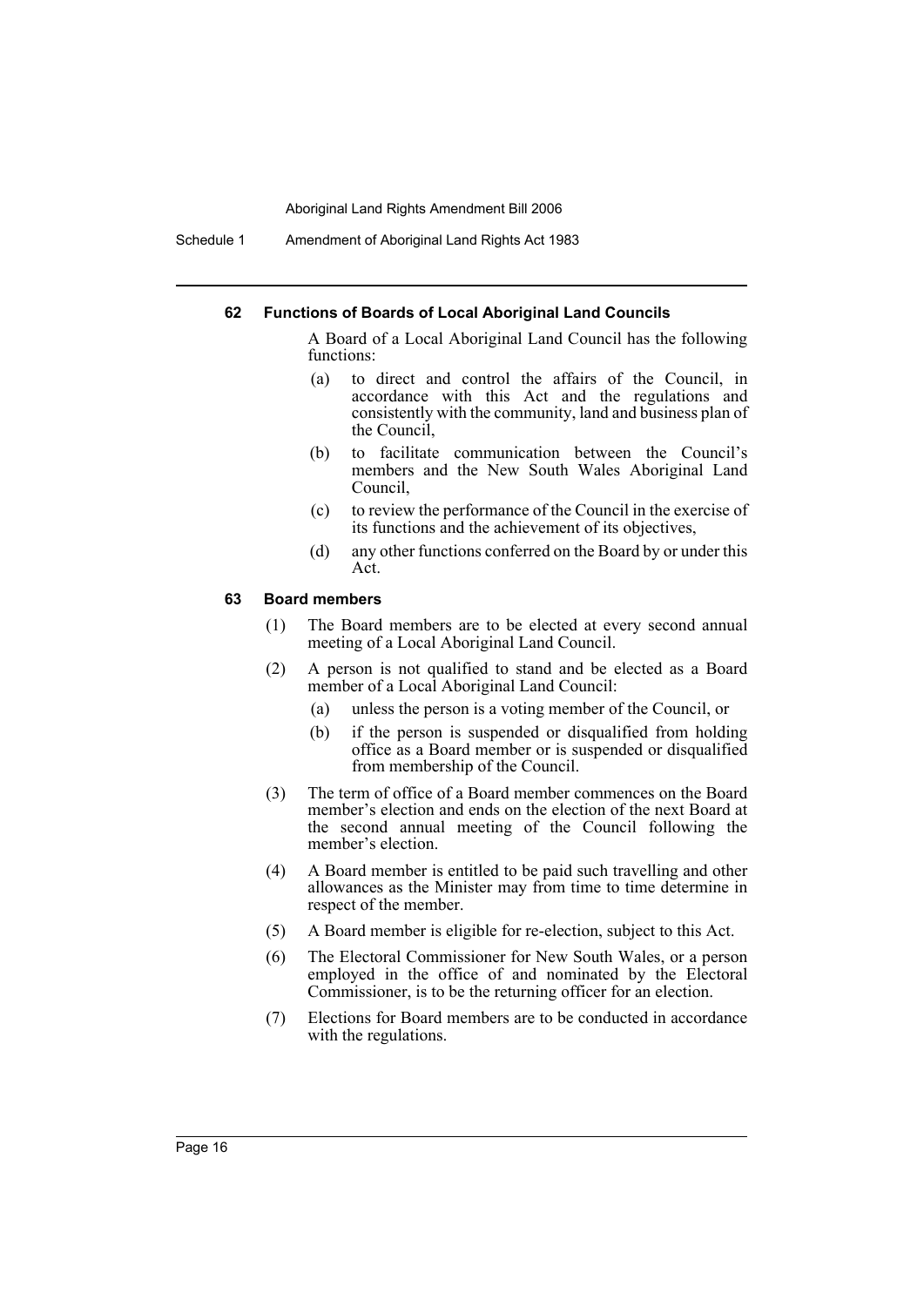#### 62 Functions of Boards of Local Aboriginal Land Councils

A Board of a Local Aboriginal Land Council has the following functions:

(a) to direct and control the affairs of the Council, in accordance with this Act and the regulations and consistently with the community, land and business plan of the Council,

(b) to facilitate communication between the Council's members and the New South Wales Aboriginal Land Council,

(c) to review the performance of the Council in the exercise of its functions and the achievement of its objectives,

(d) any other functions conferred on the Board by or under this Act.

#### 63 Board members

(1) The Board members are to be elected at every second annual meeting of a Local Aboriginal Land Council.

(2) A person is not qualified to stand and be elected as a Board member of a Local Aboriginal Land Council:

(a) unless the person is a voting member of the Council, or

(b) if the person is suspended or disqualified from holding office as a Board member or is suspended or disqualified from membership of the Council.

(3) The term of office of a Board member commences on the Board member's election and ends on the election of the next Board at the second annual meeting of the Council following the member's election.

(4) A Board member is entitled to be paid such travelling and other allowances as the Minister may from time to time determine in respect of the member.

(5) A Board member is eligible for re-election, subject to this Act.

(6) The Electoral Commissioner for New South Wales, or a person employed in the office of and nominated by the Electoral Commissioner, is to be the returning officer for an election.

(7) Elections for Board members are to be conducted in accordance with the regulations.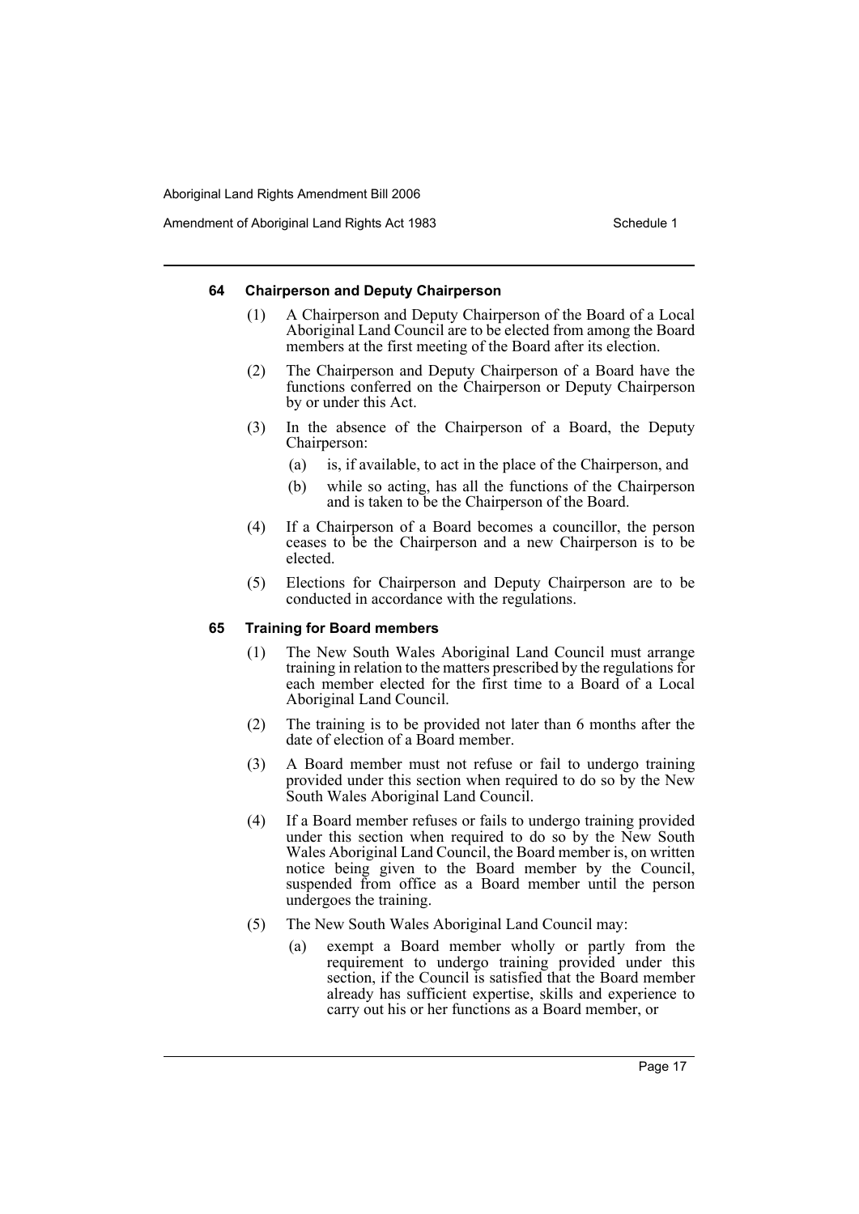#### 64 Chairperson and Deputy Chairperson

(1) A Chairperson and Deputy Chairperson of the Board of a Local Aboriginal Land Council are to be elected from among the Board members at the first meeting of the Board after its election.

(2) The Chairperson and Deputy Chairperson of a Board have the functions conferred on the Chairperson or Deputy Chairperson by or under this Act.

(3) In the absence of the Chairperson of a Board, the Deputy Chairperson:

- (a) is, if available, to act in the place of the Chairperson, and
- (b) while so acting, has all the functions of the Chairperson and is taken to be the Chairperson of the Board.

(4) If a Chairperson of a Board becomes a councillor, the person ceases to be the Chairperson and a new Chairperson is to be elected.

(5) Elections for Chairperson and Deputy Chairperson are to be conducted in accordance with the regulations.

#### 65 Training for Board members

(1) The New South Wales Aboriginal Land Council must arrange training in relation to the matters prescribed by the regulations for each member elected for the first time to a Board of a Local Aboriginal Land Council.

(2) The training is to be provided not later than 6 months after the date of election of a Board member.

(3) A Board member must not refuse or fail to undergo training provided under this section when required to do so by the New South Wales Aboriginal Land Council.

(4) If a Board member refuses or fails to undergo training provided under this section when required to do so by the New South Wales Aboriginal Land Council, the Board member is, on written notice being given to the Board member by the Council, suspended from office as a Board member until the person undergoes the training.

(5) The New South Wales Aboriginal Land Council may:

- (a) exempt a Board member wholly or partly from the requirement to undergo training provided under this section, if the Council is satisfied that the Board member already has sufficient expertise, skills and experience to carry out his or her functions as a Board member, or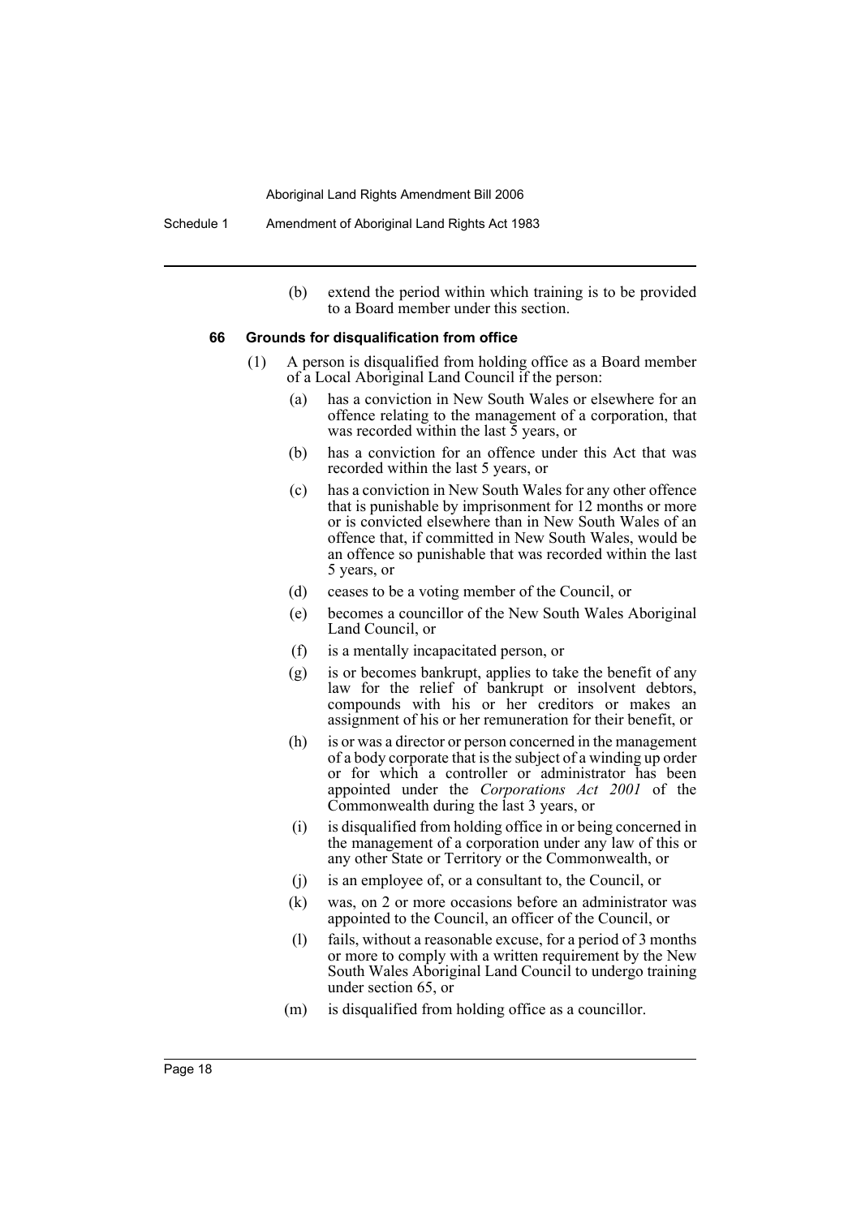(b) extend the period within which training is to be provided to a Board member under this section.

**66 Grounds for disqualification from office**

(1) A person is disqualified from holding office as a Board member of a Local Aboriginal Land Council if the person:

(a) has a conviction in New South Wales or elsewhere for an offence relating to the management of a corporation, that was recorded within the last 5 years, or

(b) has a conviction for an offence under this Act that was recorded within the last 5 years, or

(c) has a conviction in New South Wales for any other offence that is punishable by imprisonment for 12 months or more or is convicted elsewhere than in New South Wales of an offence that, if committed in New South Wales, would be an offence so punishable that was recorded within the last 5 years, or

(d) ceases to be a voting member of the Council, or

(e) becomes a councillor of the New South Wales Aboriginal Land Council, or

(f) is a mentally incapacitated person, or

(g) is or becomes bankrupt, applies to take the benefit of any law for the relief of bankrupt or insolvent debtors, compounds with his or her creditors or makes an assignment of his or her remuneration for their benefit, or

(h) is or was a director or person concerned in the management of a body corporate that is the subject of a winding up order or for which a controller or administrator has been appointed under the *Corporations Act 2001* of the Commonwealth during the last 3 years, or

(i) is disqualified from holding office in or being concerned in the management of a corporation under any law of this or any other State or Territory or the Commonwealth, or

(j) is an employee of, or a consultant to, the Council, or

(k) was, on 2 or more occasions before an administrator was appointed to the Council, an officer of the Council, or

(l) fails, without a reasonable excuse, for a period of 3 months or more to comply with a written requirement by the New South Wales Aboriginal Land Council to undergo training under section 65, or

(m) is disqualified from holding office as a councillor.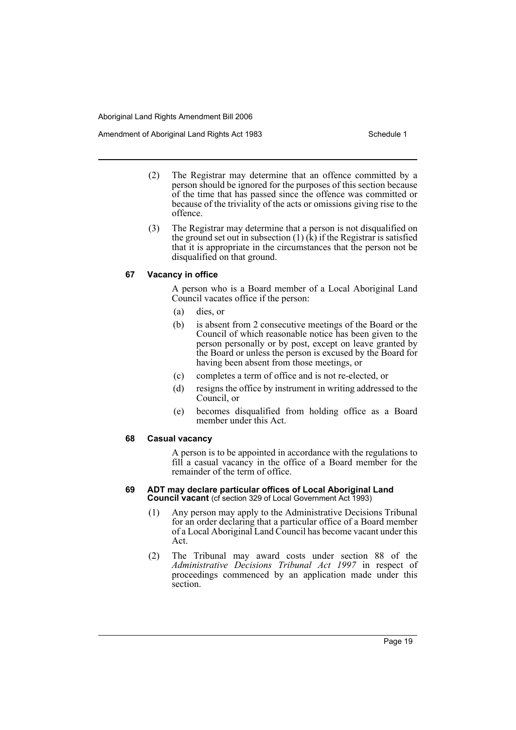(2) The Registrar may determine that an offence committed by a person should be ignored for the purposes of this section because of the time that has passed since the offence was committed or because of the triviality of the acts or omissions giving rise to the offence.

(3) The Registrar may determine that a person is not disqualified on the ground set out in subsection (1) (k) if the Registrar is satisfied that it is appropriate in the circumstances that the person not be disqualified on that ground.

#### 67 Vacancy in office

A person who is a Board member of a Local Aboriginal Land Council vacates office if the person:

(a) dies, or

(b) is absent from 2 consecutive meetings of the Board or the Council of which reasonable notice has been given to the person personally or by post, except on leave granted by the Board or unless the person is excused by the Board for having been absent from those meetings, or

(c) completes a term of office and is not re-elected, or

(d) resigns the office by instrument in writing addressed to the Council, or

(e) becomes disqualified from holding office as a Board member under this Act.

#### 68 Casual vacancy

A person is to be appointed in accordance with the regulations to fill a casual vacancy in the office of a Board member for the remainder of the term of office.

#### 69 ADT may declare particular offices of Local Aboriginal Land Council vacant (cf section 329 of Local Government Act 1993)

(1) Any person may apply to the Administrative Decisions Tribunal for an order declaring that a particular office of a Board member of a Local Aboriginal Land Council has become vacant under this Act.

(2) The Tribunal may award costs under section 88 of the *Administrative Decisions Tribunal Act 1997* in respect of proceedings commenced by an application made under this section.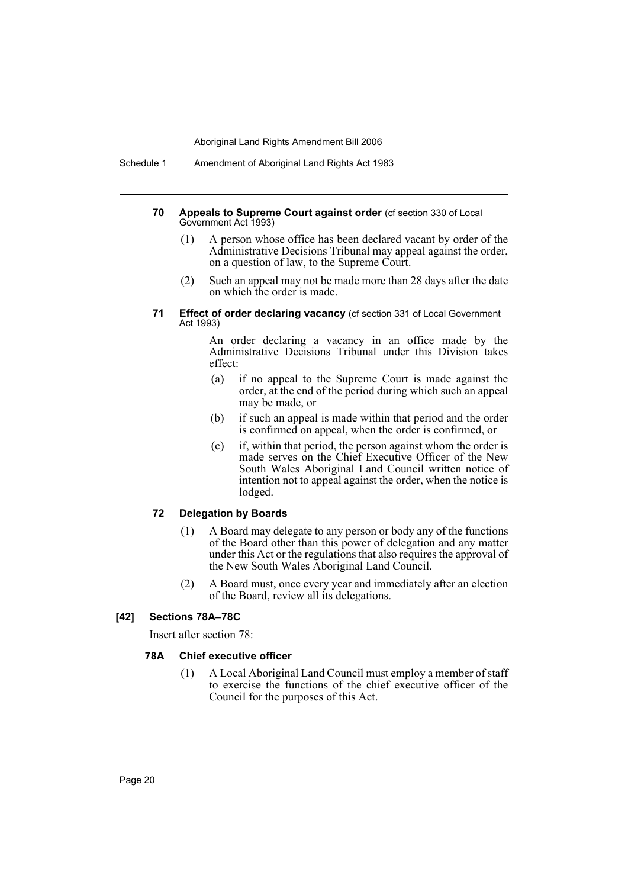#### 70 Appeals to Supreme Court against order (cf section 330 of Local Government Act 1993)

(1) A person whose office has been declared vacant by order of the Administrative Decisions Tribunal may appeal against the order, on a question of law, to the Supreme Court.

(2) Such an appeal may not be made more than 28 days after the date on which the order is made.

#### 71 Effect of order declaring vacancy (cf section 331 of Local Government Act 1993)

An order declaring a vacancy in an office made by the Administrative Decisions Tribunal under this Division takes effect:

(a) if no appeal to the Supreme Court is made against the order, at the end of the period during which such an appeal may be made, or

(b) if such an appeal is made within that period and the order is confirmed on appeal, when the order is confirmed, or

(c) if, within that period, the person against whom the order is made serves on the Chief Executive Officer of the New South Wales Aboriginal Land Council written notice of intention not to appeal against the order, when the notice is lodged.

#### 72 Delegation by Boards

(1) A Board may delegate to any person or body any of the functions of the Board other than this power of delegation and any matter under this Act or the regulations that also requires the approval of the New South Wales Aboriginal Land Council.

(2) A Board must, once every year and immediately after an election of the Board, review all its delegations.

### [42] Sections 78A–78C

Insert after section 78:

#### 78A Chief executive officer

(1) A Local Aboriginal Land Council must employ a member of staff to exercise the functions of the chief executive officer of the Council for the purposes of this Act.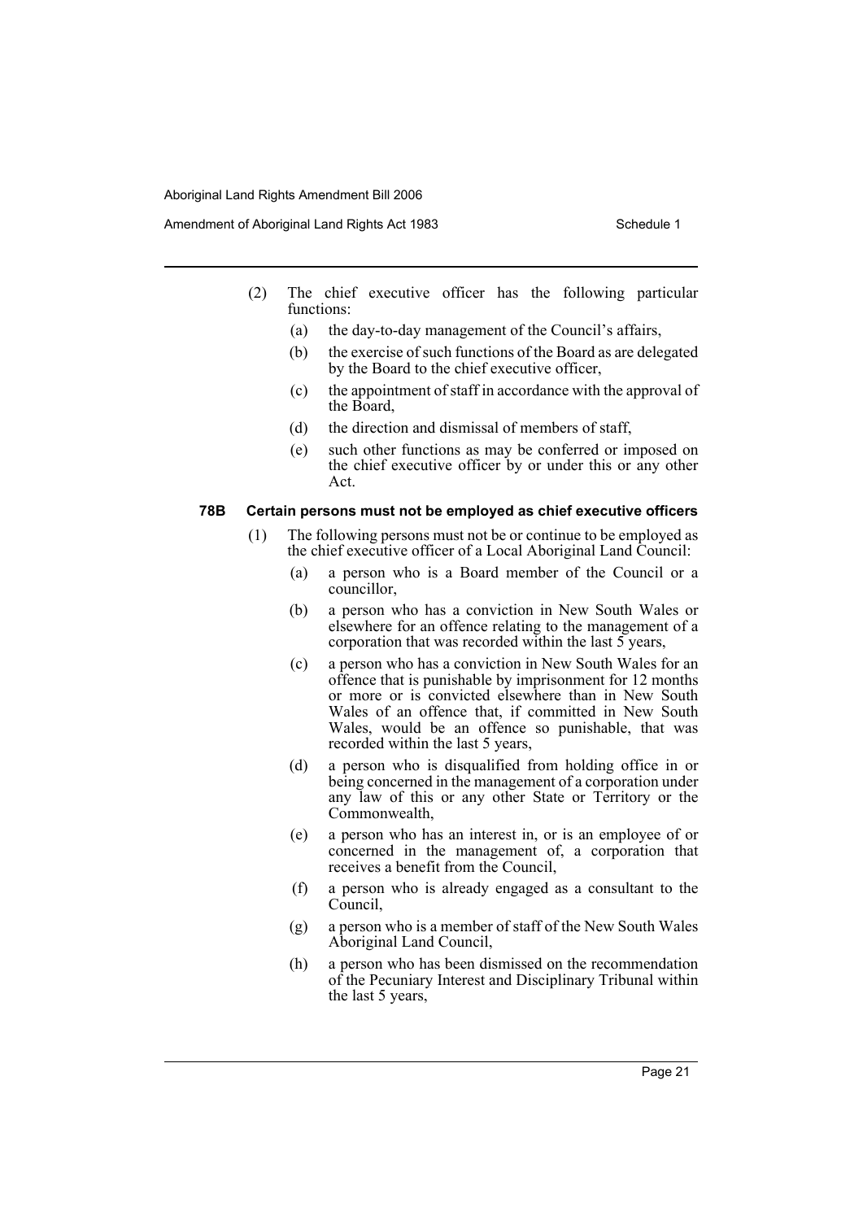(2) The chief executive officer has the following particular functions:

- (a) the day-to-day management of the Council's affairs,
- (b) the exercise of such functions of the Board as are delegated by the Board to the chief executive officer,
- (c) the appointment of staff in accordance with the approval of the Board,
- (d) the direction and dismissal of members of staff,
- (e) such other functions as may be conferred or imposed on the chief executive officer by or under this or any other Act.

**78B Certain persons must not be employed as chief executive officers**

(1) The following persons must not be or continue to be employed as the chief executive officer of a Local Aboriginal Land Council:

- (a) a person who is a Board member of the Council or a councillor,
- (b) a person who has a conviction in New South Wales or elsewhere for an offence relating to the management of a corporation that was recorded within the last 5 years,
- (c) a person who has a conviction in New South Wales for an offence that is punishable by imprisonment for 12 months or more or is convicted elsewhere than in New South Wales of an offence that, if committed in New South Wales, would be an offence so punishable, that was recorded within the last 5 years,
- (d) a person who is disqualified from holding office in or being concerned in the management of a corporation under any law of this or any other State or Territory or the Commonwealth,
- (e) a person who has an interest in, or is an employee of or concerned in the management of, a corporation that receives a benefit from the Council,
- (f) a person who is already engaged as a consultant to the Council,
- (g) a person who is a member of staff of the New South Wales Aboriginal Land Council,
- (h) a person who has been dismissed on the recommendation of the Pecuniary Interest and Disciplinary Tribunal within the last 5 years,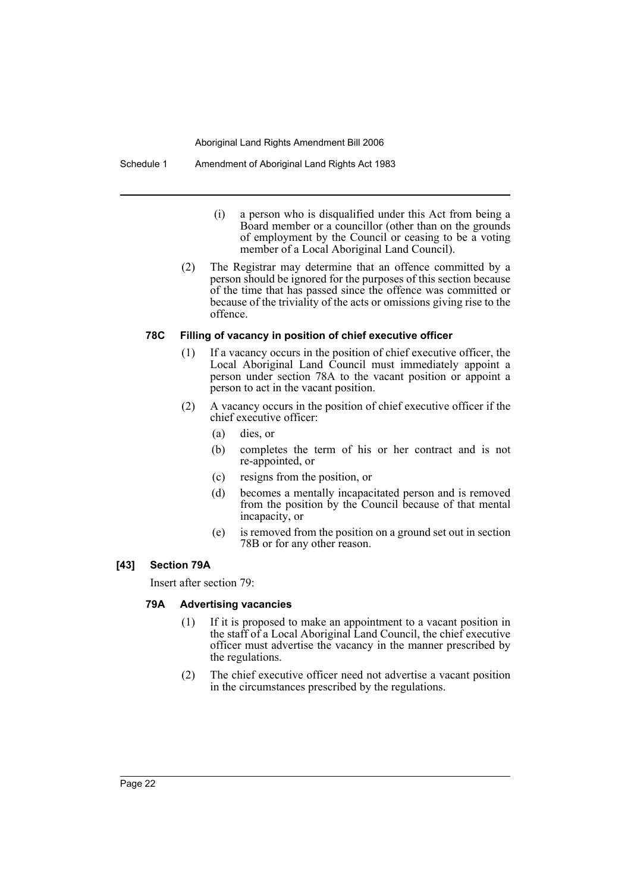(i) a person who is disqualified under this Act from being a Board member or a councillor (other than on the grounds of employment by the Council or ceasing to be a voting member of a Local Aboriginal Land Council).

(2) The Registrar may determine that an offence committed by a person should be ignored for the purposes of this section because of the time that has passed since the offence was committed or because of the triviality of the acts or omissions giving rise to the offence.

#### 78C Filling of vacancy in position of chief executive officer

(1) If a vacancy occurs in the position of chief executive officer, the Local Aboriginal Land Council must immediately appoint a person under section 78A to the vacant position or appoint a person to act in the vacant position.

(2) A vacancy occurs in the position of chief executive officer if the chief executive officer:

(a) dies, or

(b) completes the term of his or her contract and is not re-appointed, or

(c) resigns from the position, or

(d) becomes a mentally incapacitated person and is removed from the position by the Council because of that mental incapacity, or

(e) is removed from the position on a ground set out in section 78B or for any other reason.

### [43] Section 79A

Insert after section 79:

#### 79A Advertising vacancies

(1) If it is proposed to make an appointment to a vacant position in the staff of a Local Aboriginal Land Council, the chief executive officer must advertise the vacancy in the manner prescribed by the regulations.

(2) The chief executive officer need not advertise a vacant position in the circumstances prescribed by the regulations.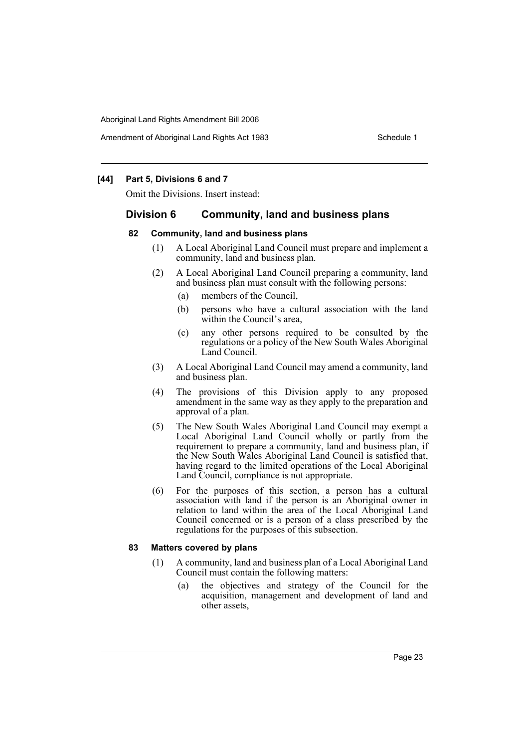**[44] Part 5, Divisions 6 and 7**

Omit the Divisions. Insert instead:

## Division 6 Community, land and business plans

#### 82 Community, land and business plans

(1) A Local Aboriginal Land Council must prepare and implement a community, land and business plan.

(2) A Local Aboriginal Land Council preparing a community, land and business plan must consult with the following persons:

- (a) members of the Council,
- (b) persons who have a cultural association with the land within the Council's area,
- (c) any other persons required to be consulted by the regulations or a policy of the New South Wales Aboriginal Land Council.

(3) A Local Aboriginal Land Council may amend a community, land and business plan.

(4) The provisions of this Division apply to any proposed amendment in the same way as they apply to the preparation and approval of a plan.

(5) The New South Wales Aboriginal Land Council may exempt a Local Aboriginal Land Council wholly or partly from the requirement to prepare a community, land and business plan, if the New South Wales Aboriginal Land Council is satisfied that, having regard to the limited operations of the Local Aboriginal Land Council, compliance is not appropriate.

(6) For the purposes of this section, a person has a cultural association with land if the person is an Aboriginal owner in relation to land within the area of the Local Aboriginal Land Council concerned or is a person of a class prescribed by the regulations for the purposes of this subsection.

#### 83 Matters covered by plans

(1) A community, land and business plan of a Local Aboriginal Land Council must contain the following matters:

- (a) the objectives and strategy of the Council for the acquisition, management and development of land and other assets,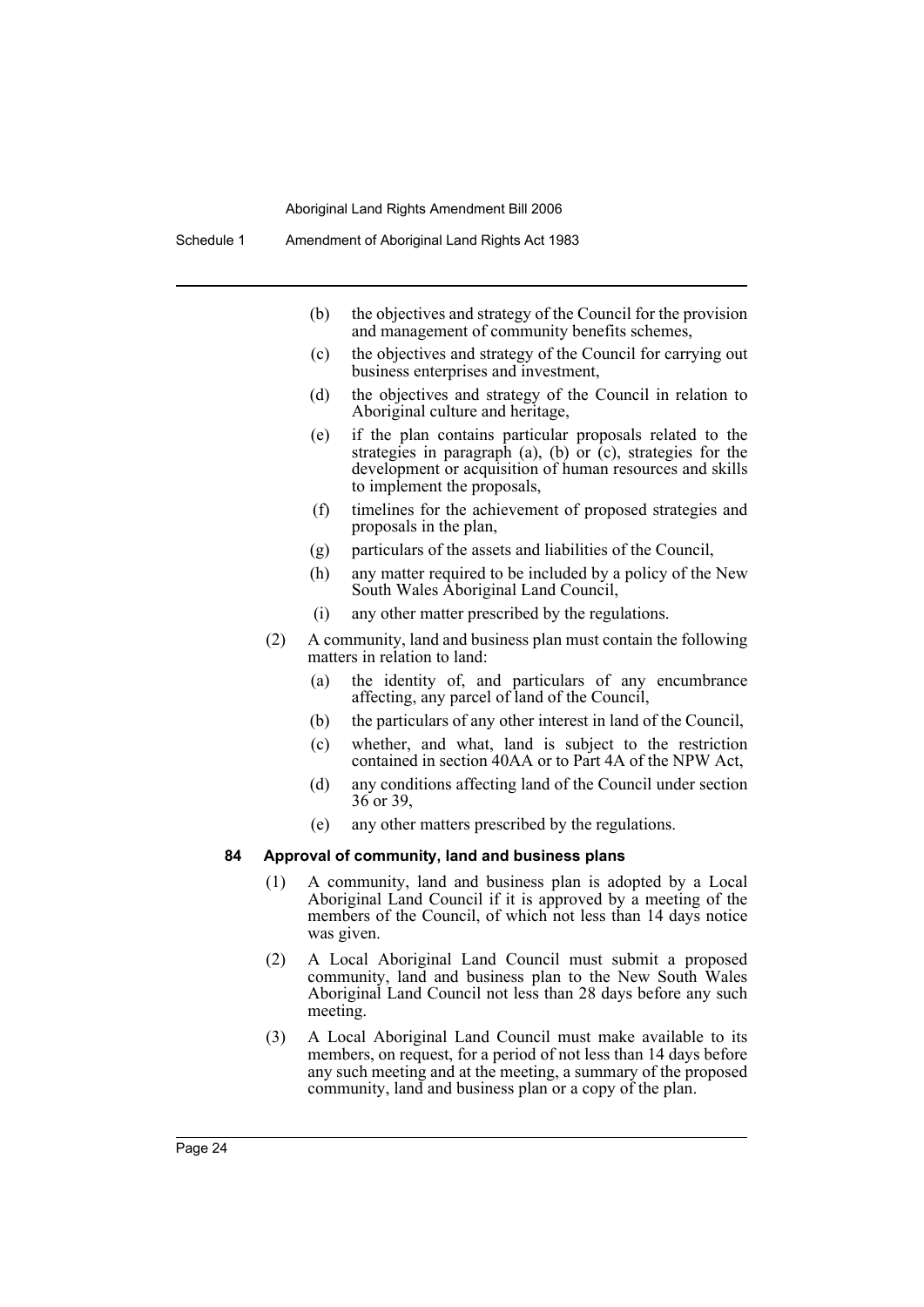(b) the objectives and strategy of the Council for the provision and management of community benefits schemes,

(c) the objectives and strategy of the Council for carrying out business enterprises and investment,

(d) the objectives and strategy of the Council in relation to Aboriginal culture and heritage,

(e) if the plan contains particular proposals related to the strategies in paragraph (a), (b) or (c), strategies for the development or acquisition of human resources and skills to implement the proposals,

(f) timelines for the achievement of proposed strategies and proposals in the plan,

(g) particulars of the assets and liabilities of the Council,

(h) any matter required to be included by a policy of the New South Wales Aboriginal Land Council,

(i) any other matter prescribed by the regulations.

(2) A community, land and business plan must contain the following matters in relation to land:

(a) the identity of, and particulars of any encumbrance affecting, any parcel of land of the Council,

(b) the particulars of any other interest in land of the Council,

(c) whether, and what, land is subject to the restriction contained in section 40AA or to Part 4A of the NPW Act,

(d) any conditions affecting land of the Council under section 36 or 39,

(e) any other matters prescribed by the regulations.

**84 Approval of community, land and business plans**

(1) A community, land and business plan is adopted by a Local Aboriginal Land Council if it is approved by a meeting of the members of the Council, of which not less than 14 days notice was given.

(2) A Local Aboriginal Land Council must submit a proposed community, land and business plan to the New South Wales Aboriginal Land Council not less than 28 days before any such meeting.

(3) A Local Aboriginal Land Council must make available to its members, on request, for a period of not less than 14 days before any such meeting and at the meeting, a summary of the proposed community, land and business plan or a copy of the plan.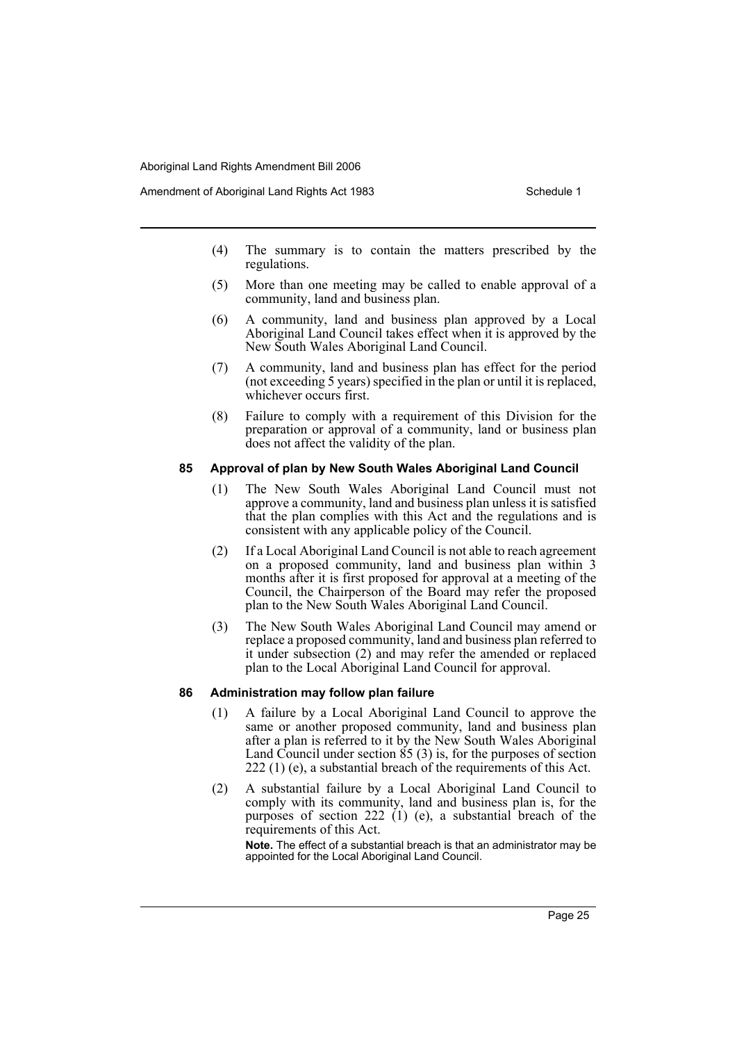(4) The summary is to contain the matters prescribed by the regulations.

(5) More than one meeting may be called to enable approval of a community, land and business plan.

(6) A community, land and business plan approved by a Local Aboriginal Land Council takes effect when it is approved by the New South Wales Aboriginal Land Council.

(7) A community, land and business plan has effect for the period (not exceeding 5 years) specified in the plan or until it is replaced, whichever occurs first.

(8) Failure to comply with a requirement of this Division for the preparation or approval of a community, land or business plan does not affect the validity of the plan.

### 85 Approval of plan by New South Wales Aboriginal Land Council

(1) The New South Wales Aboriginal Land Council must not approve a community, land and business plan unless it is satisfied that the plan complies with this Act and the regulations and is consistent with any applicable policy of the Council.

(2) If a Local Aboriginal Land Council is not able to reach agreement on a proposed community, land and business plan within 3 months after it is first proposed for approval at a meeting of the Council, the Chairperson of the Board may refer the proposed plan to the New South Wales Aboriginal Land Council.

(3) The New South Wales Aboriginal Land Council may amend or replace a proposed community, land and business plan referred to it under subsection (2) and may refer the amended or replaced plan to the Local Aboriginal Land Council for approval.

### 86 Administration may follow plan failure

(1) A failure by a Local Aboriginal Land Council to approve the same or another proposed community, land and business plan after a plan is referred to it by the New South Wales Aboriginal Land Council under section 85 (3) is, for the purposes of section 222 (1) (e), a substantial breach of the requirements of this Act.

(2) A substantial failure by a Local Aboriginal Land Council to comply with its community, land and business plan is, for the purposes of section 222 (1) (e), a substantial breach of the requirements of this Act.

**Note.** The effect of a substantial breach is that an administrator may be appointed for the Local Aboriginal Land Council.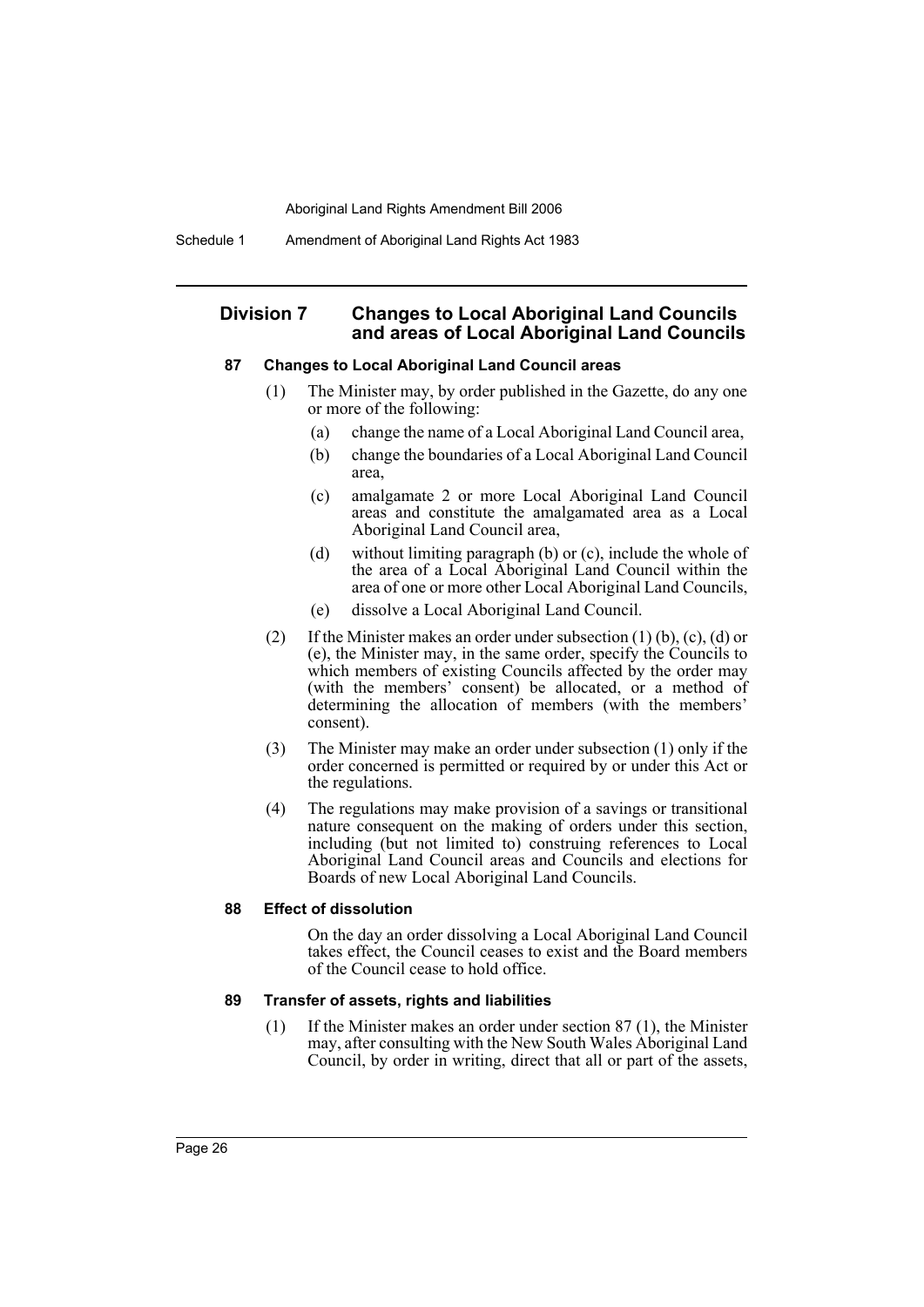## Division 7 Changes to Local Aboriginal Land Councils and areas of Local Aboriginal Land Councils

### 87 Changes to Local Aboriginal Land Council areas

(1) The Minister may, by order published in the Gazette, do any one or more of the following:

- (a) change the name of a Local Aboriginal Land Council area,
- (b) change the boundaries of a Local Aboriginal Land Council area,
- (c) amalgamate 2 or more Local Aboriginal Land Council areas and constitute the amalgamated area as a Local Aboriginal Land Council area,
- (d) without limiting paragraph (b) or (c), include the whole of the area of a Local Aboriginal Land Council within the area of one or more other Local Aboriginal Land Councils,
- (e) dissolve a Local Aboriginal Land Council.

(2) If the Minister makes an order under subsection (1) (b), (c), (d) or (e), the Minister may, in the same order, specify the Councils to which members of existing Councils affected by the order may (with the members' consent) be allocated, or a method of determining the allocation of members (with the members' consent).

(3) The Minister may make an order under subsection (1) only if the order concerned is permitted or required by or under this Act or the regulations.

(4) The regulations may make provision of a savings or transitional nature consequent on the making of orders under this section, including (but not limited to) construing references to Local Aboriginal Land Council areas and Councils and elections for Boards of new Local Aboriginal Land Councils.

### 88 Effect of dissolution

On the day an order dissolving a Local Aboriginal Land Council takes effect, the Council ceases to exist and the Board members of the Council cease to hold office.

### 89 Transfer of assets, rights and liabilities

(1) If the Minister makes an order under section 87 (1), the Minister may, after consulting with the New South Wales Aboriginal Land Council, by order in writing, direct that all or part of the assets,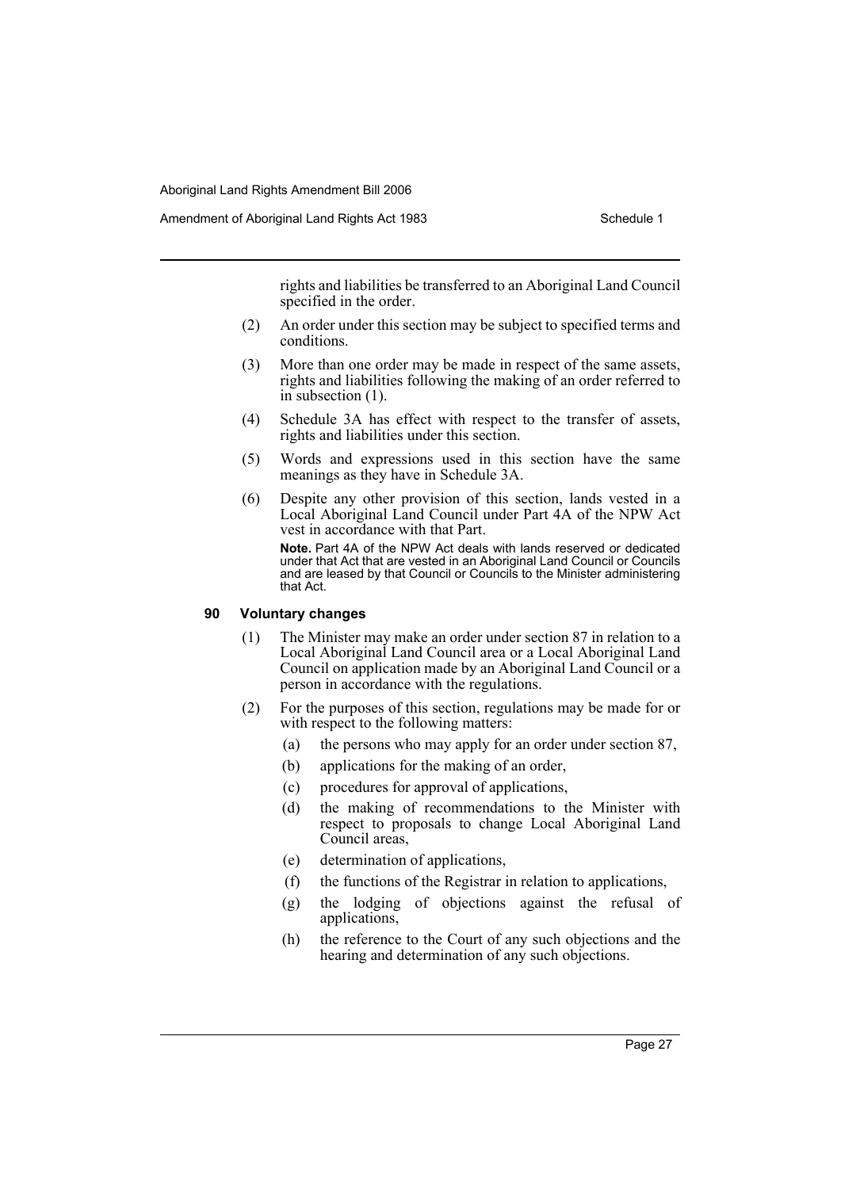rights and liabilities be transferred to an Aboriginal Land Council specified in the order.

(2) An order under this section may be subject to specified terms and conditions.

(3) More than one order may be made in respect of the same assets, rights and liabilities following the making of an order referred to in subsection (1).

(4) Schedule 3A has effect with respect to the transfer of assets, rights and liabilities under this section.

(5) Words and expressions used in this section have the same meanings as they have in Schedule 3A.

(6) Despite any other provision of this section, lands vested in a Local Aboriginal Land Council under Part 4A of the NPW Act vest in accordance with that Part.

**Note.** Part 4A of the NPW Act deals with lands reserved or dedicated under that Act that are vested in an Aboriginal Land Council or Councils and are leased by that Council or Councils to the Minister administering that Act.

#### 90 Voluntary changes

(1) The Minister may make an order under section 87 in relation to a Local Aboriginal Land Council area or a Local Aboriginal Land Council on application made by an Aboriginal Land Council or a person in accordance with the regulations.

(2) For the purposes of this section, regulations may be made for or with respect to the following matters:

- (a) the persons who may apply for an order under section 87,
- (b) applications for the making of an order,
- (c) procedures for approval of applications,
- (d) the making of recommendations to the Minister with respect to proposals to change Local Aboriginal Land Council areas,
- (e) determination of applications,
- (f) the functions of the Registrar in relation to applications,
- (g) the lodging of objections against the refusal of applications,
- (h) the reference to the Court of any such objections and the hearing and determination of any such objections.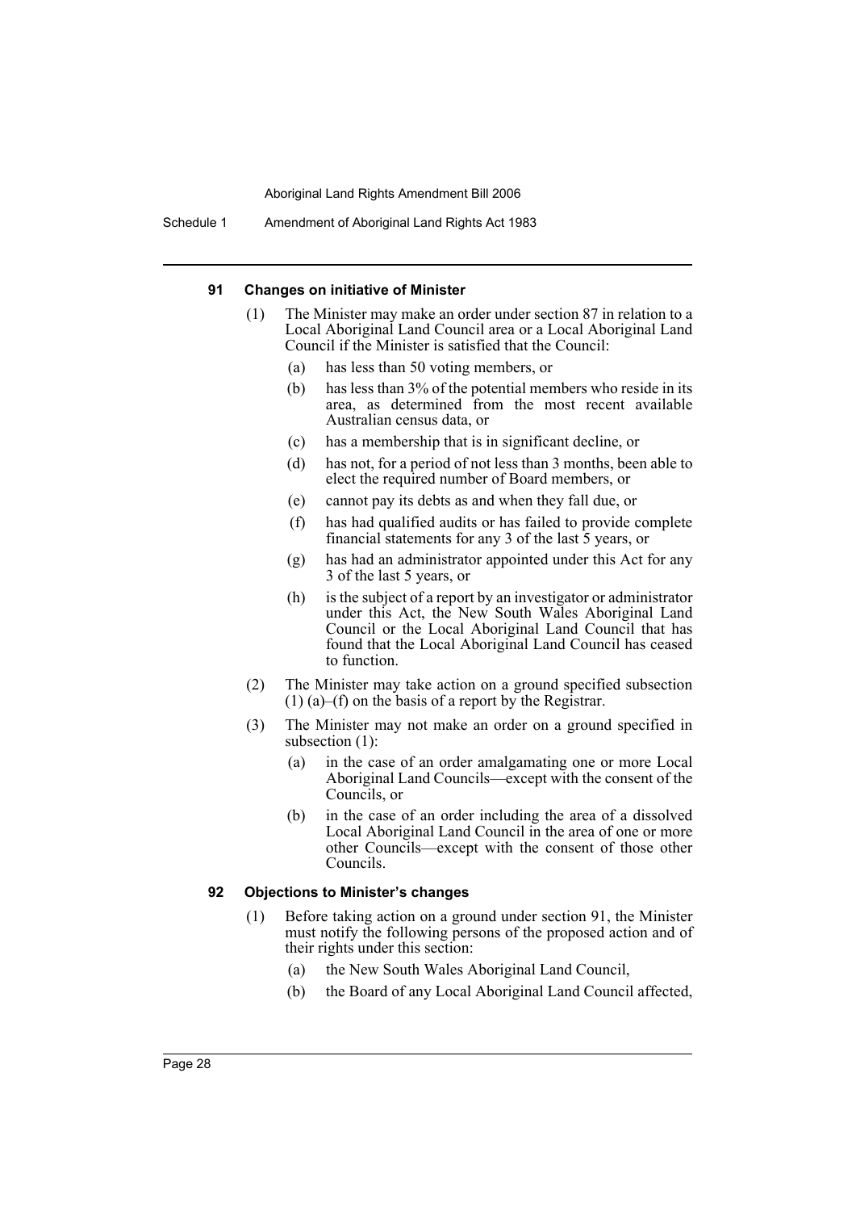#### 91 Changes on initiative of Minister

(1) The Minister may make an order under section 87 in relation to a Local Aboriginal Land Council area or a Local Aboriginal Land Council if the Minister is satisfied that the Council:

- (a) has less than 50 voting members, or
- (b) has less than 3% of the potential members who reside in its area, as determined from the most recent available Australian census data, or
- (c) has a membership that is in significant decline, or
- (d) has not, for a period of not less than 3 months, been able to elect the required number of Board members, or
- (e) cannot pay its debts as and when they fall due, or
- (f) has had qualified audits or has failed to provide complete financial statements for any 3 of the last 5 years, or
- (g) has had an administrator appointed under this Act for any 3 of the last 5 years, or
- (h) is the subject of a report by an investigator or administrator under this Act, the New South Wales Aboriginal Land Council or the Local Aboriginal Land Council that has found that the Local Aboriginal Land Council has ceased to function.

(2) The Minister may take action on a ground specified subsection (1) (a)–(f) on the basis of a report by the Registrar.

(3) The Minister may not make an order on a ground specified in subsection (1):

- (a) in the case of an order amalgamating one or more Local Aboriginal Land Councils—except with the consent of the Councils, or
- (b) in the case of an order including the area of a dissolved Local Aboriginal Land Council in the area of one or more other Councils—except with the consent of those other Councils.

#### 92 Objections to Minister's changes

(1) Before taking action on a ground under section 91, the Minister must notify the following persons of the proposed action and of their rights under this section:

- (a) the New South Wales Aboriginal Land Council,
- (b) the Board of any Local Aboriginal Land Council affected,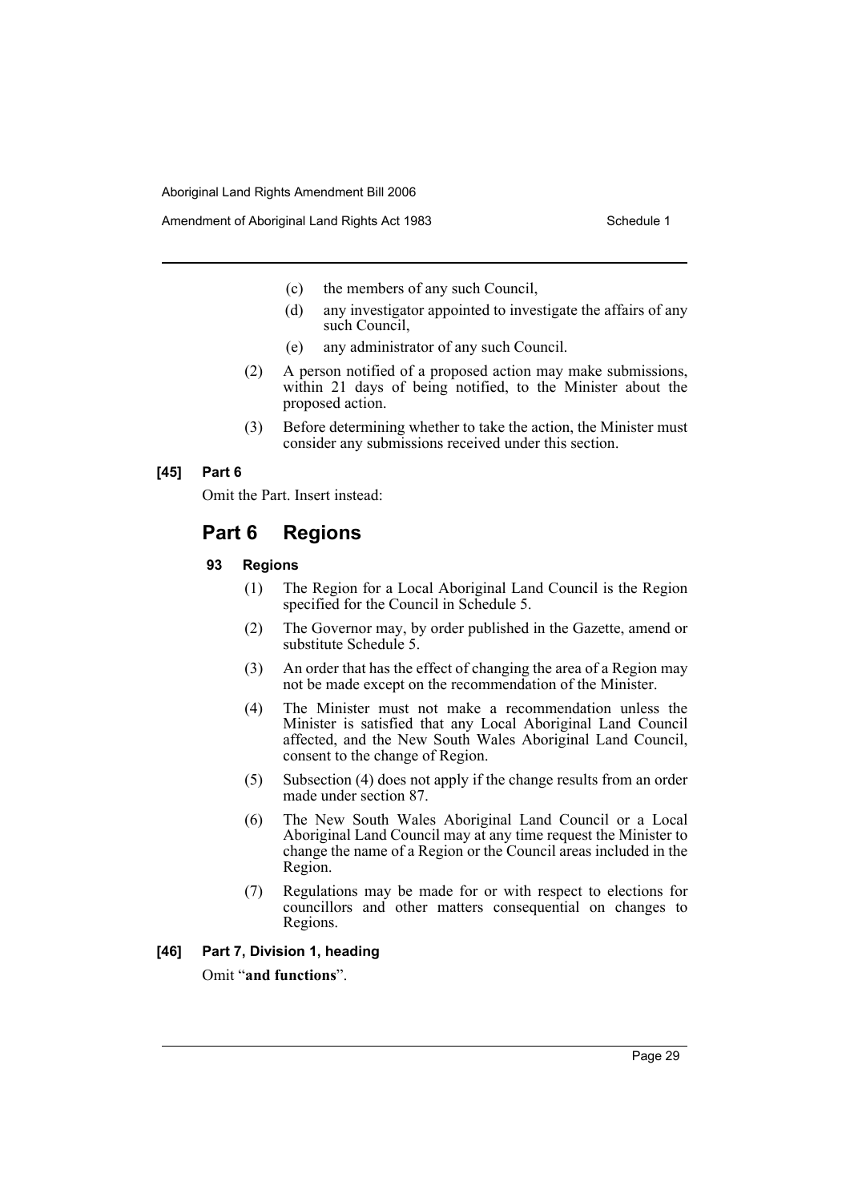(c) the members of any such Council,

(d) any investigator appointed to investigate the affairs of any such Council,

(e) any administrator of any such Council.

(2) A person notified of a proposed action may make submissions, within 21 days of being notified, to the Minister about the proposed action.

(3) Before determining whether to take the action, the Minister must consider any submissions received under this section.

**[45] Part 6**

Omit the Part. Insert instead:

## Part 6 Regions

### 93 Regions

(1) The Region for a Local Aboriginal Land Council is the Region specified for the Council in Schedule 5.

(2) The Governor may, by order published in the Gazette, amend or substitute Schedule 5.

(3) An order that has the effect of changing the area of a Region may not be made except on the recommendation of the Minister.

(4) The Minister must not make a recommendation unless the Minister is satisfied that any Local Aboriginal Land Council affected, and the New South Wales Aboriginal Land Council, consent to the change of Region.

(5) Subsection (4) does not apply if the change results from an order made under section 87.

(6) The New South Wales Aboriginal Land Council or a Local Aboriginal Land Council may at any time request the Minister to change the name of a Region or the Council areas included in the Region.

(7) Regulations may be made for or with respect to elections for councillors and other matters consequential on changes to Regions.

**[46] Part 7, Division 1, heading**

Omit "**and functions**".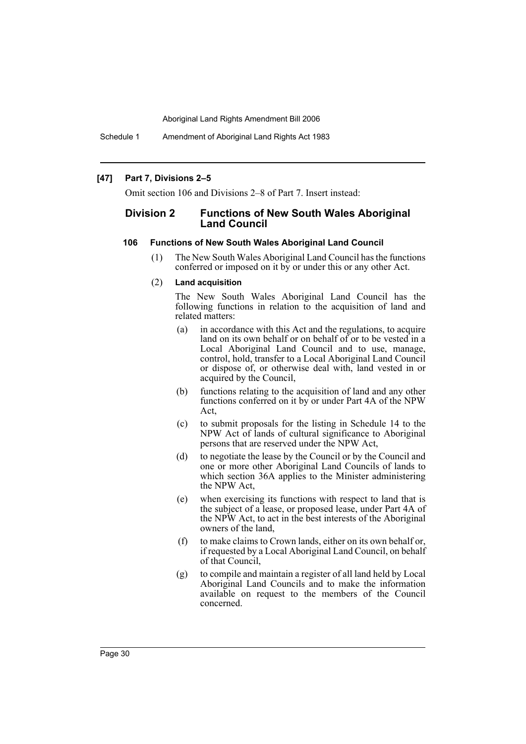## [47] Part 7, Divisions 2–5

Omit section 106 and Divisions 2–8 of Part 7. Insert instead:

## Division 2 Functions of New South Wales Aboriginal Land Council

### 106 Functions of New South Wales Aboriginal Land Council

(1) The New South Wales Aboriginal Land Council has the functions conferred or imposed on it by or under this or any other Act.

(2) **Land acquisition**

The New South Wales Aboriginal Land Council has the following functions in relation to the acquisition of land and related matters:

(a) in accordance with this Act and the regulations, to acquire land on its own behalf or on behalf of or to be vested in a Local Aboriginal Land Council and to use, manage, control, hold, transfer to a Local Aboriginal Land Council or dispose of, or otherwise deal with, land vested in or acquired by the Council,

(b) functions relating to the acquisition of land and any other functions conferred on it by or under Part 4A of the NPW Act,

(c) to submit proposals for the listing in Schedule 14 to the NPW Act of lands of cultural significance to Aboriginal persons that are reserved under the NPW Act,

(d) to negotiate the lease by the Council or by the Council and one or more other Aboriginal Land Councils of lands to which section 36A applies to the Minister administering the NPW Act,

(e) when exercising its functions with respect to land that is the subject of a lease, or proposed lease, under Part 4A of the NPW Act, to act in the best interests of the Aboriginal owners of the land,

(f) to make claims to Crown lands, either on its own behalf or, if requested by a Local Aboriginal Land Council, on behalf of that Council,

(g) to compile and maintain a register of all land held by Local Aboriginal Land Councils and to make the information available on request to the members of the Council concerned.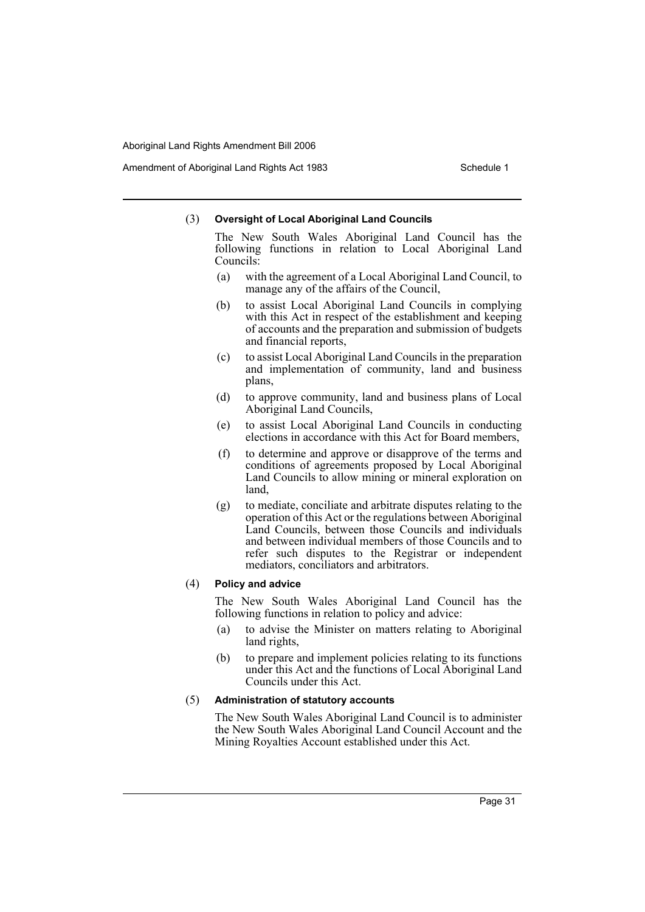(3) **Oversight of Local Aboriginal Land Councils**

The New South Wales Aboriginal Land Council has the following functions in relation to Local Aboriginal Land Councils:

- (a) with the agreement of a Local Aboriginal Land Council, to manage any of the affairs of the Council,
- (b) to assist Local Aboriginal Land Councils in complying with this Act in respect of the establishment and keeping of accounts and the preparation and submission of budgets and financial reports,
- (c) to assist Local Aboriginal Land Councils in the preparation and implementation of community, land and business plans,
- (d) to approve community, land and business plans of Local Aboriginal Land Councils,
- (e) to assist Local Aboriginal Land Councils in conducting elections in accordance with this Act for Board members,
- (f) to determine and approve or disapprove of the terms and conditions of agreements proposed by Local Aboriginal Land Councils to allow mining or mineral exploration on land,
- (g) to mediate, conciliate and arbitrate disputes relating to the operation of this Act or the regulations between Aboriginal Land Councils, between those Councils and individuals and between individual members of those Councils and to refer such disputes to the Registrar or independent mediators, conciliators and arbitrators.

(4) **Policy and advice**

The New South Wales Aboriginal Land Council has the following functions in relation to policy and advice:

- (a) to advise the Minister on matters relating to Aboriginal land rights,
- (b) to prepare and implement policies relating to its functions under this Act and the functions of Local Aboriginal Land Councils under this Act.

(5) **Administration of statutory accounts**

The New South Wales Aboriginal Land Council is to administer the New South Wales Aboriginal Land Council Account and the Mining Royalties Account established under this Act.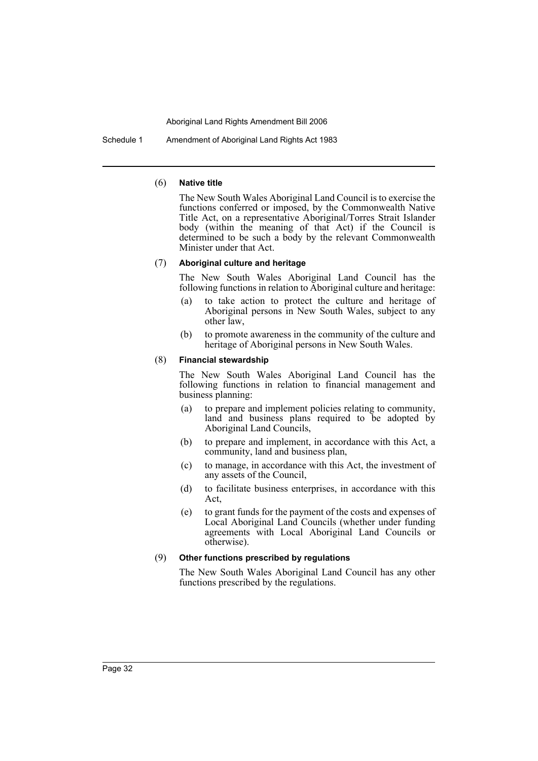(6) **Native title**

The New South Wales Aboriginal Land Council is to exercise the functions conferred or imposed, by the Commonwealth Native Title Act, on a representative Aboriginal/Torres Strait Islander body (within the meaning of that Act) if the Council is determined to be such a body by the relevant Commonwealth Minister under that Act.

(7) **Aboriginal culture and heritage**

The New South Wales Aboriginal Land Council has the following functions in relation to Aboriginal culture and heritage:

- (a) to take action to protect the culture and heritage of Aboriginal persons in New South Wales, subject to any other law,
- (b) to promote awareness in the community of the culture and heritage of Aboriginal persons in New South Wales.

(8) **Financial stewardship**

The New South Wales Aboriginal Land Council has the following functions in relation to financial management and business planning:

- (a) to prepare and implement policies relating to community, land and business plans required to be adopted by Aboriginal Land Councils,
- (b) to prepare and implement, in accordance with this Act, a community, land and business plan,
- (c) to manage, in accordance with this Act, the investment of any assets of the Council,
- (d) to facilitate business enterprises, in accordance with this Act,
- (e) to grant funds for the payment of the costs and expenses of Local Aboriginal Land Councils (whether under funding agreements with Local Aboriginal Land Councils or otherwise).

(9) **Other functions prescribed by regulations**

The New South Wales Aboriginal Land Council has any other functions prescribed by the regulations.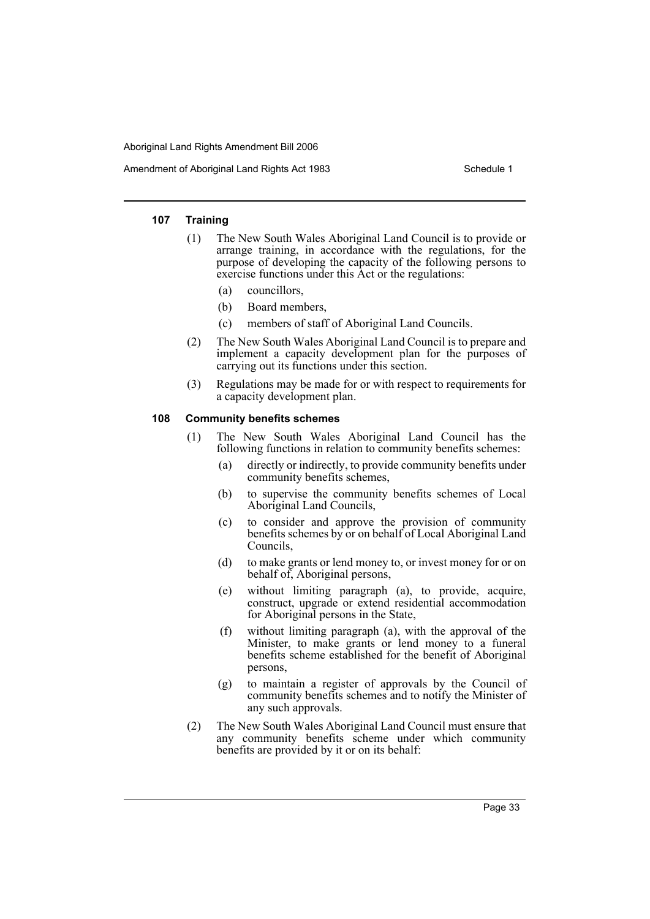#### 107 Training

(1) The New South Wales Aboriginal Land Council is to provide or arrange training, in accordance with the regulations, for the purpose of developing the capacity of the following persons to exercise functions under this Act or the regulations:

- (a) councillors,
- (b) Board members,
- (c) members of staff of Aboriginal Land Councils.

(2) The New South Wales Aboriginal Land Council is to prepare and implement a capacity development plan for the purposes of carrying out its functions under this section.

(3) Regulations may be made for or with respect to requirements for a capacity development plan.

#### 108 Community benefits schemes

(1) The New South Wales Aboriginal Land Council has the following functions in relation to community benefits schemes:

- (a) directly or indirectly, to provide community benefits under community benefits schemes,
- (b) to supervise the community benefits schemes of Local Aboriginal Land Councils,
- (c) to consider and approve the provision of community benefits schemes by or on behalf of Local Aboriginal Land Councils,
- (d) to make grants or lend money to, or invest money for or on behalf of, Aboriginal persons,
- (e) without limiting paragraph (a), to provide, acquire, construct, upgrade or extend residential accommodation for Aboriginal persons in the State,
- (f) without limiting paragraph (a), with the approval of the Minister, to make grants or lend money to a funeral benefits scheme established for the benefit of Aboriginal persons,
- (g) to maintain a register of approvals by the Council of community benefits schemes and to notify the Minister of any such approvals.

(2) The New South Wales Aboriginal Land Council must ensure that any community benefits scheme under which community benefits are provided by it or on its behalf: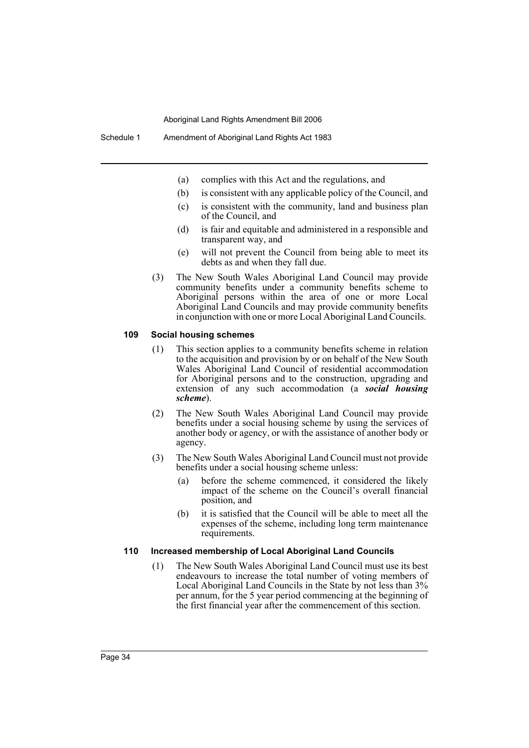- (a) complies with this Act and the regulations, and
- (b) is consistent with any applicable policy of the Council, and
- (c) is consistent with the community, land and business plan of the Council, and
- (d) is fair and equitable and administered in a responsible and transparent way, and
- (e) will not prevent the Council from being able to meet its debts as and when they fall due.

(3) The New South Wales Aboriginal Land Council may provide community benefits under a community benefits scheme to Aboriginal persons within the area of one or more Local Aboriginal Land Councils and may provide community benefits in conjunction with one or more Local Aboriginal Land Councils.

#### 109 Social housing schemes

(1) This section applies to a community benefits scheme in relation to the acquisition and provision by or on behalf of the New South Wales Aboriginal Land Council of residential accommodation for Aboriginal persons and to the construction, upgrading and extension of any such accommodation (a ***social housing scheme***).

(2) The New South Wales Aboriginal Land Council may provide benefits under a social housing scheme by using the services of another body or agency, or with the assistance of another body or agency.

(3) The New South Wales Aboriginal Land Council must not provide benefits under a social housing scheme unless:

- (a) before the scheme commenced, it considered the likely impact of the scheme on the Council's overall financial position, and
- (b) it is satisfied that the Council will be able to meet all the expenses of the scheme, including long term maintenance requirements.

#### 110 Increased membership of Local Aboriginal Land Councils

(1) The New South Wales Aboriginal Land Council must use its best endeavours to increase the total number of voting members of Local Aboriginal Land Councils in the State by not less than 3% per annum, for the 5 year period commencing at the beginning of the first financial year after the commencement of this section.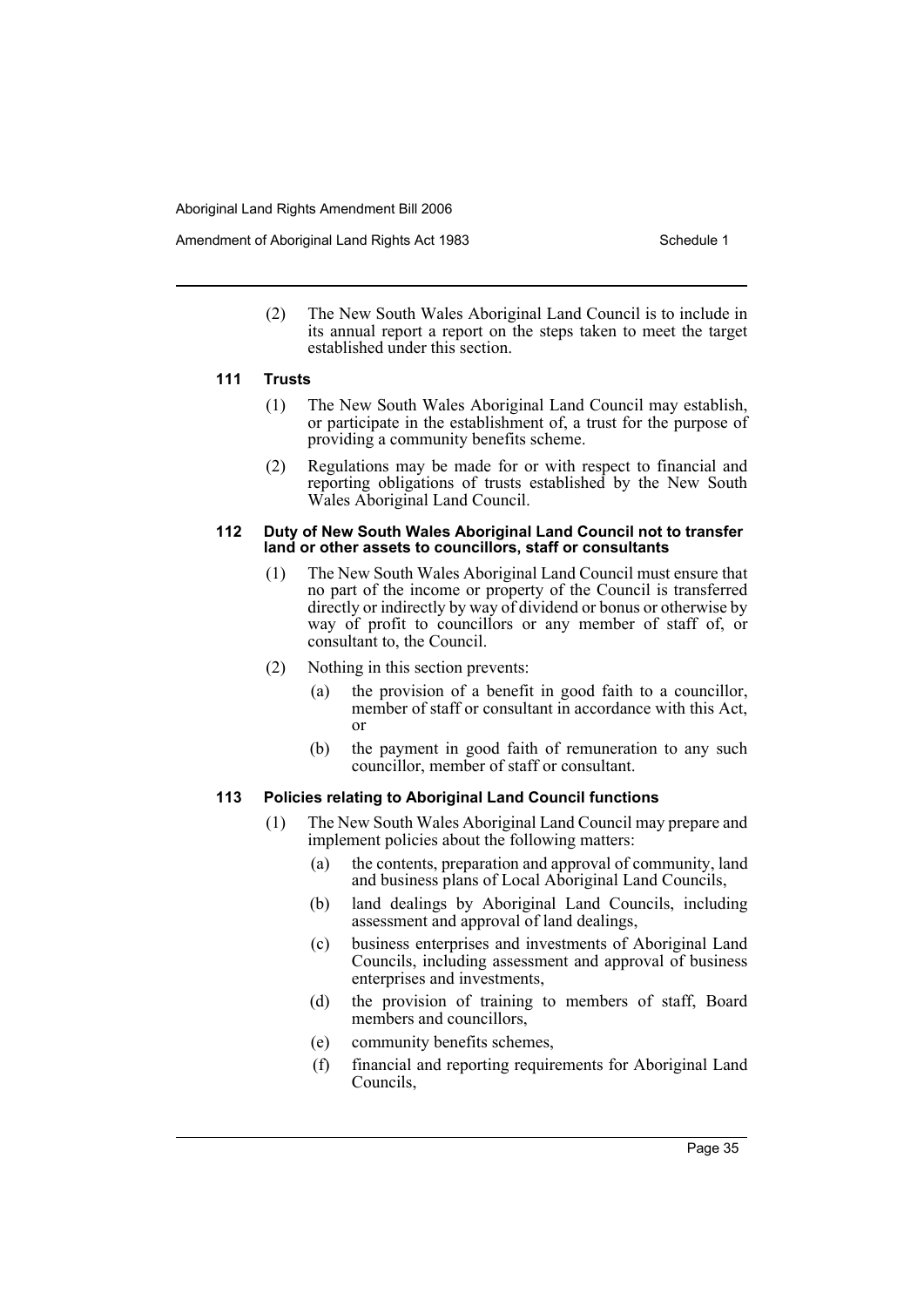(2) The New South Wales Aboriginal Land Council is to include in its annual report a report on the steps taken to meet the target established under this section.

#### 111 Trusts

(1) The New South Wales Aboriginal Land Council may establish, or participate in the establishment of, a trust for the purpose of providing a community benefits scheme.

(2) Regulations may be made for or with respect to financial and reporting obligations of trusts established by the New South Wales Aboriginal Land Council.

#### 112 Duty of New South Wales Aboriginal Land Council not to transfer land or other assets to councillors, staff or consultants

(1) The New South Wales Aboriginal Land Council must ensure that no part of the income or property of the Council is transferred directly or indirectly by way of dividend or bonus or otherwise by way of profit to councillors or any member of staff of, or consultant to, the Council.

(2) Nothing in this section prevents:

- (a) the provision of a benefit in good faith to a councillor, member of staff or consultant in accordance with this Act, or
- (b) the payment in good faith of remuneration to any such councillor, member of staff or consultant.

#### 113 Policies relating to Aboriginal Land Council functions

(1) The New South Wales Aboriginal Land Council may prepare and implement policies about the following matters:

- (a) the contents, preparation and approval of community, land and business plans of Local Aboriginal Land Councils,
- (b) land dealings by Aboriginal Land Councils, including assessment and approval of land dealings,
- (c) business enterprises and investments of Aboriginal Land Councils, including assessment and approval of business enterprises and investments,
- (d) the provision of training to members of staff, Board members and councillors,
- (e) community benefits schemes,
- (f) financial and reporting requirements for Aboriginal Land Councils,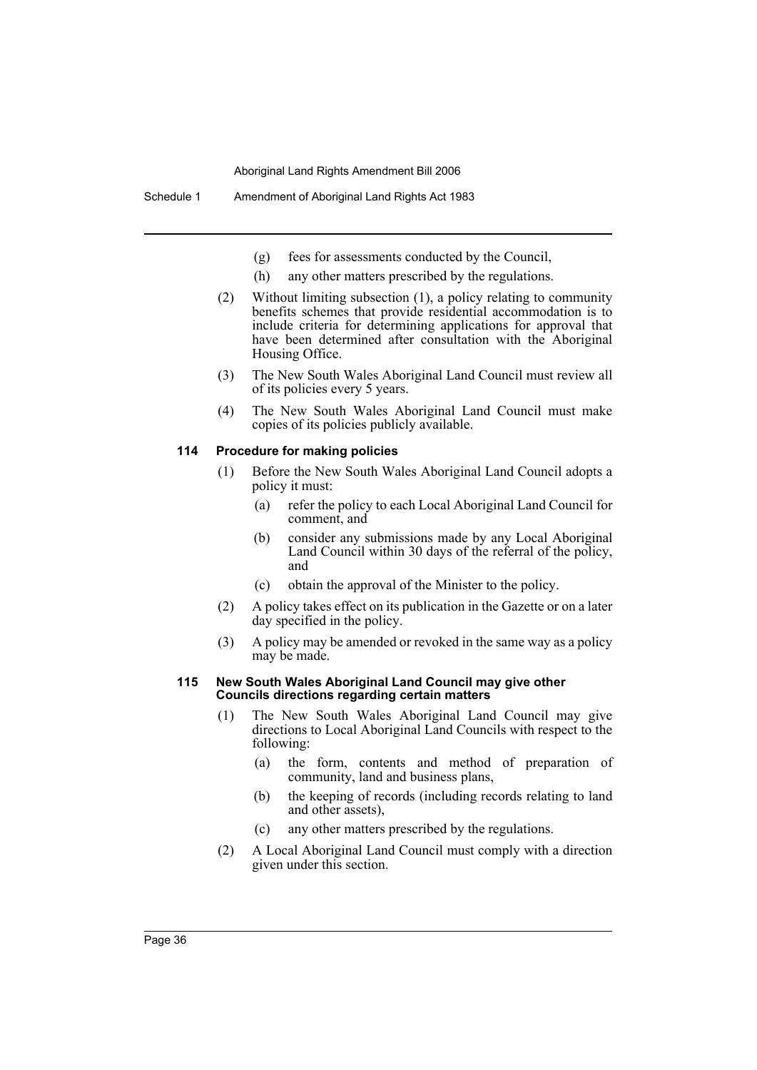(g) fees for assessments conducted by the Council,

(h) any other matters prescribed by the regulations.

(2) Without limiting subsection (1), a policy relating to community benefits schemes that provide residential accommodation is to include criteria for determining applications for approval that have been determined after consultation with the Aboriginal Housing Office.

(3) The New South Wales Aboriginal Land Council must review all of its policies every 5 years.

(4) The New South Wales Aboriginal Land Council must make copies of its policies publicly available.

#### 114 Procedure for making policies

(1) Before the New South Wales Aboriginal Land Council adopts a policy it must:

(a) refer the policy to each Local Aboriginal Land Council for comment, and

(b) consider any submissions made by any Local Aboriginal Land Council within 30 days of the referral of the policy, and

(c) obtain the approval of the Minister to the policy.

(2) A policy takes effect on its publication in the Gazette or on a later day specified in the policy.

(3) A policy may be amended or revoked in the same way as a policy may be made.

#### 115 New South Wales Aboriginal Land Council may give other Councils directions regarding certain matters

(1) The New South Wales Aboriginal Land Council may give directions to Local Aboriginal Land Councils with respect to the following:

(a) the form, contents and method of preparation of community, land and business plans,

(b) the keeping of records (including records relating to land and other assets),

(c) any other matters prescribed by the regulations.

(2) A Local Aboriginal Land Council must comply with a direction given under this section.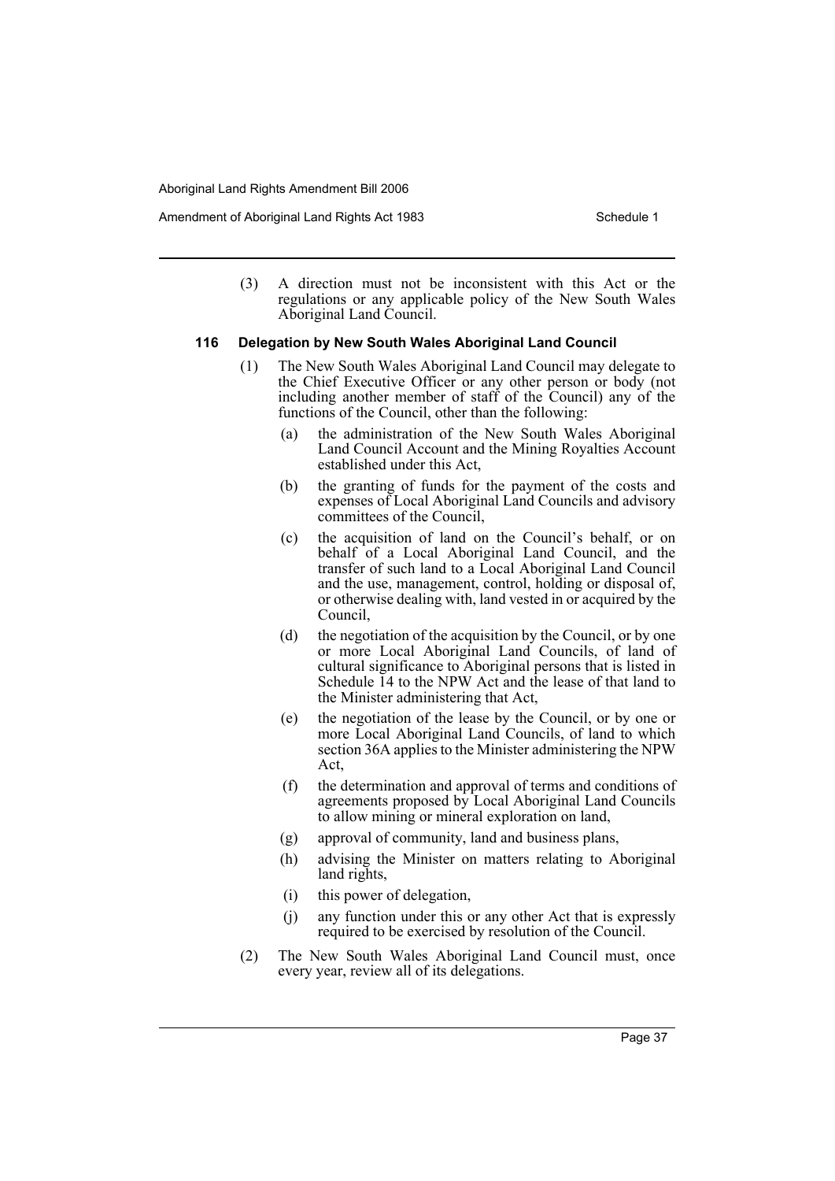(3) A direction must not be inconsistent with this Act or the regulations or any applicable policy of the New South Wales Aboriginal Land Council.

### 116 Delegation by New South Wales Aboriginal Land Council

(1) The New South Wales Aboriginal Land Council may delegate to the Chief Executive Officer or any other person or body (not including another member of staff of the Council) any of the functions of the Council, other than the following:

- (a) the administration of the New South Wales Aboriginal Land Council Account and the Mining Royalties Account established under this Act,
- (b) the granting of funds for the payment of the costs and expenses of Local Aboriginal Land Councils and advisory committees of the Council,
- (c) the acquisition of land on the Council's behalf, or on behalf of a Local Aboriginal Land Council, and the transfer of such land to a Local Aboriginal Land Council and the use, management, control, holding or disposal of, or otherwise dealing with, land vested in or acquired by the Council,
- (d) the negotiation of the acquisition by the Council, or by one or more Local Aboriginal Land Councils, of land of cultural significance to Aboriginal persons that is listed in Schedule 14 to the NPW Act and the lease of that land to the Minister administering that Act,
- (e) the negotiation of the lease by the Council, or by one or more Local Aboriginal Land Councils, of land to which section 36A applies to the Minister administering the NPW Act,
- (f) the determination and approval of terms and conditions of agreements proposed by Local Aboriginal Land Councils to allow mining or mineral exploration on land,
- (g) approval of community, land and business plans,
- (h) advising the Minister on matters relating to Aboriginal land rights,
- (i) this power of delegation,
- (j) any function under this or any other Act that is expressly required to be exercised by resolution of the Council.

(2) The New South Wales Aboriginal Land Council must, once every year, review all of its delegations.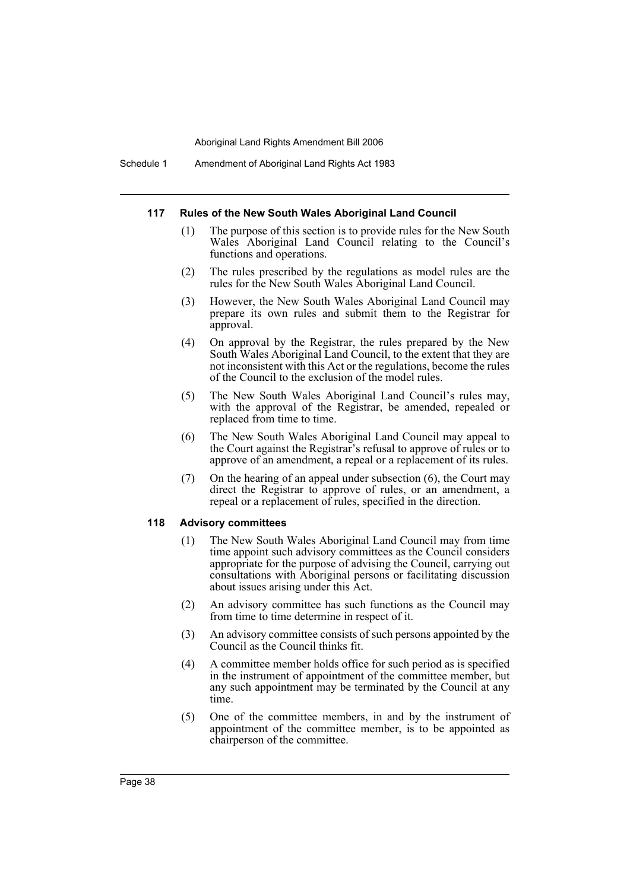#### 117 Rules of the New South Wales Aboriginal Land Council

(1) The purpose of this section is to provide rules for the New South Wales Aboriginal Land Council relating to the Council's functions and operations.

(2) The rules prescribed by the regulations as model rules are the rules for the New South Wales Aboriginal Land Council.

(3) However, the New South Wales Aboriginal Land Council may prepare its own rules and submit them to the Registrar for approval.

(4) On approval by the Registrar, the rules prepared by the New South Wales Aboriginal Land Council, to the extent that they are not inconsistent with this Act or the regulations, become the rules of the Council to the exclusion of the model rules.

(5) The New South Wales Aboriginal Land Council's rules may, with the approval of the Registrar, be amended, repealed or replaced from time to time.

(6) The New South Wales Aboriginal Land Council may appeal to the Court against the Registrar's refusal to approve of rules or to approve of an amendment, a repeal or a replacement of its rules.

(7) On the hearing of an appeal under subsection (6), the Court may direct the Registrar to approve of rules, or an amendment, a repeal or a replacement of rules, specified in the direction.

#### 118 Advisory committees

(1) The New South Wales Aboriginal Land Council may from time time appoint such advisory committees as the Council considers appropriate for the purpose of advising the Council, carrying out consultations with Aboriginal persons or facilitating discussion about issues arising under this Act.

(2) An advisory committee has such functions as the Council may from time to time determine in respect of it.

(3) An advisory committee consists of such persons appointed by the Council as the Council thinks fit.

(4) A committee member holds office for such period as is specified in the instrument of appointment of the committee member, but any such appointment may be terminated by the Council at any time.

(5) One of the committee members, in and by the instrument of appointment of the committee member, is to be appointed as chairperson of the committee.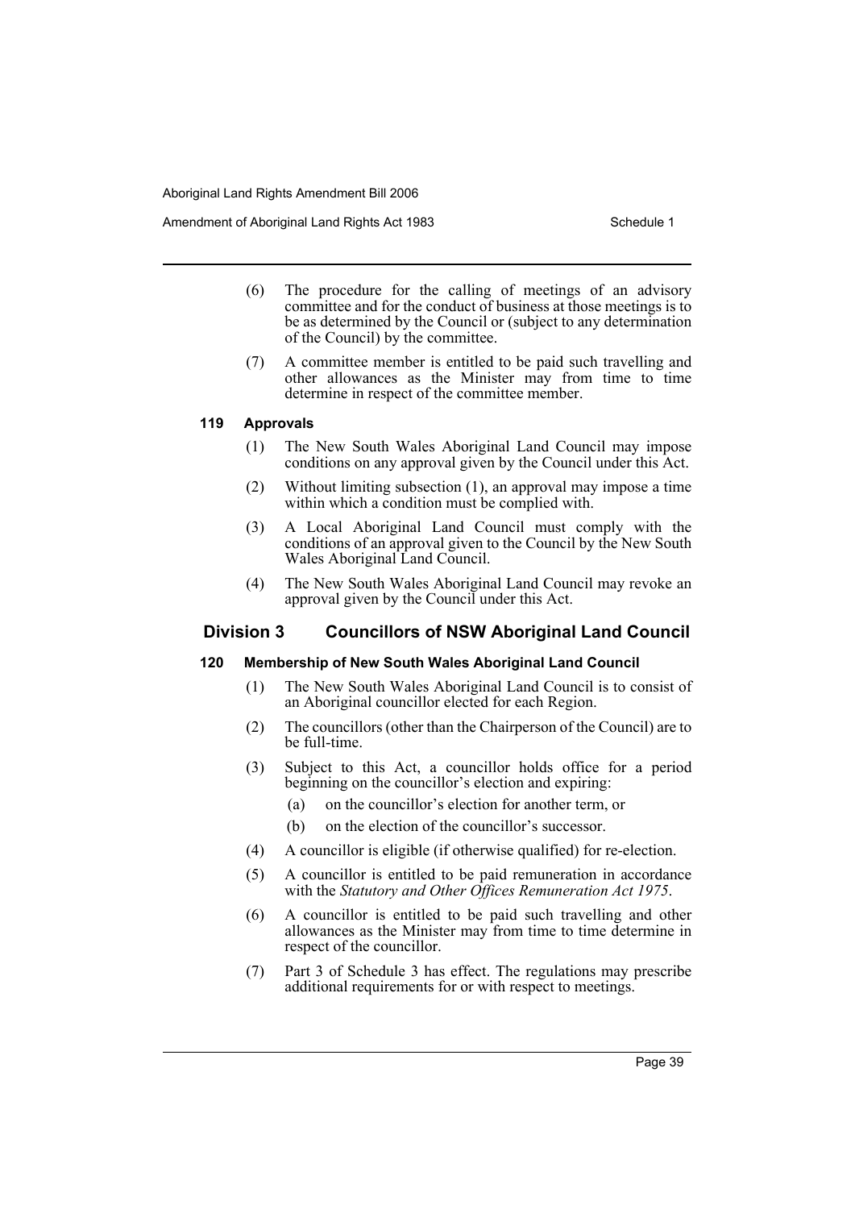(6) The procedure for the calling of meetings of an advisory committee and for the conduct of business at those meetings is to be as determined by the Council or (subject to any determination of the Council) by the committee.

(7) A committee member is entitled to be paid such travelling and other allowances as the Minister may from time to time determine in respect of the committee member.

#### 119 Approvals

(1) The New South Wales Aboriginal Land Council may impose conditions on any approval given by the Council under this Act.

(2) Without limiting subsection (1), an approval may impose a time within which a condition must be complied with.

(3) A Local Aboriginal Land Council must comply with the conditions of an approval given to the Council by the New South Wales Aboriginal Land Council.

(4) The New South Wales Aboriginal Land Council may revoke an approval given by the Council under this Act.

### Division 3 Councillors of NSW Aboriginal Land Council

#### 120 Membership of New South Wales Aboriginal Land Council

(1) The New South Wales Aboriginal Land Council is to consist of an Aboriginal councillor elected for each Region.

(2) The councillors (other than the Chairperson of the Council) are to be full-time.

(3) Subject to this Act, a councillor holds office for a period beginning on the councillor's election and expiring:

(a) on the councillor's election for another term, or

(b) on the election of the councillor's successor.

(4) A councillor is eligible (if otherwise qualified) for re-election.

(5) A councillor is entitled to be paid remuneration in accordance with the *Statutory and Other Offices Remuneration Act 1975*.

(6) A councillor is entitled to be paid such travelling and other allowances as the Minister may from time to time determine in respect of the councillor.

(7) Part 3 of Schedule 3 has effect. The regulations may prescribe additional requirements for or with respect to meetings.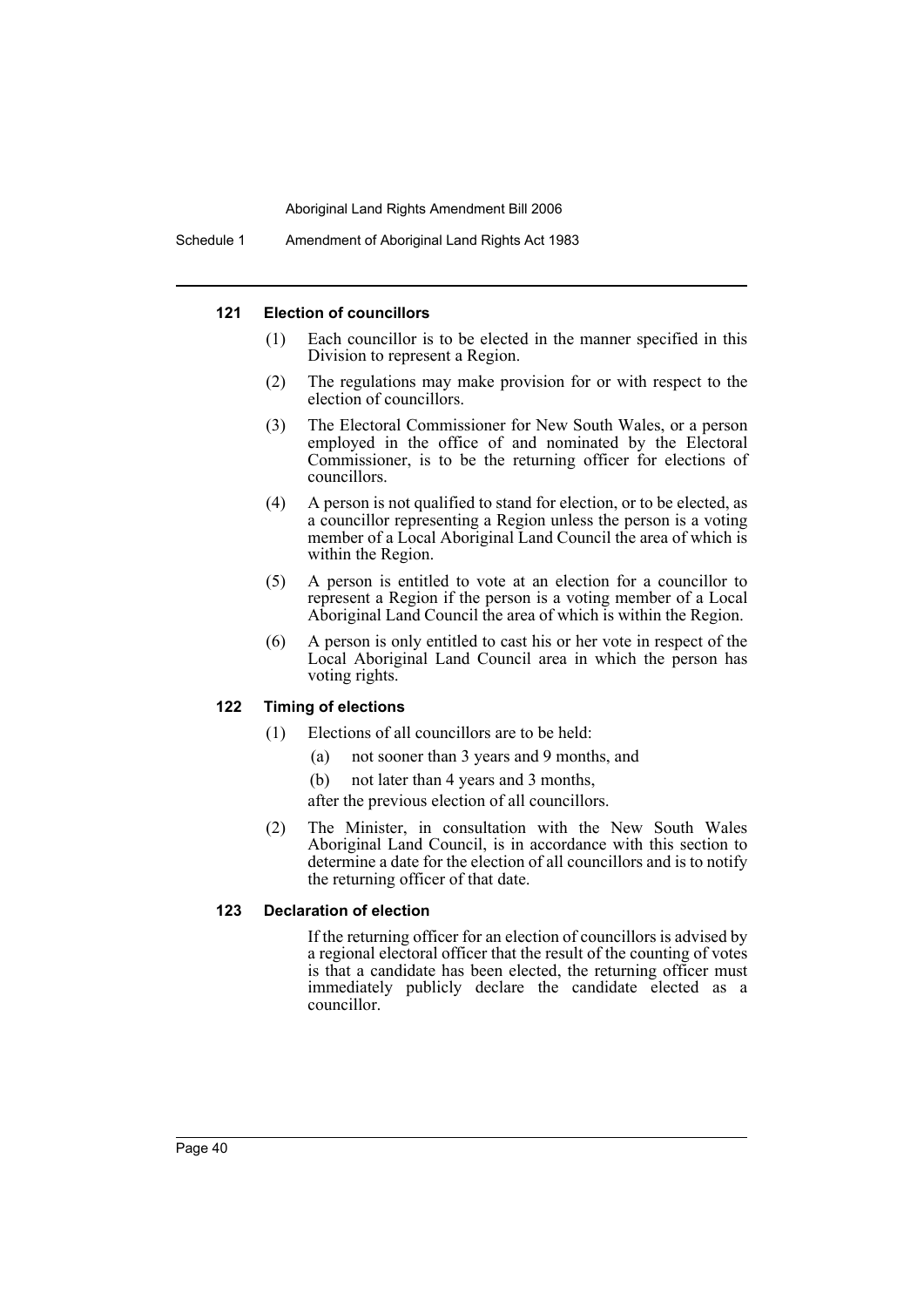#### 121 Election of councillors

(1) Each councillor is to be elected in the manner specified in this Division to represent a Region.

(2) The regulations may make provision for or with respect to the election of councillors.

(3) The Electoral Commissioner for New South Wales, or a person employed in the office of and nominated by the Electoral Commissioner, is to be the returning officer for elections of councillors.

(4) A person is not qualified to stand for election, or to be elected, as a councillor representing a Region unless the person is a voting member of a Local Aboriginal Land Council the area of which is within the Region.

(5) A person is entitled to vote at an election for a councillor to represent a Region if the person is a voting member of a Local Aboriginal Land Council the area of which is within the Region.

(6) A person is only entitled to cast his or her vote in respect of the Local Aboriginal Land Council area in which the person has voting rights.

#### 122 Timing of elections

(1) Elections of all councillors are to be held:

- (a) not sooner than 3 years and 9 months, and
- (b) not later than 4 years and 3 months,

after the previous election of all councillors.

(2) The Minister, in consultation with the New South Wales Aboriginal Land Council, is in accordance with this section to determine a date for the election of all councillors and is to notify the returning officer of that date.

#### 123 Declaration of election

If the returning officer for an election of councillors is advised by a regional electoral officer that the result of the counting of votes is that a candidate has been elected, the returning officer must immediately publicly declare the candidate elected as a councillor.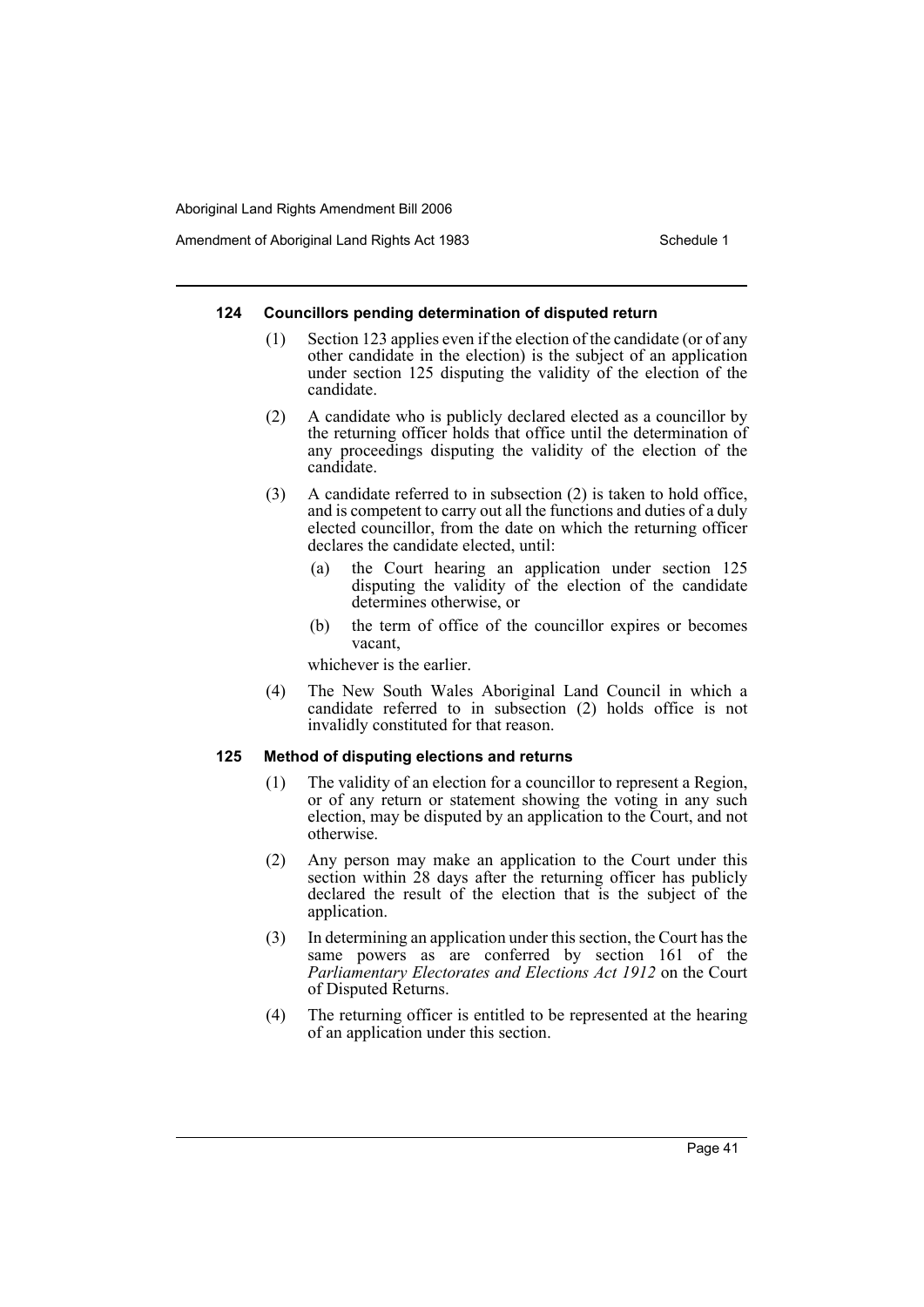#### 124 Councillors pending determination of disputed return

(1) Section 123 applies even if the election of the candidate (or of any other candidate in the election) is the subject of an application under section 125 disputing the validity of the election of the candidate.

(2) A candidate who is publicly declared elected as a councillor by the returning officer holds that office until the determination of any proceedings disputing the validity of the election of the candidate.

(3) A candidate referred to in subsection (2) is taken to hold office, and is competent to carry out all the functions and duties of a duly elected councillor, from the date on which the returning officer declares the candidate elected, until:

  (a) the Court hearing an application under section 125 disputing the validity of the election of the candidate determines otherwise, or

  (b) the term of office of the councillor expires or becomes vacant,

whichever is the earlier.

(4) The New South Wales Aboriginal Land Council in which a candidate referred to in subsection (2) holds office is not invalidly constituted for that reason.

#### 125 Method of disputing elections and returns

(1) The validity of an election for a councillor to represent a Region, or of any return or statement showing the voting in any such election, may be disputed by an application to the Court, and not otherwise.

(2) Any person may make an application to the Court under this section within 28 days after the returning officer has publicly declared the result of the election that is the subject of the application.

(3) In determining an application under this section, the Court has the same powers as are conferred by section 161 of the *Parliamentary Electorates and Elections Act 1912* on the Court of Disputed Returns.

(4) The returning officer is entitled to be represented at the hearing of an application under this section.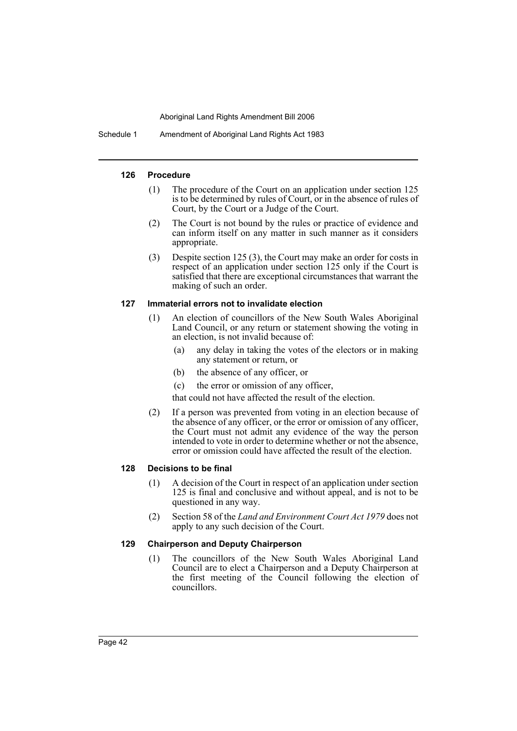#### 126 Procedure

(1) The procedure of the Court on an application under section 125 is to be determined by rules of Court, or in the absence of rules of Court, by the Court or a Judge of the Court.

(2) The Court is not bound by the rules or practice of evidence and can inform itself on any matter in such manner as it considers appropriate.

(3) Despite section 125 (3), the Court may make an order for costs in respect of an application under section 125 only if the Court is satisfied that there are exceptional circumstances that warrant the making of such an order.

#### 127 Immaterial errors not to invalidate election

(1) An election of councillors of the New South Wales Aboriginal Land Council, or any return or statement showing the voting in an election, is not invalid because of:

- (a) any delay in taking the votes of the electors or in making any statement or return, or
- (b) the absence of any officer, or
- (c) the error or omission of any officer,

that could not have affected the result of the election.

(2) If a person was prevented from voting in an election because of the absence of any officer, or the error or omission of any officer, the Court must not admit any evidence of the way the person intended to vote in order to determine whether or not the absence, error or omission could have affected the result of the election.

#### 128 Decisions to be final

(1) A decision of the Court in respect of an application under section 125 is final and conclusive and without appeal, and is not to be questioned in any way.

(2) Section 58 of the *Land and Environment Court Act 1979* does not apply to any such decision of the Court.

#### 129 Chairperson and Deputy Chairperson

(1) The councillors of the New South Wales Aboriginal Land Council are to elect a Chairperson and a Deputy Chairperson at the first meeting of the Council following the election of councillors.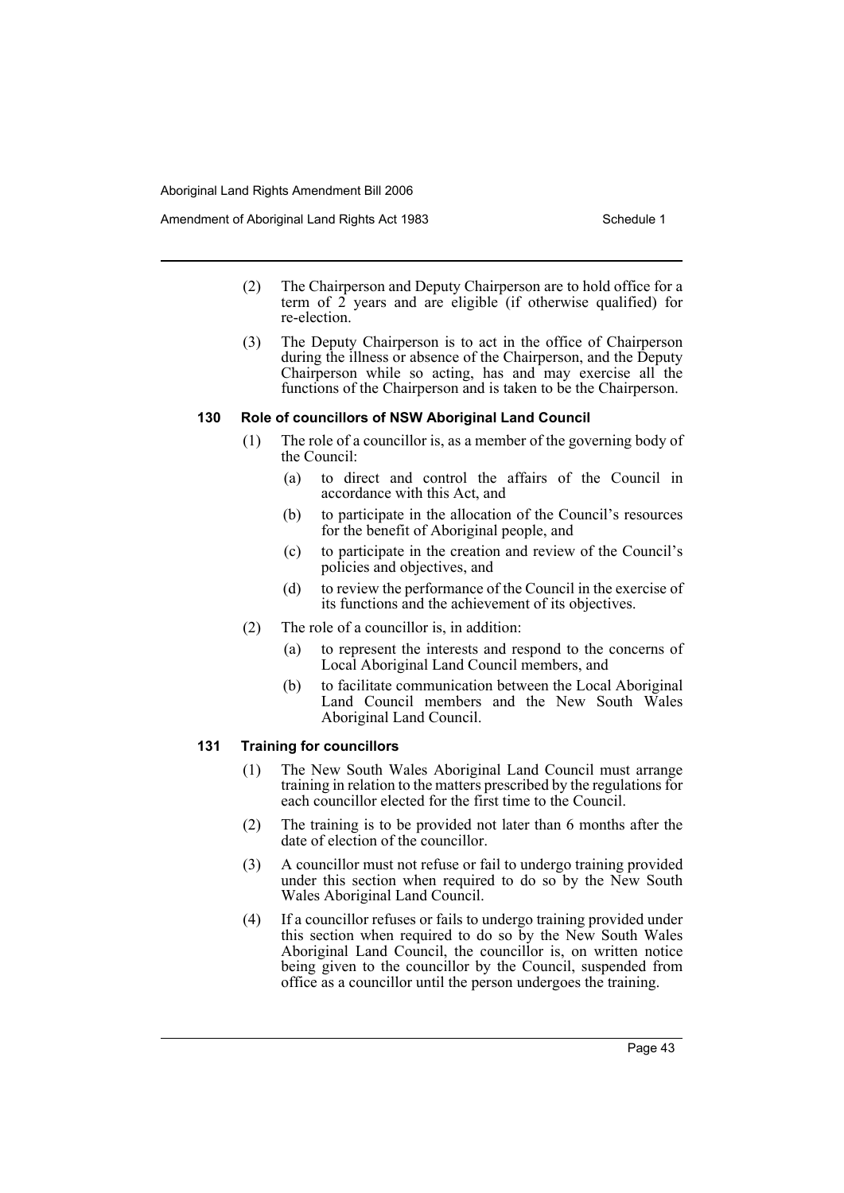(2) The Chairperson and Deputy Chairperson are to hold office for a term of 2 years and are eligible (if otherwise qualified) for re-election.

(3) The Deputy Chairperson is to act in the office of Chairperson during the illness or absence of the Chairperson, and the Deputy Chairperson while so acting, has and may exercise all the functions of the Chairperson and is taken to be the Chairperson.

#### 130 Role of councillors of NSW Aboriginal Land Council

(1) The role of a councillor is, as a member of the governing body of the Council:

- (a) to direct and control the affairs of the Council in accordance with this Act, and
- (b) to participate in the allocation of the Council's resources for the benefit of Aboriginal people, and
- (c) to participate in the creation and review of the Council's policies and objectives, and
- (d) to review the performance of the Council in the exercise of its functions and the achievement of its objectives.

(2) The role of a councillor is, in addition:

- (a) to represent the interests and respond to the concerns of Local Aboriginal Land Council members, and
- (b) to facilitate communication between the Local Aboriginal Land Council members and the New South Wales Aboriginal Land Council.

#### 131 Training for councillors

(1) The New South Wales Aboriginal Land Council must arrange training in relation to the matters prescribed by the regulations for each councillor elected for the first time to the Council.

(2) The training is to be provided not later than 6 months after the date of election of the councillor.

(3) A councillor must not refuse or fail to undergo training provided under this section when required to do so by the New South Wales Aboriginal Land Council.

(4) If a councillor refuses or fails to undergo training provided under this section when required to do so by the New South Wales Aboriginal Land Council, the councillor is, on written notice being given to the councillor by the Council, suspended from office as a councillor until the person undergoes the training.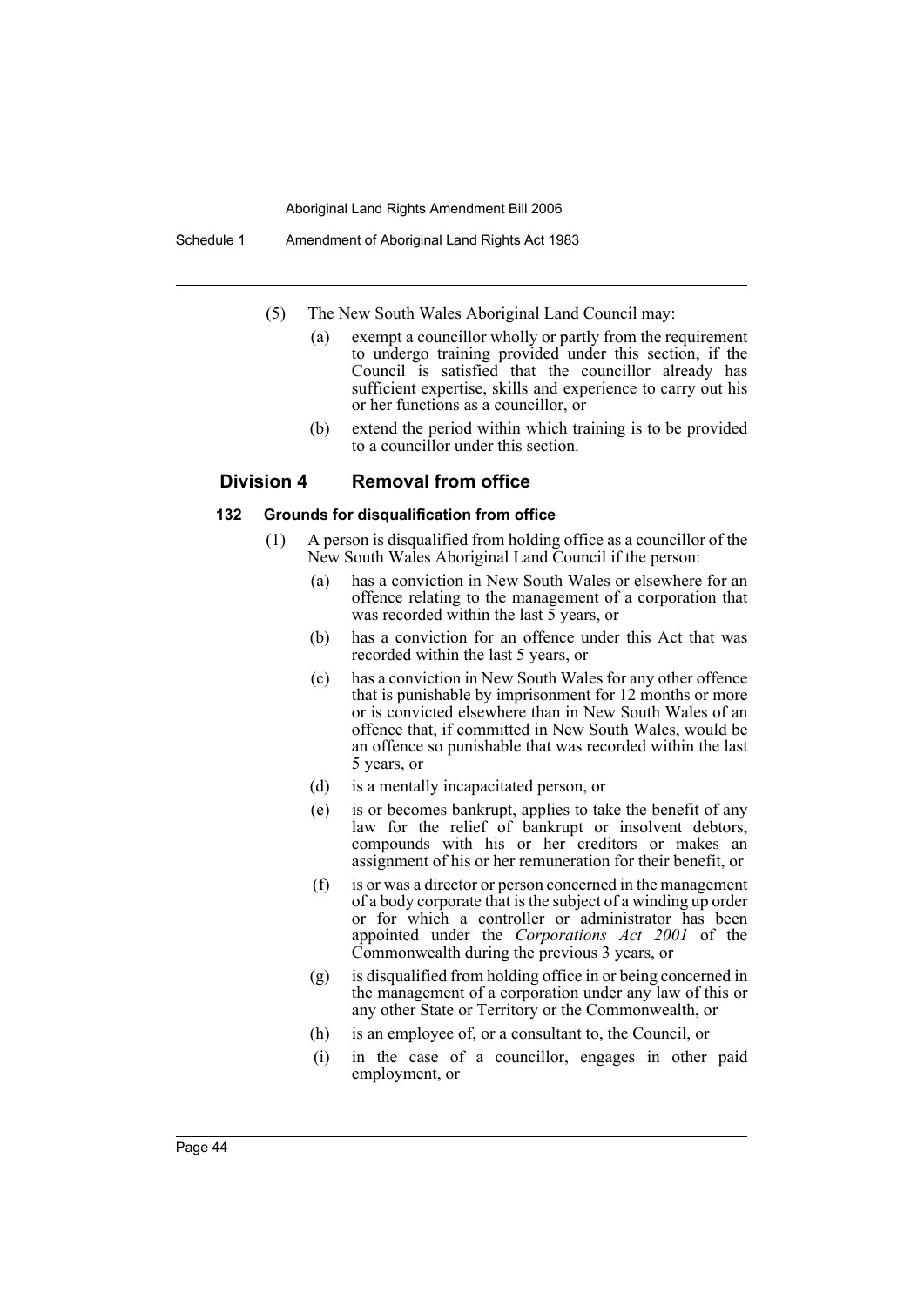(5) The New South Wales Aboriginal Land Council may:

(a) exempt a councillor wholly or partly from the requirement to undergo training provided under this section, if the Council is satisfied that the councillor already has sufficient expertise, skills and experience to carry out his or her functions as a councillor, or

(b) extend the period within which training is to be provided to a councillor under this section.

## Division 4 Removal from office

### 132 Grounds for disqualification from office

(1) A person is disqualified from holding office as a councillor of the New South Wales Aboriginal Land Council if the person:

(a) has a conviction in New South Wales or elsewhere for an offence relating to the management of a corporation that was recorded within the last 5 years, or

(b) has a conviction for an offence under this Act that was recorded within the last 5 years, or

(c) has a conviction in New South Wales for any other offence that is punishable by imprisonment for 12 months or more or is convicted elsewhere than in New South Wales of an offence that, if committed in New South Wales, would be an offence so punishable that was recorded within the last 5 years, or

(d) is a mentally incapacitated person, or

(e) is or becomes bankrupt, applies to take the benefit of any law for the relief of bankrupt or insolvent debtors, compounds with his or her creditors or makes an assignment of his or her remuneration for their benefit, or

(f) is or was a director or person concerned in the management of a body corporate that is the subject of a winding up order or for which a controller or administrator has been appointed under the *Corporations Act 2001* of the Commonwealth during the previous 3 years, or

(g) is disqualified from holding office in or being concerned in the management of a corporation under any law of this or any other State or Territory or the Commonwealth, or

(h) is an employee of, or a consultant to, the Council, or

(i) in the case of a councillor, engages in other paid employment, or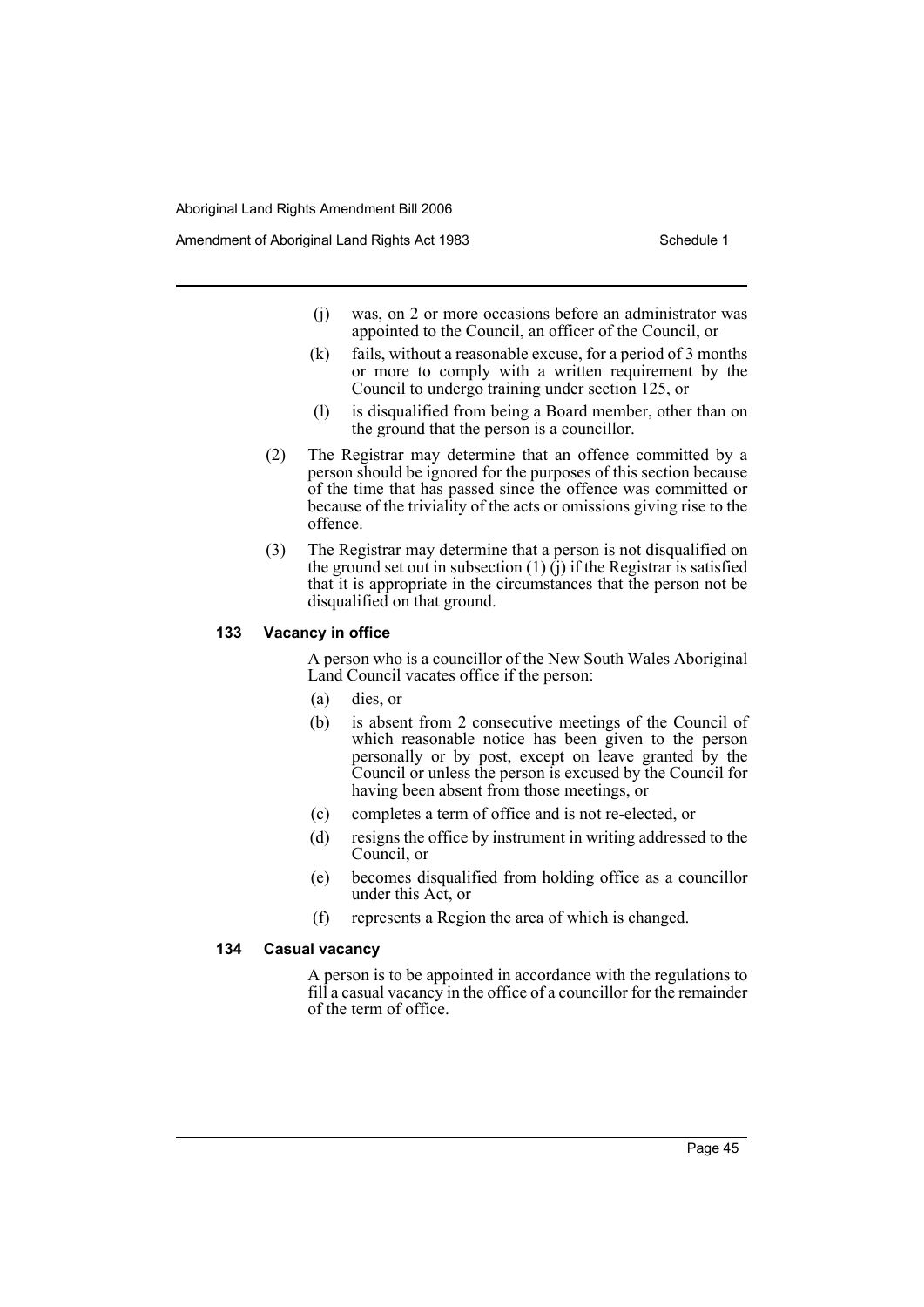(j) was, on 2 or more occasions before an administrator was appointed to the Council, an officer of the Council, or

(k) fails, without a reasonable excuse, for a period of 3 months or more to comply with a written requirement by the Council to undergo training under section 125, or

(l) is disqualified from being a Board member, other than on the ground that the person is a councillor.

(2) The Registrar may determine that an offence committed by a person should be ignored for the purposes of this section because of the time that has passed since the offence was committed or because of the triviality of the acts or omissions giving rise to the offence.

(3) The Registrar may determine that a person is not disqualified on the ground set out in subsection (1) (j) if the Registrar is satisfied that it is appropriate in the circumstances that the person not be disqualified on that ground.

#### 133 Vacancy in office

A person who is a councillor of the New South Wales Aboriginal Land Council vacates office if the person:

(a) dies, or

(b) is absent from 2 consecutive meetings of the Council of which reasonable notice has been given to the person personally or by post, except on leave granted by the Council or unless the person is excused by the Council for having been absent from those meetings, or

(c) completes a term of office and is not re-elected, or

(d) resigns the office by instrument in writing addressed to the Council, or

(e) becomes disqualified from holding office as a councillor under this Act, or

(f) represents a Region the area of which is changed.

#### 134 Casual vacancy

A person is to be appointed in accordance with the regulations to fill a casual vacancy in the office of a councillor for the remainder of the term of office.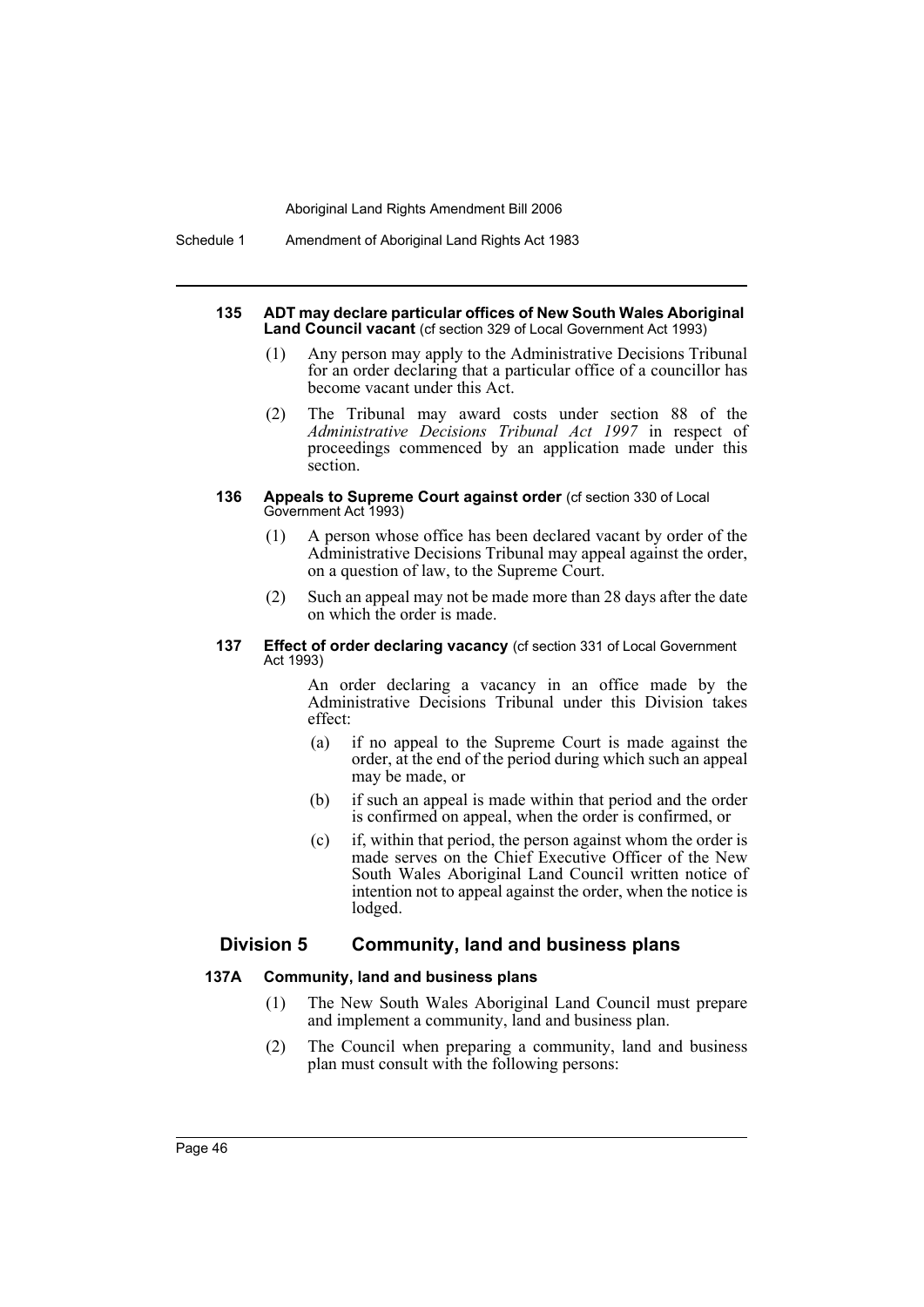**135 ADT may declare particular offices of New South Wales Aboriginal Land Council vacant** (cf section 329 of Local Government Act 1993)

(1) Any person may apply to the Administrative Decisions Tribunal for an order declaring that a particular office of a councillor has become vacant under this Act.

(2) The Tribunal may award costs under section 88 of the *Administrative Decisions Tribunal Act 1997* in respect of proceedings commenced by an application made under this section.

**136 Appeals to Supreme Court against order** (cf section 330 of Local Government Act 1993)

(1) A person whose office has been declared vacant by order of the Administrative Decisions Tribunal may appeal against the order, on a question of law, to the Supreme Court.

(2) Such an appeal may not be made more than 28 days after the date on which the order is made.

**137 Effect of order declaring vacancy** (cf section 331 of Local Government Act 1993)

An order declaring a vacancy in an office made by the Administrative Decisions Tribunal under this Division takes effect:

(a) if no appeal to the Supreme Court is made against the order, at the end of the period during which such an appeal may be made, or

(b) if such an appeal is made within that period and the order is confirmed on appeal, when the order is confirmed, or

(c) if, within that period, the person against whom the order is made serves on the Chief Executive Officer of the New South Wales Aboriginal Land Council written notice of intention not to appeal against the order, when the notice is lodged.

## Division 5 Community, land and business plans

**137A Community, land and business plans**

(1) The New South Wales Aboriginal Land Council must prepare and implement a community, land and business plan.

(2) The Council when preparing a community, land and business plan must consult with the following persons: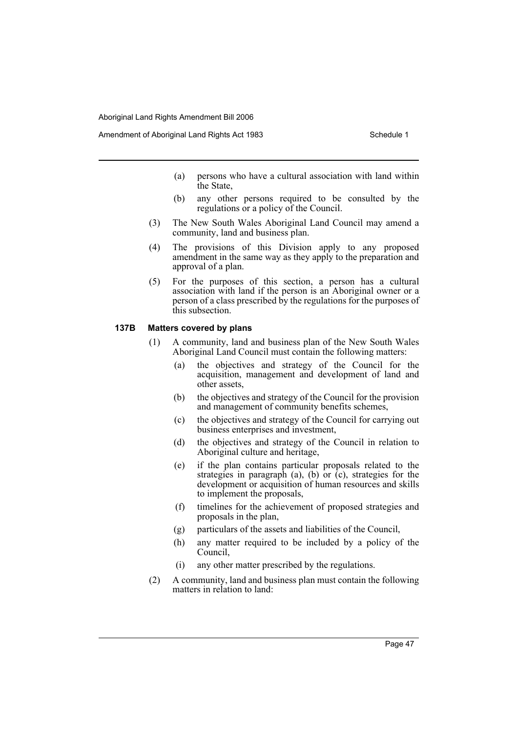(a) persons who have a cultural association with land within the State,

(b) any other persons required to be consulted by the regulations or a policy of the Council.

(3) The New South Wales Aboriginal Land Council may amend a community, land and business plan.

(4) The provisions of this Division apply to any proposed amendment in the same way as they apply to the preparation and approval of a plan.

(5) For the purposes of this section, a person has a cultural association with land if the person is an Aboriginal owner or a person of a class prescribed by the regulations for the purposes of this subsection.

#### 137B Matters covered by plans

(1) A community, land and business plan of the New South Wales Aboriginal Land Council must contain the following matters:

- (a) the objectives and strategy of the Council for the acquisition, management and development of land and other assets,
- (b) the objectives and strategy of the Council for the provision and management of community benefits schemes,
- (c) the objectives and strategy of the Council for carrying out business enterprises and investment,
- (d) the objectives and strategy of the Council in relation to Aboriginal culture and heritage,
- (e) if the plan contains particular proposals related to the strategies in paragraph (a), (b) or (c), strategies for the development or acquisition of human resources and skills to implement the proposals,
- (f) timelines for the achievement of proposed strategies and proposals in the plan,
- (g) particulars of the assets and liabilities of the Council,
- (h) any matter required to be included by a policy of the Council,
- (i) any other matter prescribed by the regulations.

(2) A community, land and business plan must contain the following matters in relation to land: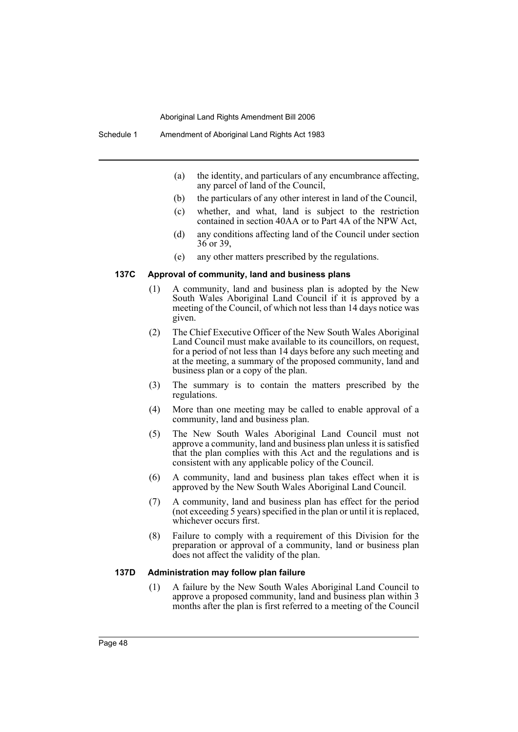(a) the identity, and particulars of any encumbrance affecting, any parcel of land of the Council,

(b) the particulars of any other interest in land of the Council,

(c) whether, and what, land is subject to the restriction contained in section 40AA or to Part 4A of the NPW Act,

(d) any conditions affecting land of the Council under section 36 or 39,

(e) any other matters prescribed by the regulations.

#### 137C Approval of community, land and business plans

(1) A community, land and business plan is adopted by the New South Wales Aboriginal Land Council if it is approved by a meeting of the Council, of which not less than 14 days notice was given.

(2) The Chief Executive Officer of the New South Wales Aboriginal Land Council must make available to its councillors, on request, for a period of not less than 14 days before any such meeting and at the meeting, a summary of the proposed community, land and business plan or a copy of the plan.

(3) The summary is to contain the matters prescribed by the regulations.

(4) More than one meeting may be called to enable approval of a community, land and business plan.

(5) The New South Wales Aboriginal Land Council must not approve a community, land and business plan unless it is satisfied that the plan complies with this Act and the regulations and is consistent with any applicable policy of the Council.

(6) A community, land and business plan takes effect when it is approved by the New South Wales Aboriginal Land Council.

(7) A community, land and business plan has effect for the period (not exceeding 5 years) specified in the plan or until it is replaced, whichever occurs first.

(8) Failure to comply with a requirement of this Division for the preparation or approval of a community, land or business plan does not affect the validity of the plan.

#### 137D Administration may follow plan failure

(1) A failure by the New South Wales Aboriginal Land Council to approve a proposed community, land and business plan within 3 months after the plan is first referred to a meeting of the Council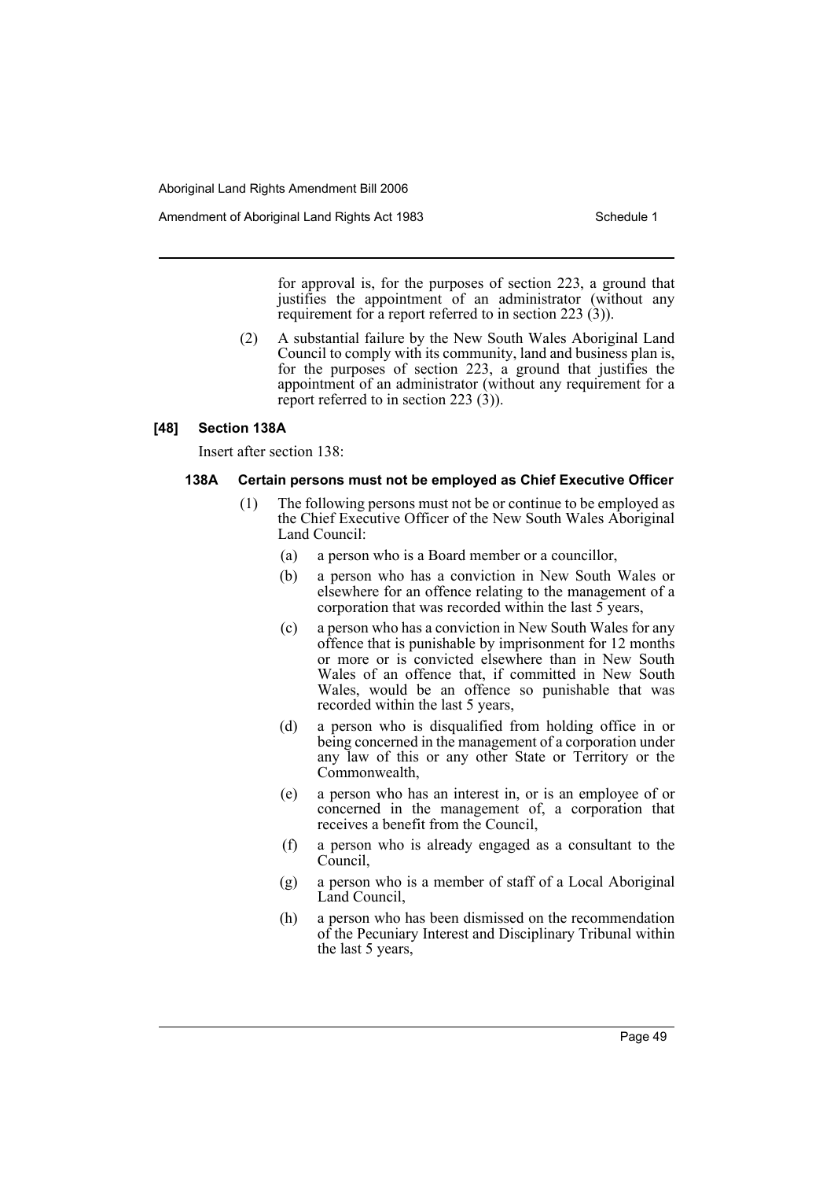for approval is, for the purposes of section 223, a ground that justifies the appointment of an administrator (without any requirement for a report referred to in section 223 (3)).

(2) A substantial failure by the New South Wales Aboriginal Land Council to comply with its community, land and business plan is, for the purposes of section 223, a ground that justifies the appointment of an administrator (without any requirement for a report referred to in section 223 (3)).

**[48] Section 138A**

Insert after section 138:

**138A Certain persons must not be employed as Chief Executive Officer**

(1) The following persons must not be or continue to be employed as the Chief Executive Officer of the New South Wales Aboriginal Land Council:

(a) a person who is a Board member or a councillor,

(b) a person who has a conviction in New South Wales or elsewhere for an offence relating to the management of a corporation that was recorded within the last 5 years,

(c) a person who has a conviction in New South Wales for any offence that is punishable by imprisonment for 12 months or more or is convicted elsewhere than in New South Wales of an offence that, if committed in New South Wales, would be an offence so punishable that was recorded within the last 5 years,

(d) a person who is disqualified from holding office in or being concerned in the management of a corporation under any law of this or any other State or Territory or the Commonwealth,

(e) a person who has an interest in, or is an employee of or concerned in the management of, a corporation that receives a benefit from the Council,

(f) a person who is already engaged as a consultant to the Council,

(g) a person who is a member of staff of a Local Aboriginal Land Council,

(h) a person who has been dismissed on the recommendation of the Pecuniary Interest and Disciplinary Tribunal within the last 5 years,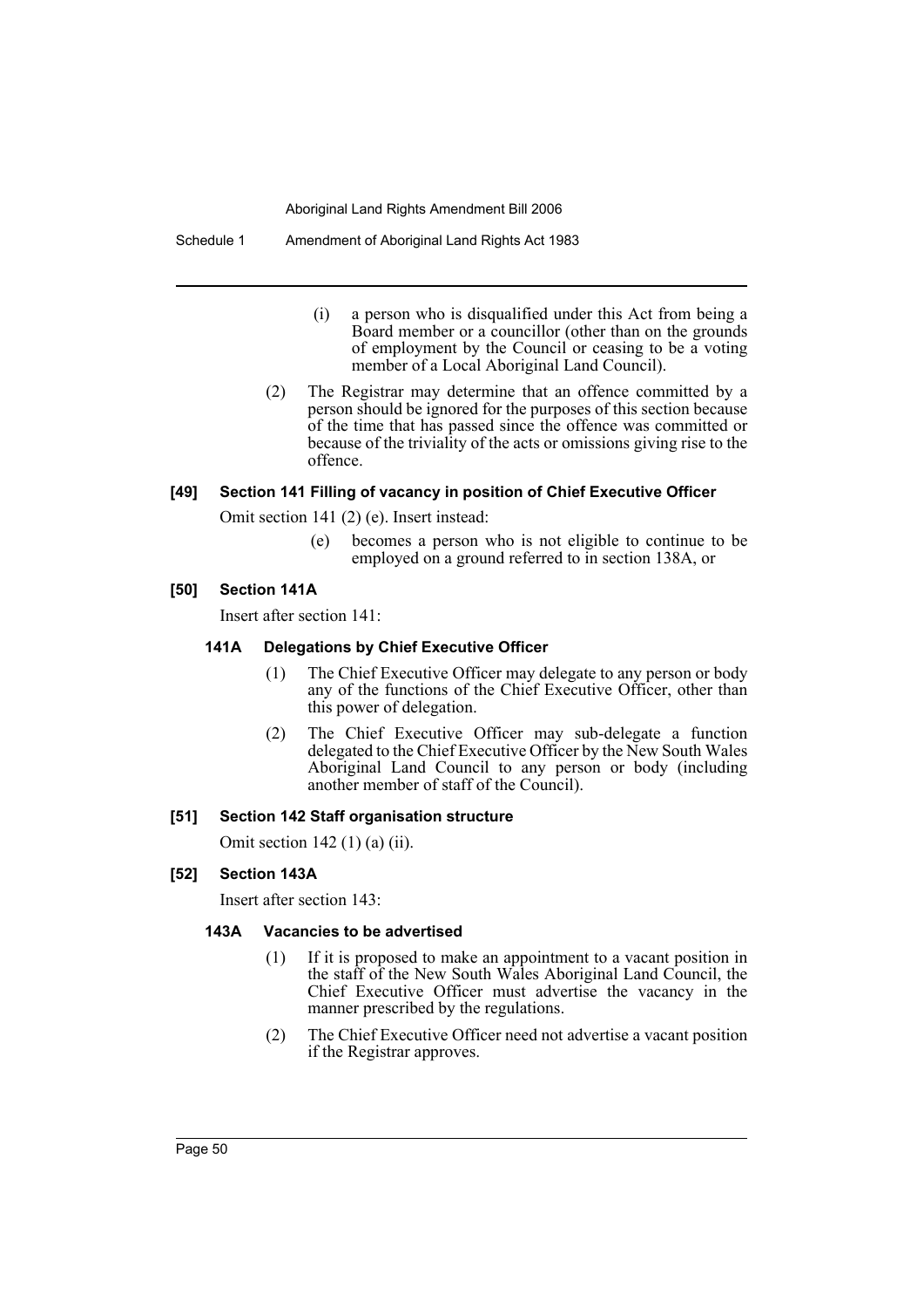(i) a person who is disqualified under this Act from being a Board member or a councillor (other than on the grounds of employment by the Council or ceasing to be a voting member of a Local Aboriginal Land Council).

(2) The Registrar may determine that an offence committed by a person should be ignored for the purposes of this section because of the time that has passed since the offence was committed or because of the triviality of the acts or omissions giving rise to the offence.

#### [49] Section 141 Filling of vacancy in position of Chief Executive Officer

Omit section 141 (2) (e). Insert instead:

(e) becomes a person who is not eligible to continue to be employed on a ground referred to in section 138A, or

#### [50] Section 141A

Insert after section 141:

##### 141A Delegations by Chief Executive Officer

(1) The Chief Executive Officer may delegate to any person or body any of the functions of the Chief Executive Officer, other than this power of delegation.

(2) The Chief Executive Officer may sub-delegate a function delegated to the Chief Executive Officer by the New South Wales Aboriginal Land Council to any person or body (including another member of staff of the Council).

#### [51] Section 142 Staff organisation structure

Omit section 142 (1) (a) (ii).

#### [52] Section 143A

Insert after section 143:

##### 143A Vacancies to be advertised

(1) If it is proposed to make an appointment to a vacant position in the staff of the New South Wales Aboriginal Land Council, the Chief Executive Officer must advertise the vacancy in the manner prescribed by the regulations.

(2) The Chief Executive Officer need not advertise a vacant position if the Registrar approves.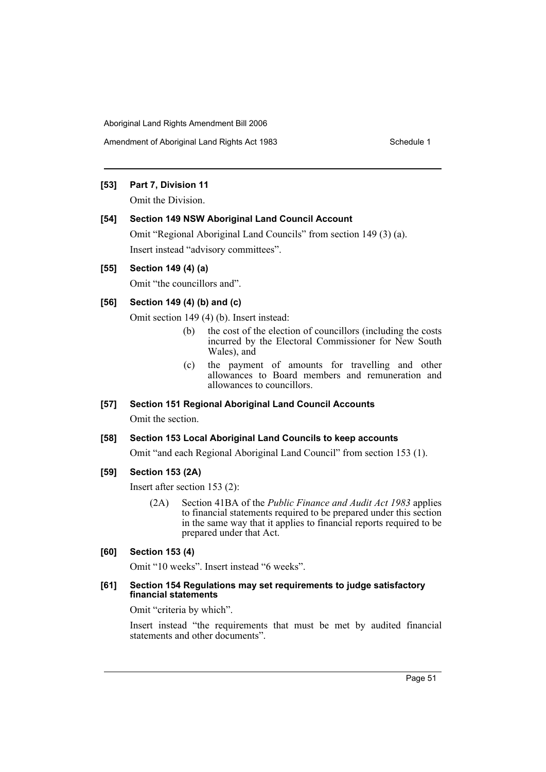**[53] Part 7, Division 11**

Omit the Division.

**[54] Section 149 NSW Aboriginal Land Council Account**

Omit "Regional Aboriginal Land Councils" from section 149 (3) (a).

Insert instead "advisory committees".

**[55] Section 149 (4) (a)**

Omit "the councillors and".

**[56] Section 149 (4) (b) and (c)**

Omit section 149 (4) (b). Insert instead:

> (b) the cost of the election of councillors (including the costs incurred by the Electoral Commissioner for New South Wales), and
>
> (c) the payment of amounts for travelling and other allowances to Board members and remuneration and allowances to councillors.

**[57] Section 151 Regional Aboriginal Land Council Accounts**

Omit the section.

**[58] Section 153 Local Aboriginal Land Councils to keep accounts**

Omit "and each Regional Aboriginal Land Council" from section 153 (1).

**[59] Section 153 (2A)**

Insert after section 153 (2):

> (2A) Section 41BA of the *Public Finance and Audit Act 1983* applies to financial statements required to be prepared under this section in the same way that it applies to financial reports required to be prepared under that Act.

**[60] Section 153 (4)**

Omit "10 weeks". Insert instead "6 weeks".

**[61] Section 154 Regulations may set requirements to judge satisfactory financial statements**

Omit "criteria by which".

Insert instead "the requirements that must be met by audited financial statements and other documents".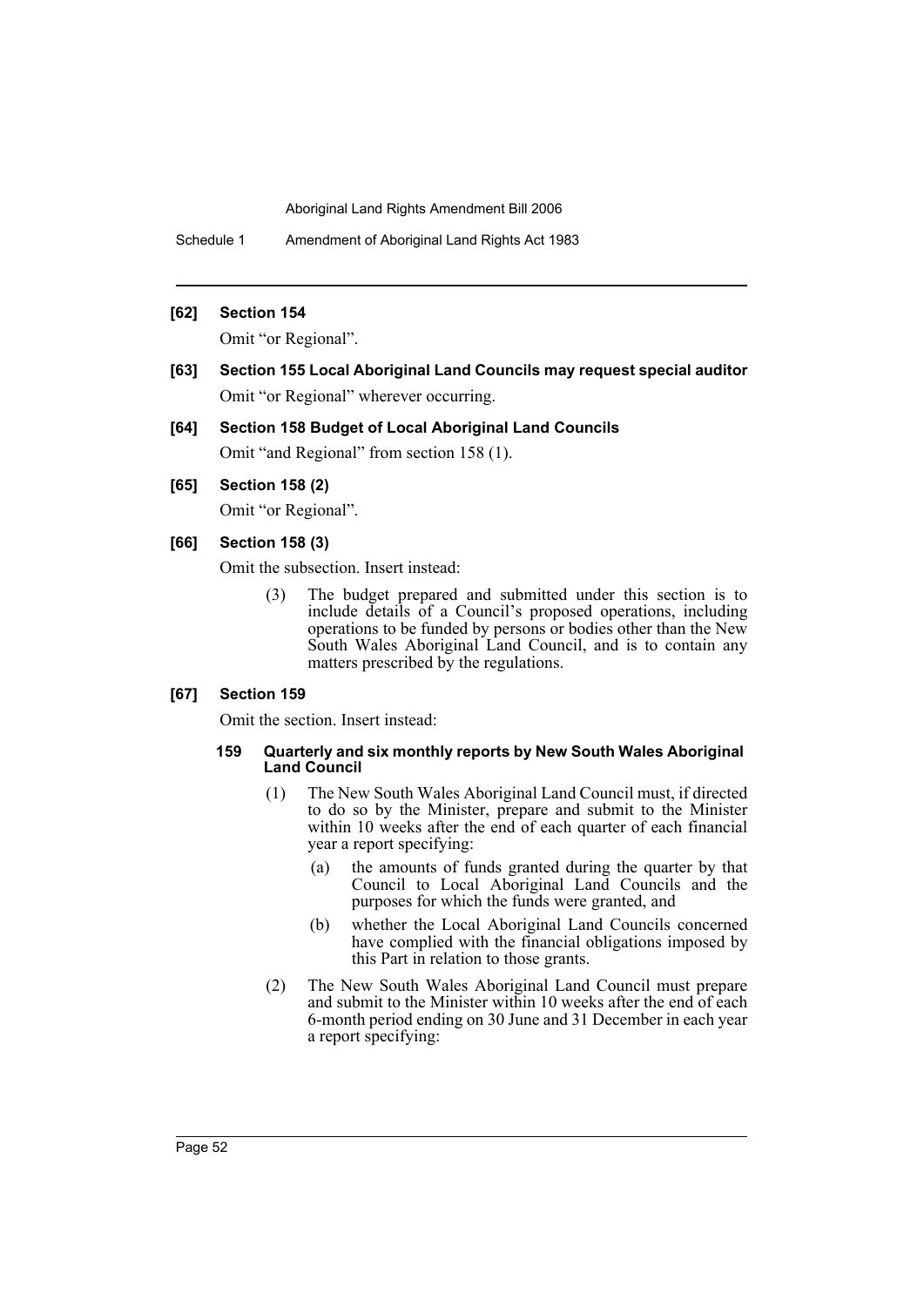**[62] Section 154**

Omit "or Regional".

**[63] Section 155 Local Aboriginal Land Councils may request special auditor**

Omit "or Regional" wherever occurring.

**[64] Section 158 Budget of Local Aboriginal Land Councils**

Omit "and Regional" from section 158 (1).

**[65] Section 158 (2)**

Omit "or Regional".

**[66] Section 158 (3)**

Omit the subsection. Insert instead:

> (3) The budget prepared and submitted under this section is to include details of a Council's proposed operations, including operations to be funded by persons or bodies other than the New South Wales Aboriginal Land Council, and is to contain any matters prescribed by the regulations.

**[67] Section 159**

Omit the section. Insert instead:

> **159 Quarterly and six monthly reports by New South Wales Aboriginal Land Council**
>
> (1) The New South Wales Aboriginal Land Council must, if directed to do so by the Minister, prepare and submit to the Minister within 10 weeks after the end of each quarter of each financial year a report specifying:
>
> (a) the amounts of funds granted during the quarter by that Council to Local Aboriginal Land Councils and the purposes for which the funds were granted, and
>
> (b) whether the Local Aboriginal Land Councils concerned have complied with the financial obligations imposed by this Part in relation to those grants.
>
> (2) The New South Wales Aboriginal Land Council must prepare and submit to the Minister within 10 weeks after the end of each 6-month period ending on 30 June and 31 December in each year a report specifying: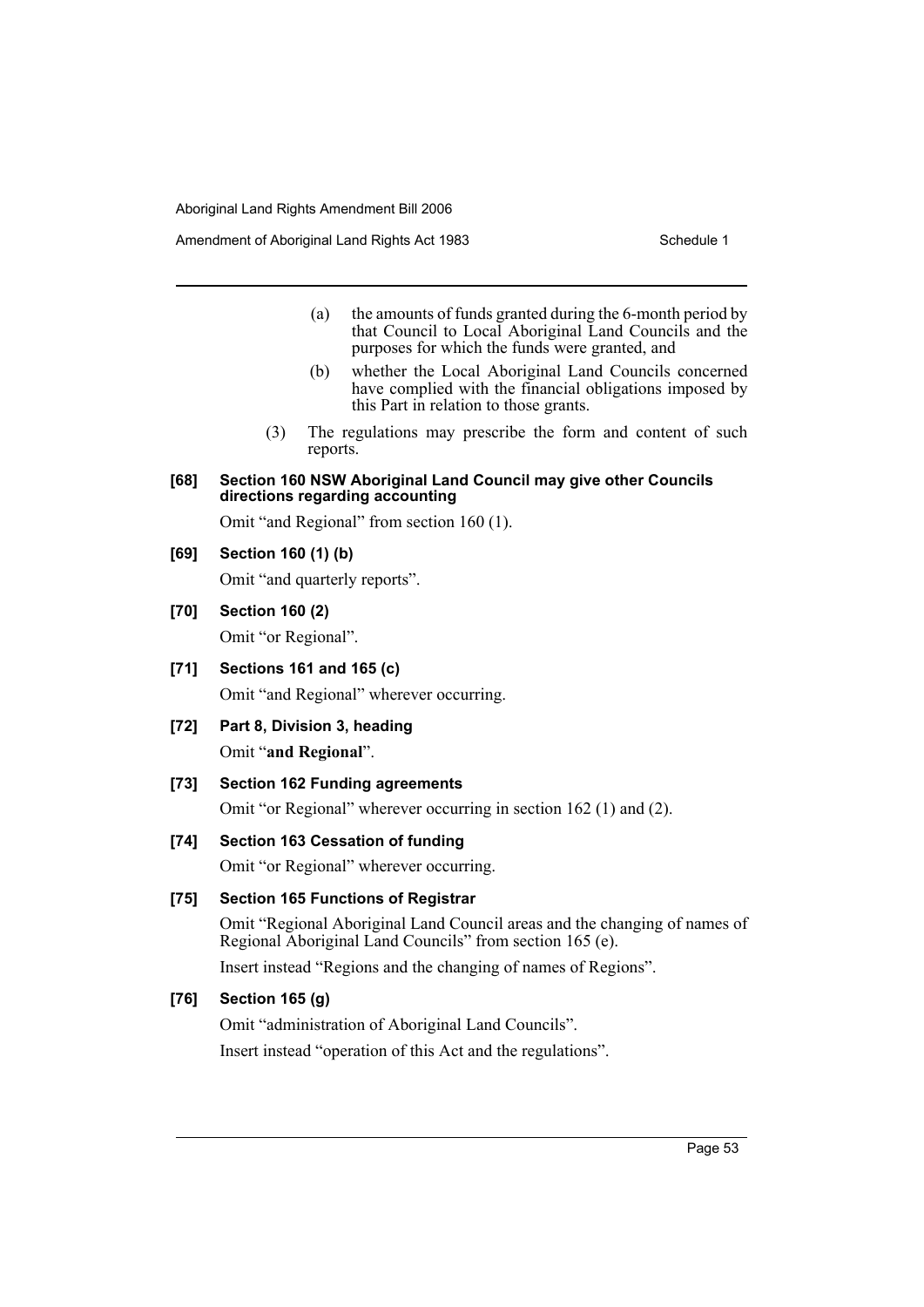(a) the amounts of funds granted during the 6-month period by that Council to Local Aboriginal Land Councils and the purposes for which the funds were granted, and

(b) whether the Local Aboriginal Land Councils concerned have complied with the financial obligations imposed by this Part in relation to those grants.

(3) The regulations may prescribe the form and content of such reports.

**[68] Section 160 NSW Aboriginal Land Council may give other Councils directions regarding accounting**

Omit "and Regional" from section 160 (1).

**[69] Section 160 (1) (b)**

Omit "and quarterly reports".

**[70] Section 160 (2)**

Omit "or Regional".

**[71] Sections 161 and 165 (c)**

Omit "and Regional" wherever occurring.

**[72] Part 8, Division 3, heading**

Omit "**and Regional**".

**[73] Section 162 Funding agreements**

Omit "or Regional" wherever occurring in section 162 (1) and (2).

**[74] Section 163 Cessation of funding**

Omit "or Regional" wherever occurring.

**[75] Section 165 Functions of Registrar**

Omit "Regional Aboriginal Land Council areas and the changing of names of Regional Aboriginal Land Councils" from section 165 (e).

Insert instead "Regions and the changing of names of Regions".

**[76] Section 165 (g)**

Omit "administration of Aboriginal Land Councils".

Insert instead "operation of this Act and the regulations".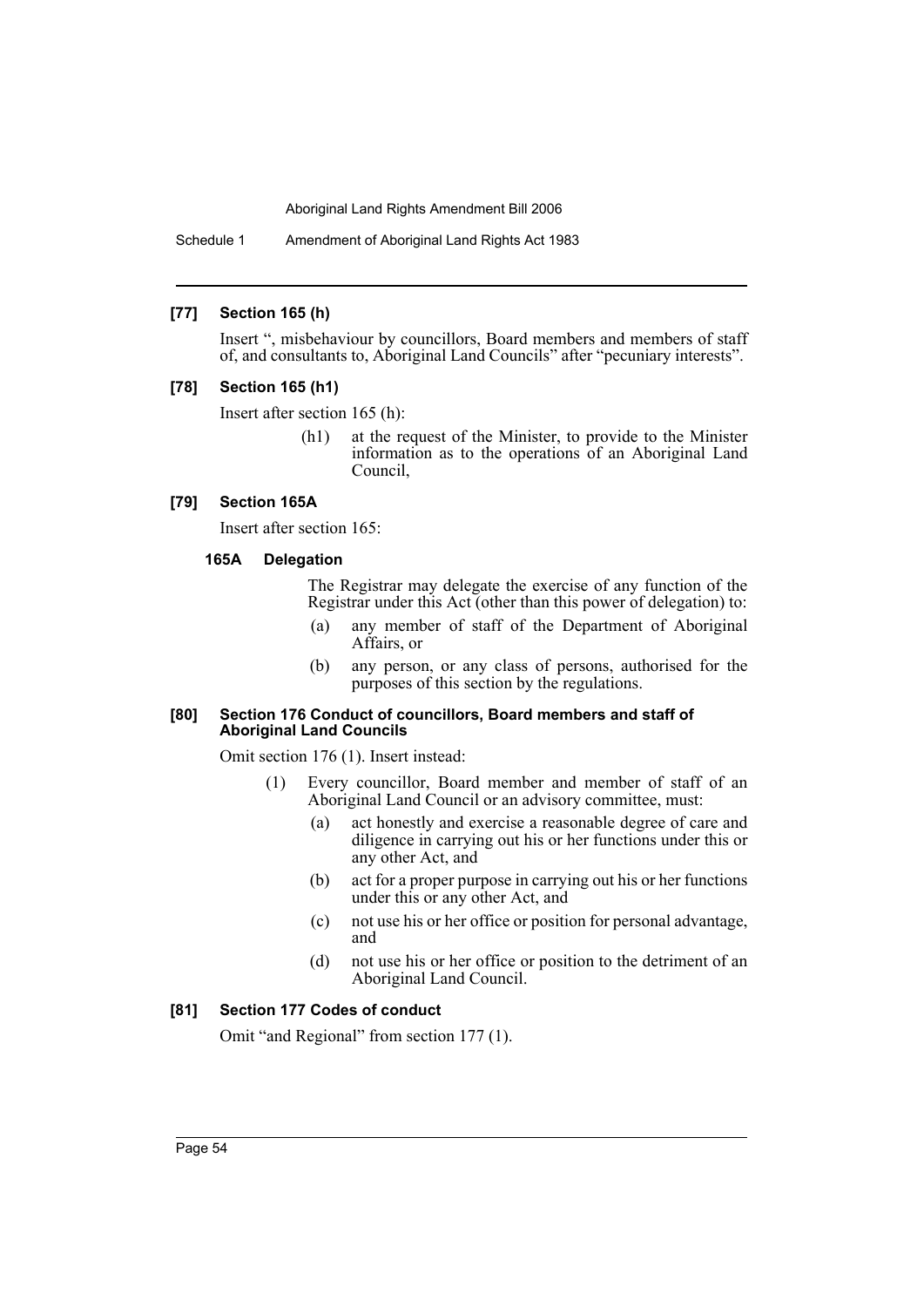**[77] Section 165 (h)**

Insert ", misbehaviour by councillors, Board members and members of staff of, and consultants to, Aboriginal Land Councils" after "pecuniary interests".

**[78] Section 165 (h1)**

Insert after section 165 (h):

> (h1) at the request of the Minister, to provide to the Minister information as to the operations of an Aboriginal Land Council,

**[79] Section 165A**

Insert after section 165:

> **165A Delegation**
>
> The Registrar may delegate the exercise of any function of the Registrar under this Act (other than this power of delegation) to:
>
> (a) any member of staff of the Department of Aboriginal Affairs, or
>
> (b) any person, or any class of persons, authorised for the purposes of this section by the regulations.

**[80] Section 176 Conduct of councillors, Board members and staff of Aboriginal Land Councils**

Omit section 176 (1). Insert instead:

> (1) Every councillor, Board member and member of staff of an Aboriginal Land Council or an advisory committee, must:
>
> (a) act honestly and exercise a reasonable degree of care and diligence in carrying out his or her functions under this or any other Act, and
>
> (b) act for a proper purpose in carrying out his or her functions under this or any other Act, and
>
> (c) not use his or her office or position for personal advantage, and
>
> (d) not use his or her office or position to the detriment of an Aboriginal Land Council.

**[81] Section 177 Codes of conduct**

Omit "and Regional" from section 177 (1).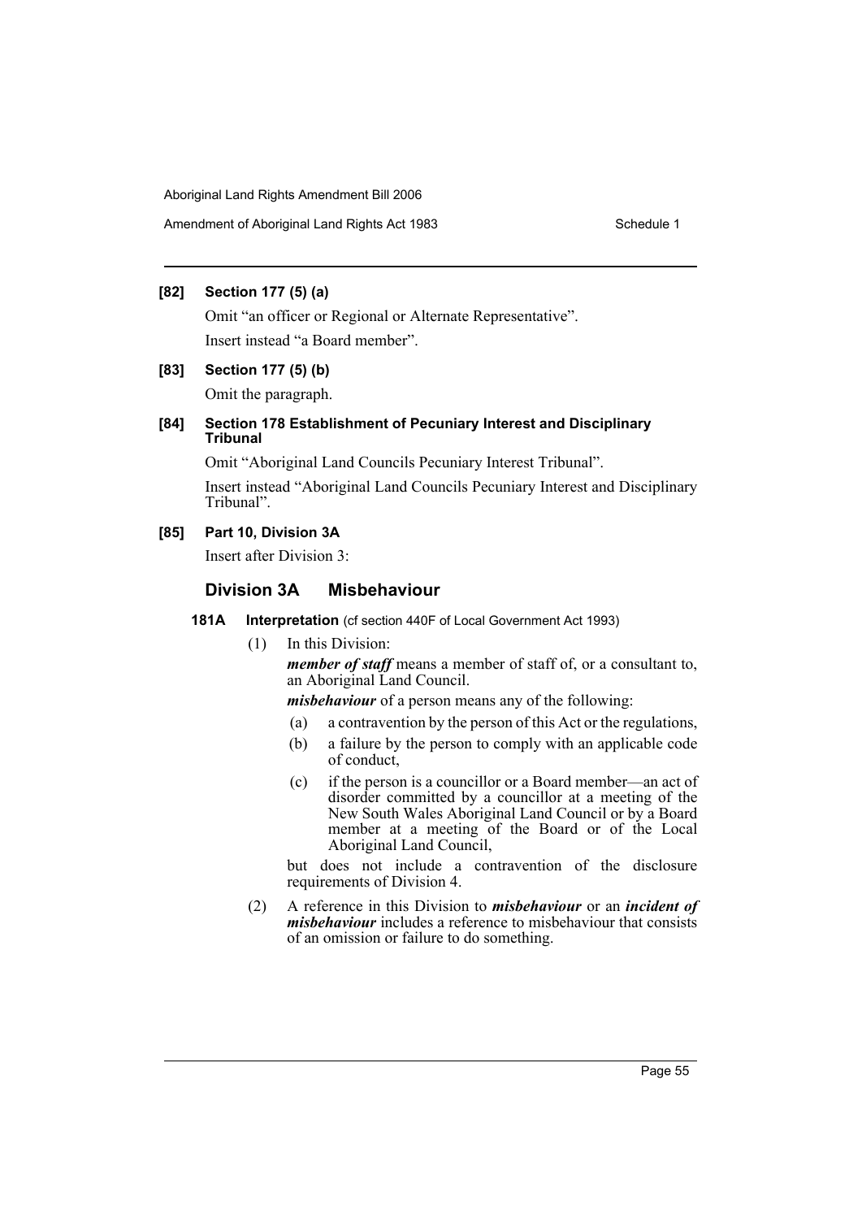**[82] Section 177 (5) (a)**

Omit "an officer or Regional or Alternate Representative".

Insert instead "a Board member".

**[83] Section 177 (5) (b)**

Omit the paragraph.

**[84] Section 178 Establishment of Pecuniary Interest and Disciplinary Tribunal**

Omit "Aboriginal Land Councils Pecuniary Interest Tribunal".

Insert instead "Aboriginal Land Councils Pecuniary Interest and Disciplinary Tribunal".

**[85] Part 10, Division 3A**

Insert after Division 3:

## Division 3A Misbehaviour

**181A Interpretation** (cf section 440F of Local Government Act 1993)

(1) In this Division:

***member of staff*** means a member of staff of, or a consultant to, an Aboriginal Land Council.

***misbehaviour*** of a person means any of the following:

(a) a contravention by the person of this Act or the regulations,

(b) a failure by the person to comply with an applicable code of conduct,

(c) if the person is a councillor or a Board member—an act of disorder committed by a councillor at a meeting of the New South Wales Aboriginal Land Council or by a Board member at a meeting of the Board or of the Local Aboriginal Land Council,

but does not include a contravention of the disclosure requirements of Division 4.

(2) A reference in this Division to ***misbehaviour*** or an ***incident of misbehaviour*** includes a reference to misbehaviour that consists of an omission or failure to do something.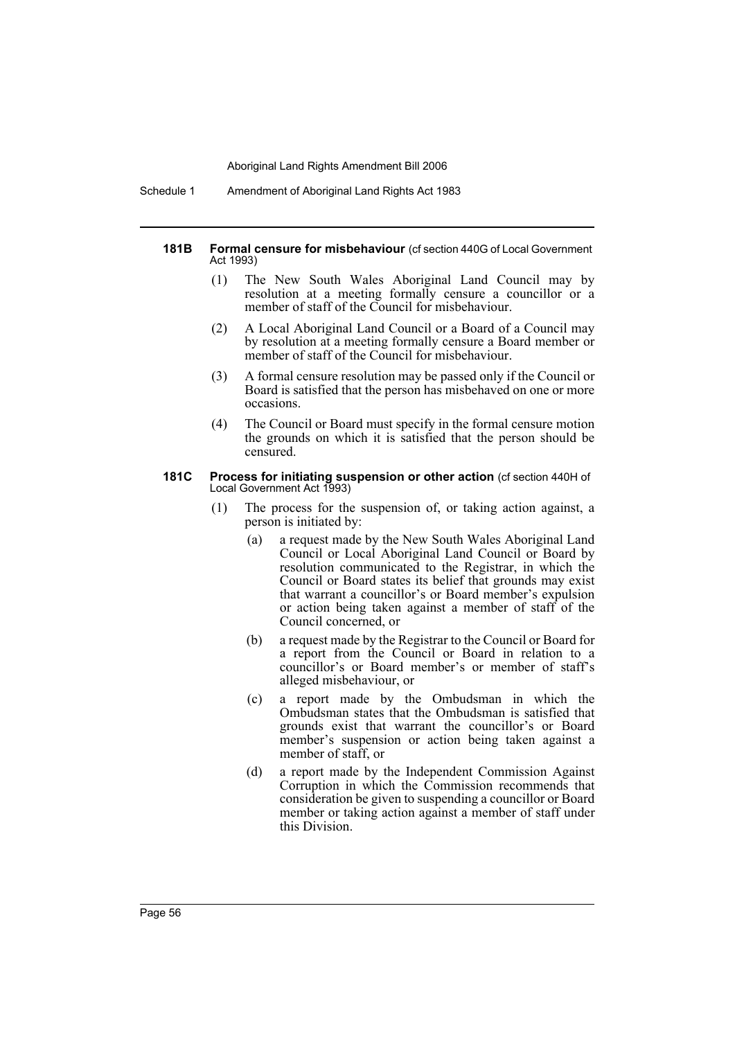#### 181B Formal censure for misbehaviour (cf section 440G of Local Government Act 1993)

(1) The New South Wales Aboriginal Land Council may by resolution at a meeting formally censure a councillor or a member of staff of the Council for misbehaviour.

(2) A Local Aboriginal Land Council or a Board of a Council may by resolution at a meeting formally censure a Board member or member of staff of the Council for misbehaviour.

(3) A formal censure resolution may be passed only if the Council or Board is satisfied that the person has misbehaved on one or more occasions.

(4) The Council or Board must specify in the formal censure motion the grounds on which it is satisfied that the person should be censured.

#### 181C Process for initiating suspension or other action (cf section 440H of Local Government Act 1993)

(1) The process for the suspension of, or taking action against, a person is initiated by:

(a) a request made by the New South Wales Aboriginal Land Council or Local Aboriginal Land Council or Board by resolution communicated to the Registrar, in which the Council or Board states its belief that grounds may exist that warrant a councillor's or Board member's expulsion or action being taken against a member of staff of the Council concerned, or

(b) a request made by the Registrar to the Council or Board for a report from the Council or Board in relation to a councillor's or Board member's or member of staff's alleged misbehaviour, or

(c) a report made by the Ombudsman in which the Ombudsman states that the Ombudsman is satisfied that grounds exist that warrant the councillor's or Board member's suspension or action being taken against a member of staff, or

(d) a report made by the Independent Commission Against Corruption in which the Commission recommends that consideration be given to suspending a councillor or Board member or taking action against a member of staff under this Division.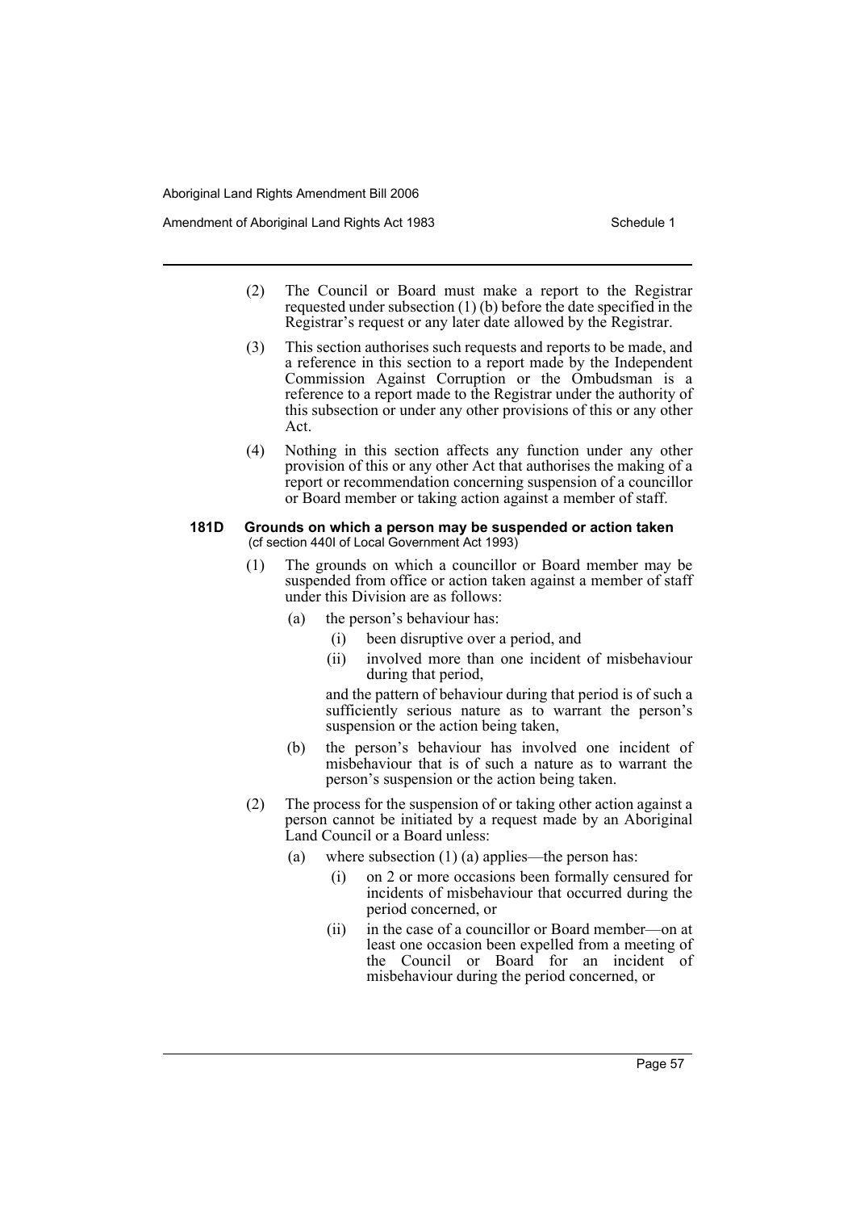(2) The Council or Board must make a report to the Registrar requested under subsection (1) (b) before the date specified in the Registrar's request or any later date allowed by the Registrar.

(3) This section authorises such requests and reports to be made, and a reference in this section to a report made by the Independent Commission Against Corruption or the Ombudsman is a reference to a report made to the Registrar under the authority of this subsection or under any other provisions of this or any other Act.

(4) Nothing in this section affects any function under any other provision of this or any other Act that authorises the making of a report or recommendation concerning suspension of a councillor or Board member or taking action against a member of staff.

**181D Grounds on which a person may be suspended or action taken**

(cf section 440I of Local Government Act 1993)

(1) The grounds on which a councillor or Board member may be suspended from office or action taken against a member of staff under this Division are as follows:

(a) the person's behaviour has:

(i) been disruptive over a period, and

(ii) involved more than one incident of misbehaviour during that period,

and the pattern of behaviour during that period is of such a sufficiently serious nature as to warrant the person's suspension or the action being taken,

(b) the person's behaviour has involved one incident of misbehaviour that is of such a nature as to warrant the person's suspension or the action being taken.

(2) The process for the suspension of or taking other action against a person cannot be initiated by a request made by an Aboriginal Land Council or a Board unless:

(a) where subsection (1) (a) applies—the person has:

(i) on 2 or more occasions been formally censured for incidents of misbehaviour that occurred during the period concerned, or

(ii) in the case of a councillor or Board member—on at least one occasion been expelled from a meeting of the Council or Board for an incident of misbehaviour during the period concerned, or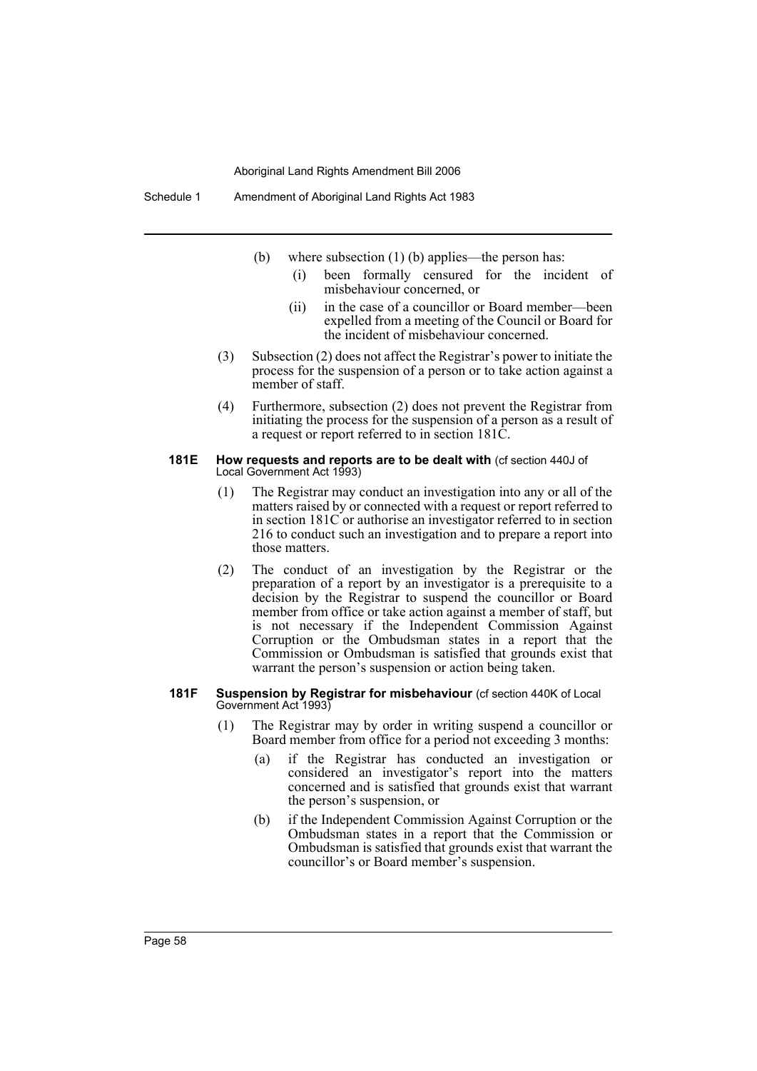(b) where subsection (1) (b) applies—the person has:

  (i) been formally censured for the incident of misbehaviour concerned, or

  (ii) in the case of a councillor or Board member—been expelled from a meeting of the Council or Board for the incident of misbehaviour concerned.

(3) Subsection (2) does not affect the Registrar's power to initiate the process for the suspension of a person or to take action against a member of staff.

(4) Furthermore, subsection (2) does not prevent the Registrar from initiating the process for the suspension of a person as a result of a request or report referred to in section 181C.

### 181E How requests and reports are to be dealt with (cf section 440J of Local Government Act 1993)

(1) The Registrar may conduct an investigation into any or all of the matters raised by or connected with a request or report referred to in section 181C or authorise an investigator referred to in section 216 to conduct such an investigation and to prepare a report into those matters.

(2) The conduct of an investigation by the Registrar or the preparation of a report by an investigator is a prerequisite to a decision by the Registrar to suspend the councillor or Board member from office or take action against a member of staff, but is not necessary if the Independent Commission Against Corruption or the Ombudsman states in a report that the Commission or Ombudsman is satisfied that grounds exist that warrant the person's suspension or action being taken.

### 181F Suspension by Registrar for misbehaviour (cf section 440K of Local Government Act 1993)

(1) The Registrar may by order in writing suspend a councillor or Board member from office for a period not exceeding 3 months:

  (a) if the Registrar has conducted an investigation or considered an investigator's report into the matters concerned and is satisfied that grounds exist that warrant the person's suspension, or

  (b) if the Independent Commission Against Corruption or the Ombudsman states in a report that the Commission or Ombudsman is satisfied that grounds exist that warrant the councillor's or Board member's suspension.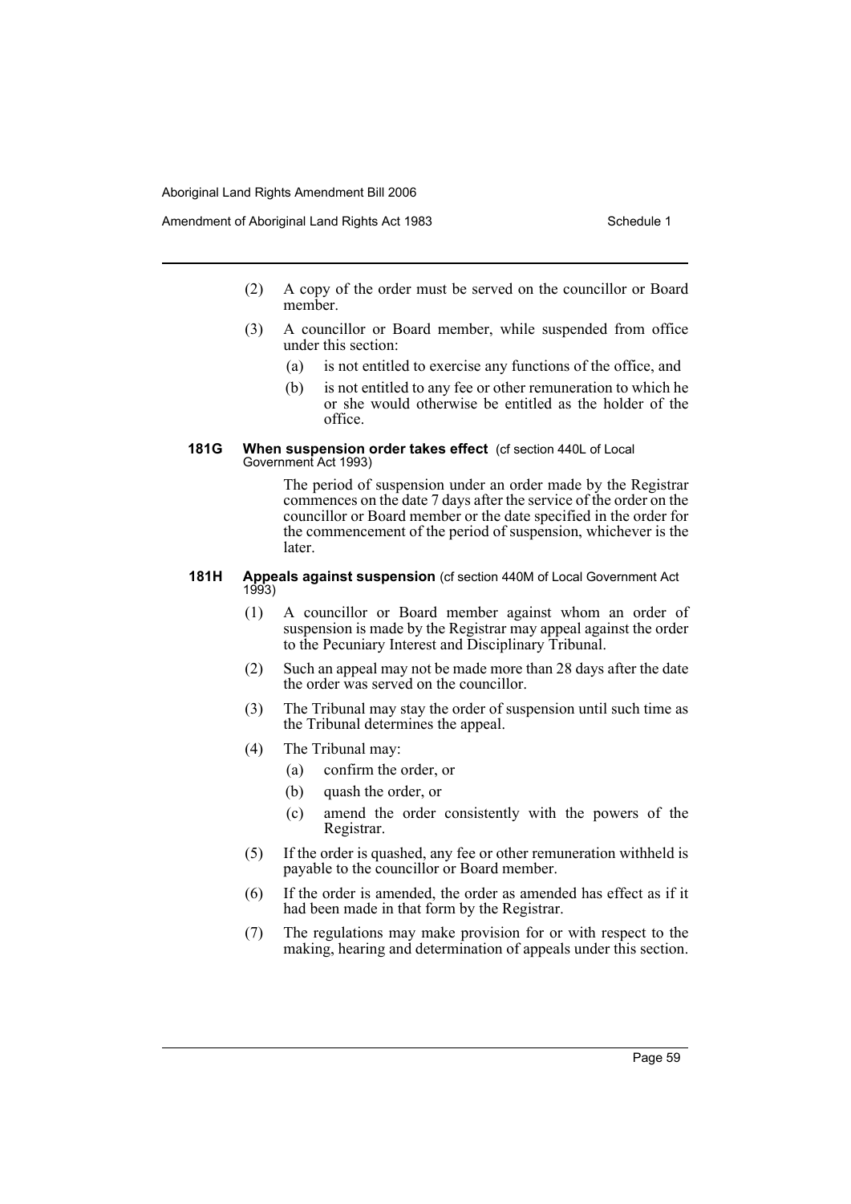(2) A copy of the order must be served on the councillor or Board member.

(3) A councillor or Board member, while suspended from office under this section:

- (a) is not entitled to exercise any functions of the office, and
- (b) is not entitled to any fee or other remuneration to which he or she would otherwise be entitled as the holder of the office.

#### 181G When suspension order takes effect (cf section 440L of Local Government Act 1993)

The period of suspension under an order made by the Registrar commences on the date 7 days after the service of the order on the councillor or Board member or the date specified in the order for the commencement of the period of suspension, whichever is the later.

#### 181H Appeals against suspension (cf section 440M of Local Government Act 1993)

(1) A councillor or Board member against whom an order of suspension is made by the Registrar may appeal against the order to the Pecuniary Interest and Disciplinary Tribunal.

(2) Such an appeal may not be made more than 28 days after the date the order was served on the councillor.

(3) The Tribunal may stay the order of suspension until such time as the Tribunal determines the appeal.

(4) The Tribunal may:

- (a) confirm the order, or
- (b) quash the order, or
- (c) amend the order consistently with the powers of the Registrar.

(5) If the order is quashed, any fee or other remuneration withheld is payable to the councillor or Board member.

(6) If the order is amended, the order as amended has effect as if it had been made in that form by the Registrar.

(7) The regulations may make provision for or with respect to the making, hearing and determination of appeals under this section.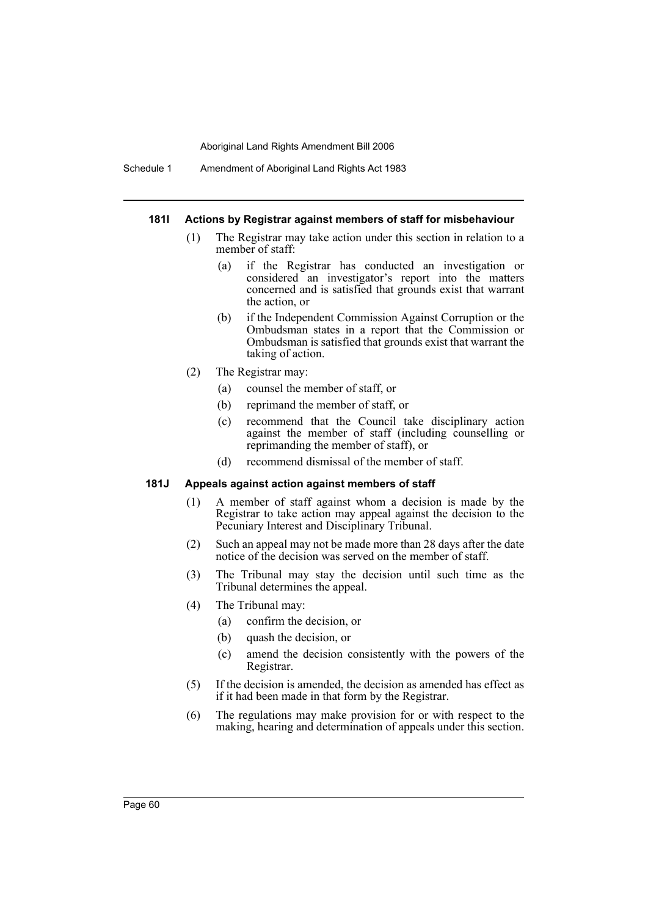### 181I Actions by Registrar against members of staff for misbehaviour

(1) The Registrar may take action under this section in relation to a member of staff:

- (a) if the Registrar has conducted an investigation or considered an investigator's report into the matters concerned and is satisfied that grounds exist that warrant the action, or
- (b) if the Independent Commission Against Corruption or the Ombudsman states in a report that the Commission or Ombudsman is satisfied that grounds exist that warrant the taking of action.

(2) The Registrar may:

- (a) counsel the member of staff, or
- (b) reprimand the member of staff, or
- (c) recommend that the Council take disciplinary action against the member of staff (including counselling or reprimanding the member of staff), or
- (d) recommend dismissal of the member of staff.

### 181J Appeals against action against members of staff

(1) A member of staff against whom a decision is made by the Registrar to take action may appeal against the decision to the Pecuniary Interest and Disciplinary Tribunal.

(2) Such an appeal may not be made more than 28 days after the date notice of the decision was served on the member of staff.

(3) The Tribunal may stay the decision until such time as the Tribunal determines the appeal.

(4) The Tribunal may:

- (a) confirm the decision, or
- (b) quash the decision, or
- (c) amend the decision consistently with the powers of the Registrar.

(5) If the decision is amended, the decision as amended has effect as if it had been made in that form by the Registrar.

(6) The regulations may make provision for or with respect to the making, hearing and determination of appeals under this section.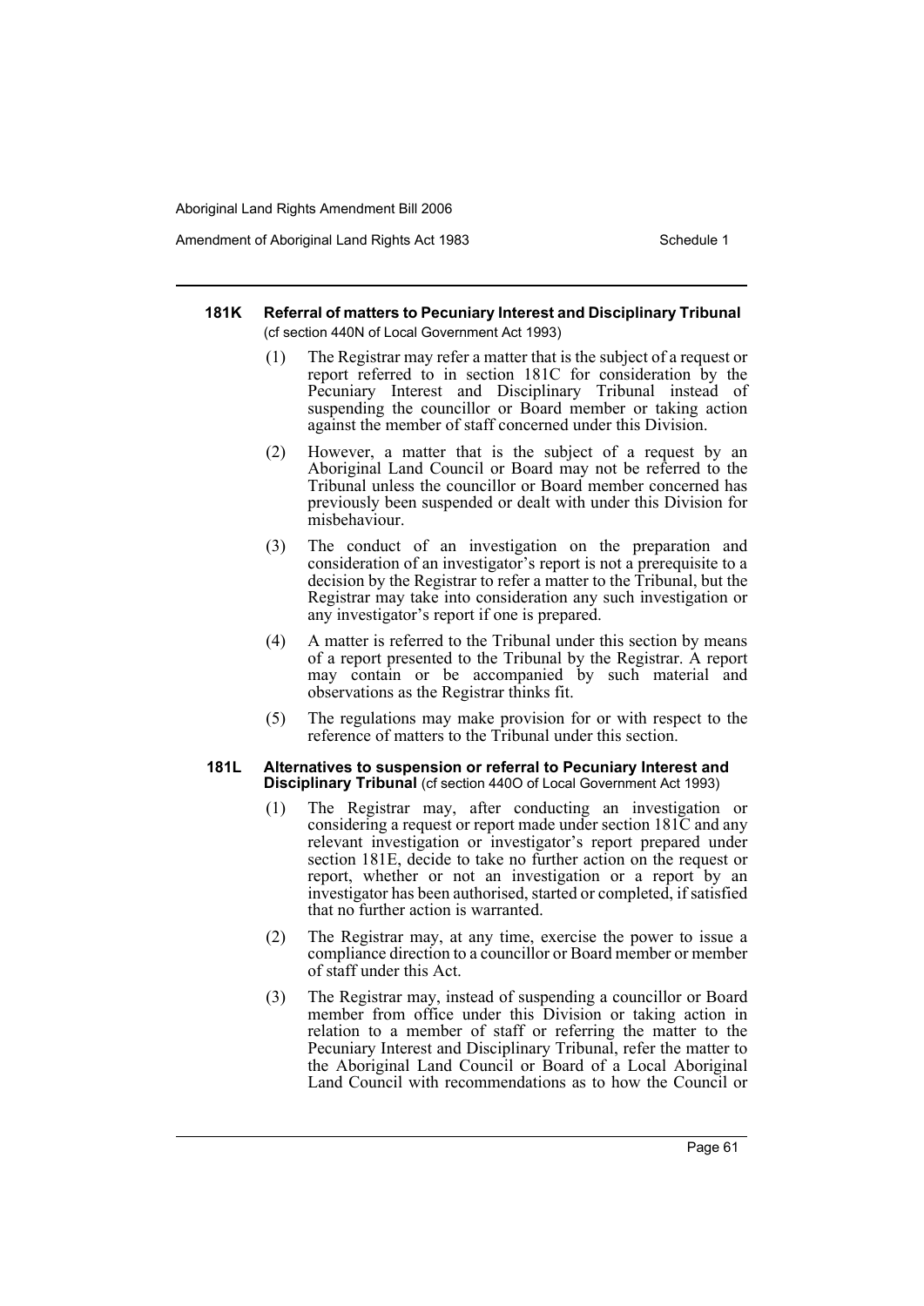#### 181K Referral of matters to Pecuniary Interest and Disciplinary Tribunal

(cf section 440N of Local Government Act 1993)

(1) The Registrar may refer a matter that is the subject of a request or report referred to in section 181C for consideration by the Pecuniary Interest and Disciplinary Tribunal instead of suspending the councillor or Board member or taking action against the member of staff concerned under this Division.

(2) However, a matter that is the subject of a request by an Aboriginal Land Council or Board may not be referred to the Tribunal unless the councillor or Board member concerned has previously been suspended or dealt with under this Division for misbehaviour.

(3) The conduct of an investigation on the preparation and consideration of an investigator's report is not a prerequisite to a decision by the Registrar to refer a matter to the Tribunal, but the Registrar may take into consideration any such investigation or any investigator's report if one is prepared.

(4) A matter is referred to the Tribunal under this section by means of a report presented to the Tribunal by the Registrar. A report may contain or be accompanied by such material and observations as the Registrar thinks fit.

(5) The regulations may make provision for or with respect to the reference of matters to the Tribunal under this section.

#### 181L Alternatives to suspension or referral to Pecuniary Interest and Disciplinary Tribunal

(cf section 440O of Local Government Act 1993)

(1) The Registrar may, after conducting an investigation or considering a request or report made under section 181C and any relevant investigation or investigator's report prepared under section 181E, decide to take no further action on the request or report, whether or not an investigation or a report by an investigator has been authorised, started or completed, if satisfied that no further action is warranted.

(2) The Registrar may, at any time, exercise the power to issue a compliance direction to a councillor or Board member or member of staff under this Act.

(3) The Registrar may, instead of suspending a councillor or Board member from office under this Division or taking action in relation to a member of staff or referring the matter to the Pecuniary Interest and Disciplinary Tribunal, refer the matter to the Aboriginal Land Council or Board of a Local Aboriginal Land Council with recommendations as to how the Council or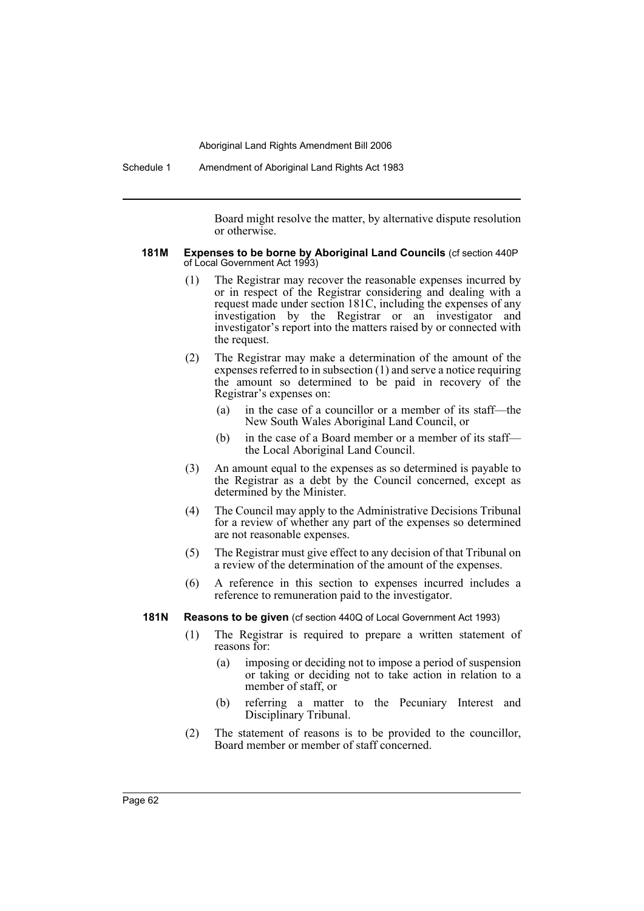Board might resolve the matter, by alternative dispute resolution or otherwise.

#### 181M Expenses to be borne by Aboriginal Land Councils (cf section 440P of Local Government Act 1993)

(1) The Registrar may recover the reasonable expenses incurred by or in respect of the Registrar considering and dealing with a request made under section 181C, including the expenses of any investigation by the Registrar or an investigator and investigator's report into the matters raised by or connected with the request.

(2) The Registrar may make a determination of the amount of the expenses referred to in subsection (1) and serve a notice requiring the amount so determined to be paid in recovery of the Registrar's expenses on:

- (a) in the case of a councillor or a member of its staff—the New South Wales Aboriginal Land Council, or
- (b) in the case of a Board member or a member of its staff—the Local Aboriginal Land Council.

(3) An amount equal to the expenses as so determined is payable to the Registrar as a debt by the Council concerned, except as determined by the Minister.

(4) The Council may apply to the Administrative Decisions Tribunal for a review of whether any part of the expenses so determined are not reasonable expenses.

(5) The Registrar must give effect to any decision of that Tribunal on a review of the determination of the amount of the expenses.

(6) A reference in this section to expenses incurred includes a reference to remuneration paid to the investigator.

#### 181N Reasons to be given (cf section 440Q of Local Government Act 1993)

(1) The Registrar is required to prepare a written statement of reasons for:

- (a) imposing or deciding not to impose a period of suspension or taking or deciding not to take action in relation to a member of staff, or
- (b) referring a matter to the Pecuniary Interest and Disciplinary Tribunal.

(2) The statement of reasons is to be provided to the councillor, Board member or member of staff concerned.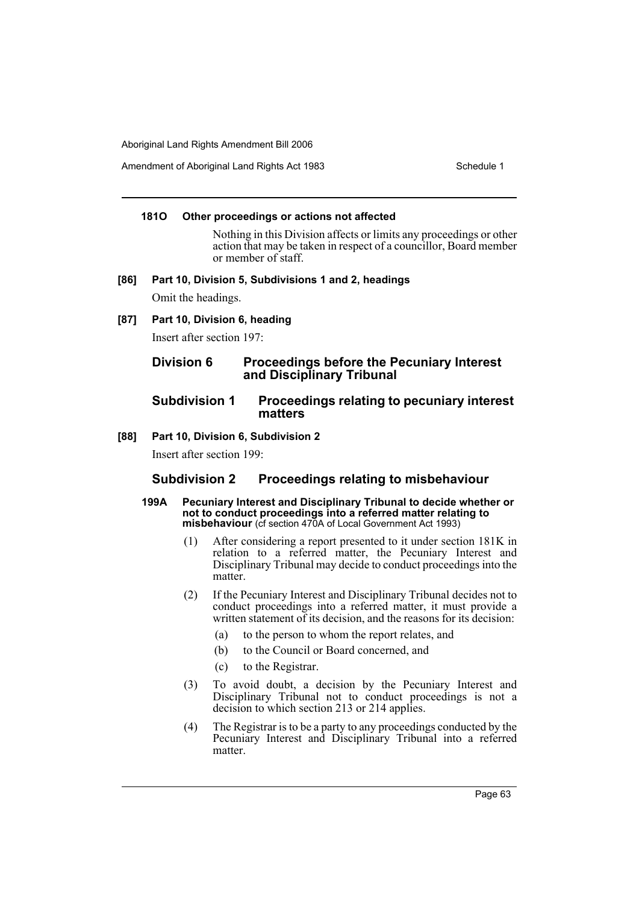#### 181O Other proceedings or actions not affected

Nothing in this Division affects or limits any proceedings or other action that may be taken in respect of a councillor, Board member or member of staff.

#### [86] Part 10, Division 5, Subdivisions 1 and 2, headings

Omit the headings.

#### [87] Part 10, Division 6, heading

Insert after section 197:

## Division 6 Proceedings before the Pecuniary Interest and Disciplinary Tribunal

### Subdivision 1 Proceedings relating to pecuniary interest matters

#### [88] Part 10, Division 6, Subdivision 2

Insert after section 199:

### Subdivision 2 Proceedings relating to misbehaviour

#### 199A Pecuniary Interest and Disciplinary Tribunal to decide whether or not to conduct proceedings into a referred matter relating to misbehaviour (cf section 470A of Local Government Act 1993)

(1) After considering a report presented to it under section 181K in relation to a referred matter, the Pecuniary Interest and Disciplinary Tribunal may decide to conduct proceedings into the matter.

(2) If the Pecuniary Interest and Disciplinary Tribunal decides not to conduct proceedings into a referred matter, it must provide a written statement of its decision, and the reasons for its decision:

- (a) to the person to whom the report relates, and
- (b) to the Council or Board concerned, and
- (c) to the Registrar.

(3) To avoid doubt, a decision by the Pecuniary Interest and Disciplinary Tribunal not to conduct proceedings is not a decision to which section 213 or 214 applies.

(4) The Registrar is to be a party to any proceedings conducted by the Pecuniary Interest and Disciplinary Tribunal into a referred matter.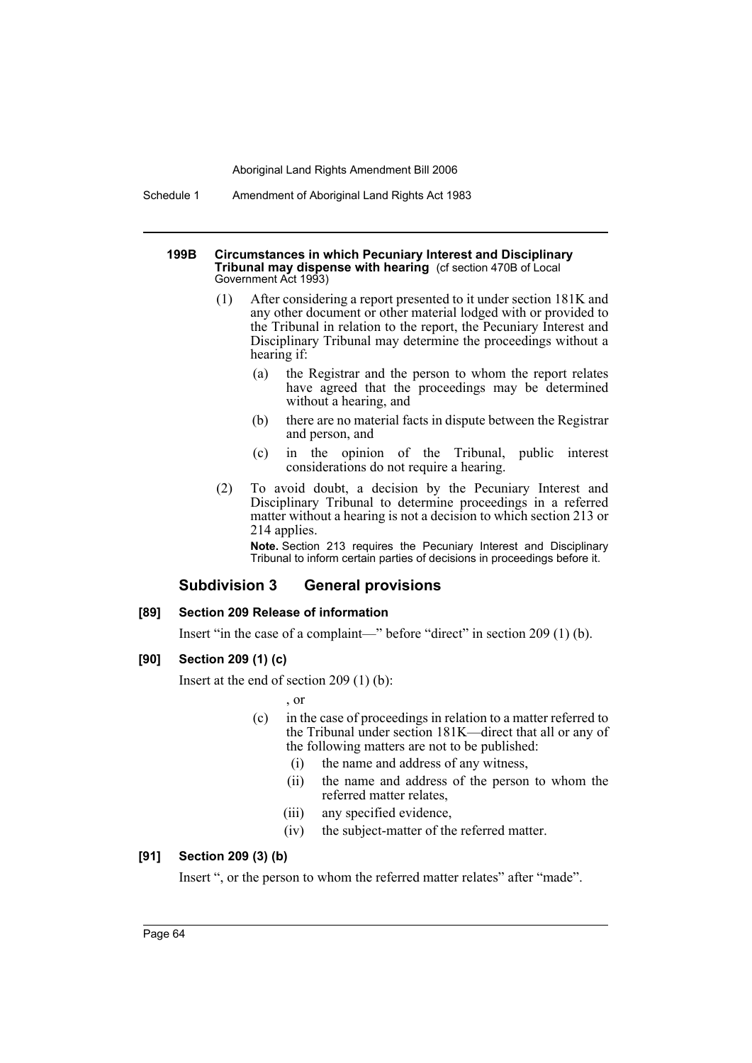#### 199B Circumstances in which Pecuniary Interest and Disciplinary Tribunal may dispense with hearing (cf section 470B of Local Government Act 1993)

(1) After considering a report presented to it under section 181K and any other document or other material lodged with or provided to the Tribunal in relation to the report, the Pecuniary Interest and Disciplinary Tribunal may determine the proceedings without a hearing if:

- (a) the Registrar and the person to whom the report relates have agreed that the proceedings may be determined without a hearing, and
- (b) there are no material facts in dispute between the Registrar and person, and
- (c) in the opinion of the Tribunal, public interest considerations do not require a hearing.

(2) To avoid doubt, a decision by the Pecuniary Interest and Disciplinary Tribunal to determine proceedings in a referred matter without a hearing is not a decision to which section 213 or 214 applies.

**Note.** Section 213 requires the Pecuniary Interest and Disciplinary Tribunal to inform certain parties of decisions in proceedings before it.

## Subdivision 3 General provisions

#### [89] Section 209 Release of information

Insert "in the case of a complaint—" before "direct" in section 209 (1) (b).

#### [90] Section 209 (1) (c)

Insert at the end of section 209 (1) (b):

, or

- (c) in the case of proceedings in relation to a matter referred to the Tribunal under section 181K—direct that all or any of the following matters are not to be published:
  - (i) the name and address of any witness,
  - (ii) the name and address of the person to whom the referred matter relates,
  - (iii) any specified evidence,
  - (iv) the subject-matter of the referred matter.

#### [91] Section 209 (3) (b)

Insert ", or the person to whom the referred matter relates" after "made".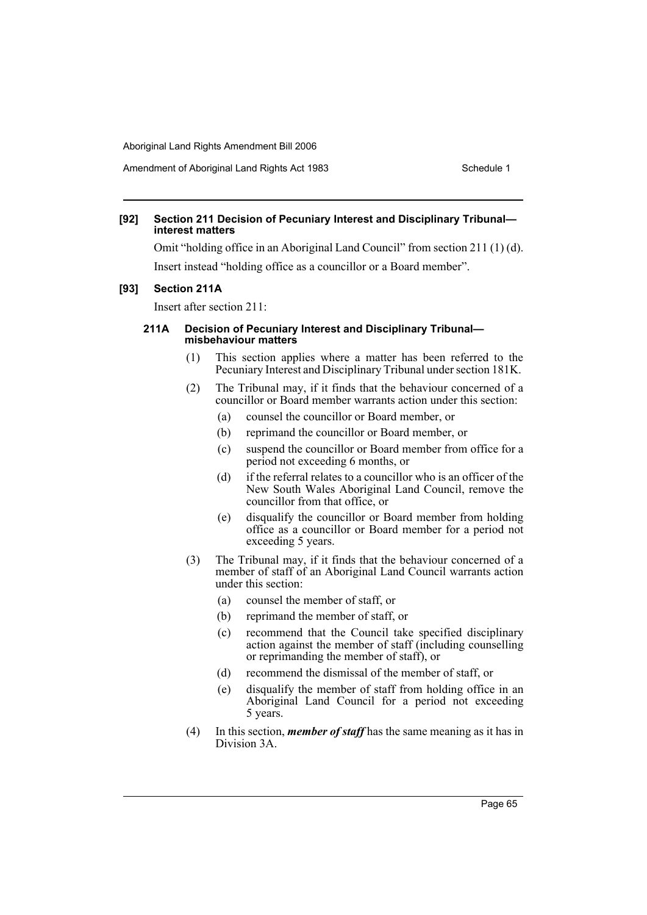**[92] Section 211 Decision of Pecuniary Interest and Disciplinary Tribunal—interest matters**

Omit "holding office in an Aboriginal Land Council" from section 211 (1) (d).

Insert instead "holding office as a councillor or a Board member".

**[93] Section 211A**

Insert after section 211:

**211A Decision of Pecuniary Interest and Disciplinary Tribunal—misbehaviour matters**

(1) This section applies where a matter has been referred to the Pecuniary Interest and Disciplinary Tribunal under section 181K.

(2) The Tribunal may, if it finds that the behaviour concerned of a councillor or Board member warrants action under this section:

(a) counsel the councillor or Board member, or

(b) reprimand the councillor or Board member, or

(c) suspend the councillor or Board member from office for a period not exceeding 6 months, or

(d) if the referral relates to a councillor who is an officer of the New South Wales Aboriginal Land Council, remove the councillor from that office, or

(e) disqualify the councillor or Board member from holding office as a councillor or Board member for a period not exceeding 5 years.

(3) The Tribunal may, if it finds that the behaviour concerned of a member of staff of an Aboriginal Land Council warrants action under this section:

(a) counsel the member of staff, or

(b) reprimand the member of staff, or

(c) recommend that the Council take specified disciplinary action against the member of staff (including counselling or reprimanding the member of staff), or

(d) recommend the dismissal of the member of staff, or

(e) disqualify the member of staff from holding office in an Aboriginal Land Council for a period not exceeding 5 years.

(4) In this section, ***member of staff*** has the same meaning as it has in Division 3A.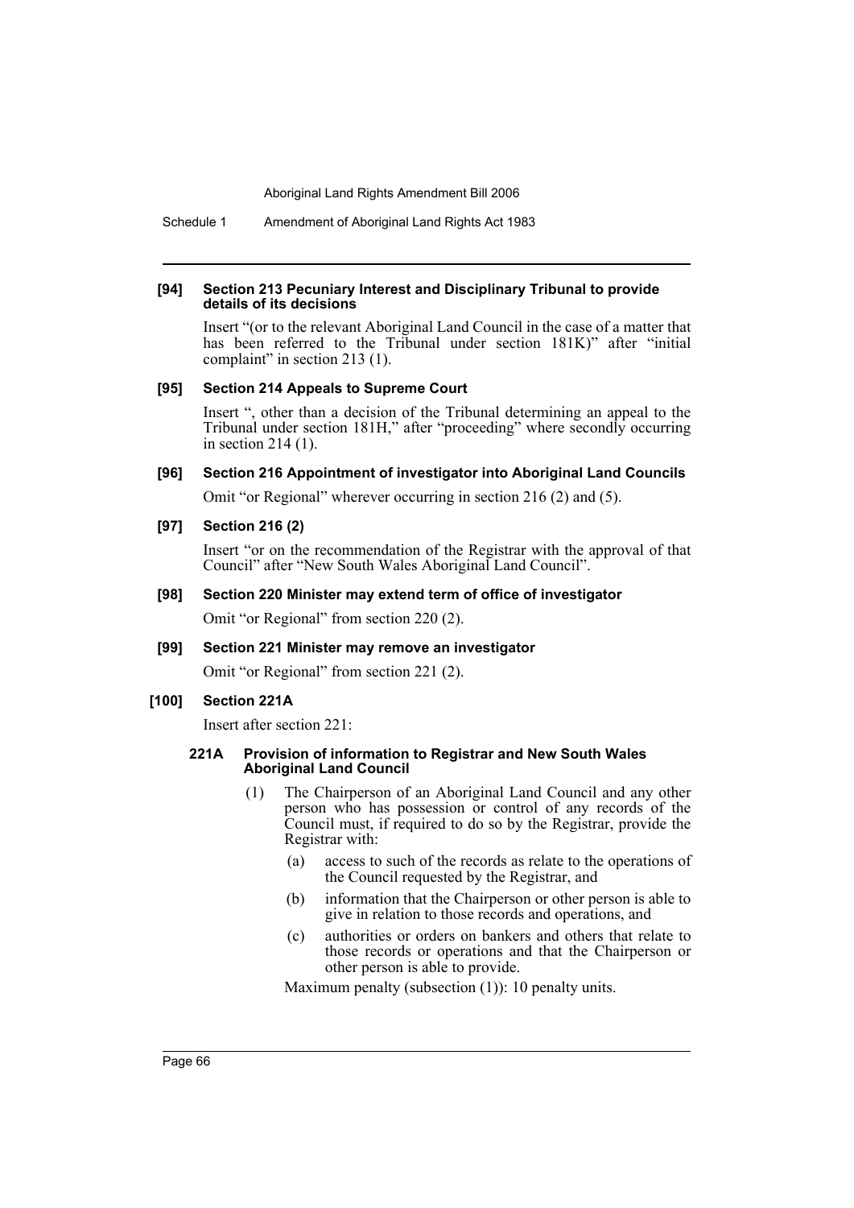#### [94] Section 213 Pecuniary Interest and Disciplinary Tribunal to provide details of its decisions

Insert "(or to the relevant Aboriginal Land Council in the case of a matter that has been referred to the Tribunal under section 181K)" after "initial complaint" in section 213 (1).

#### [95] Section 214 Appeals to Supreme Court

Insert ", other than a decision of the Tribunal determining an appeal to the Tribunal under section 181H," after "proceeding" where secondly occurring in section 214 (1).

#### [96] Section 216 Appointment of investigator into Aboriginal Land Councils

Omit "or Regional" wherever occurring in section 216 (2) and (5).

#### [97] Section 216 (2)

Insert "or on the recommendation of the Registrar with the approval of that Council" after "New South Wales Aboriginal Land Council".

#### [98] Section 220 Minister may extend term of office of investigator

Omit "or Regional" from section 220 (2).

#### [99] Section 221 Minister may remove an investigator

Omit "or Regional" from section 221 (2).

#### [100] Section 221A

Insert after section 221:

**221A Provision of information to Registrar and New South Wales Aboriginal Land Council**

(1) The Chairperson of an Aboriginal Land Council and any other person who has possession or control of any records of the Council must, if required to do so by the Registrar, provide the Registrar with:

(a) access to such of the records as relate to the operations of the Council requested by the Registrar, and

(b) information that the Chairperson or other person is able to give in relation to those records and operations, and

(c) authorities or orders on bankers and others that relate to those records or operations and that the Chairperson or other person is able to provide.

Maximum penalty (subsection (1)): 10 penalty units.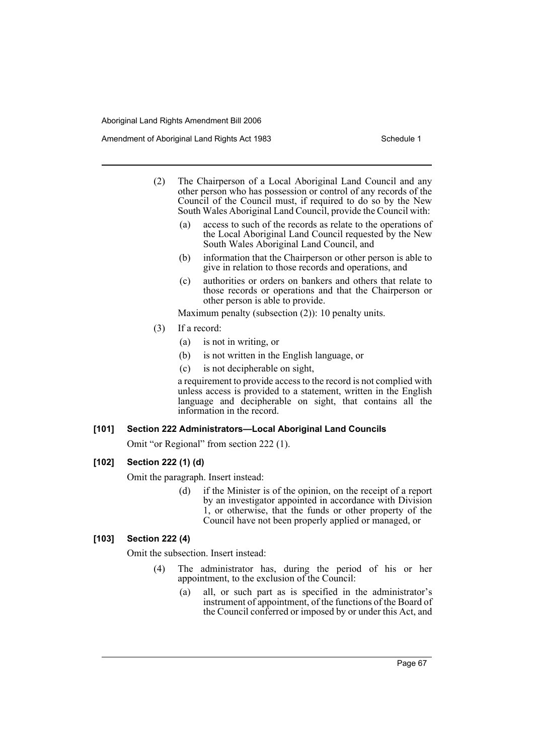(2) The Chairperson of a Local Aboriginal Land Council and any other person who has possession or control of any records of the Council of the Council must, if required to do so by the New South Wales Aboriginal Land Council, provide the Council with:

(a) access to such of the records as relate to the operations of the Local Aboriginal Land Council requested by the New South Wales Aboriginal Land Council, and

(b) information that the Chairperson or other person is able to give in relation to those records and operations, and

(c) authorities or orders on bankers and others that relate to those records or operations and that the Chairperson or other person is able to provide.

Maximum penalty (subsection (2)): 10 penalty units.

(3) If a record:

(a) is not in writing, or

(b) is not written in the English language, or

(c) is not decipherable on sight,

a requirement to provide access to the record is not complied with unless access is provided to a statement, written in the English language and decipherable on sight, that contains all the information in the record.

### [101] Section 222 Administrators—Local Aboriginal Land Councils

Omit "or Regional" from section 222 (1).

### [102] Section 222 (1) (d)

Omit the paragraph. Insert instead:

(d) if the Minister is of the opinion, on the receipt of a report by an investigator appointed in accordance with Division 1, or otherwise, that the funds or other property of the Council have not been properly applied or managed, or

### [103] Section 222 (4)

Omit the subsection. Insert instead:

(4) The administrator has, during the period of his or her appointment, to the exclusion of the Council:

(a) all, or such part as is specified in the administrator's instrument of appointment, of the functions of the Board of the Council conferred or imposed by or under this Act, and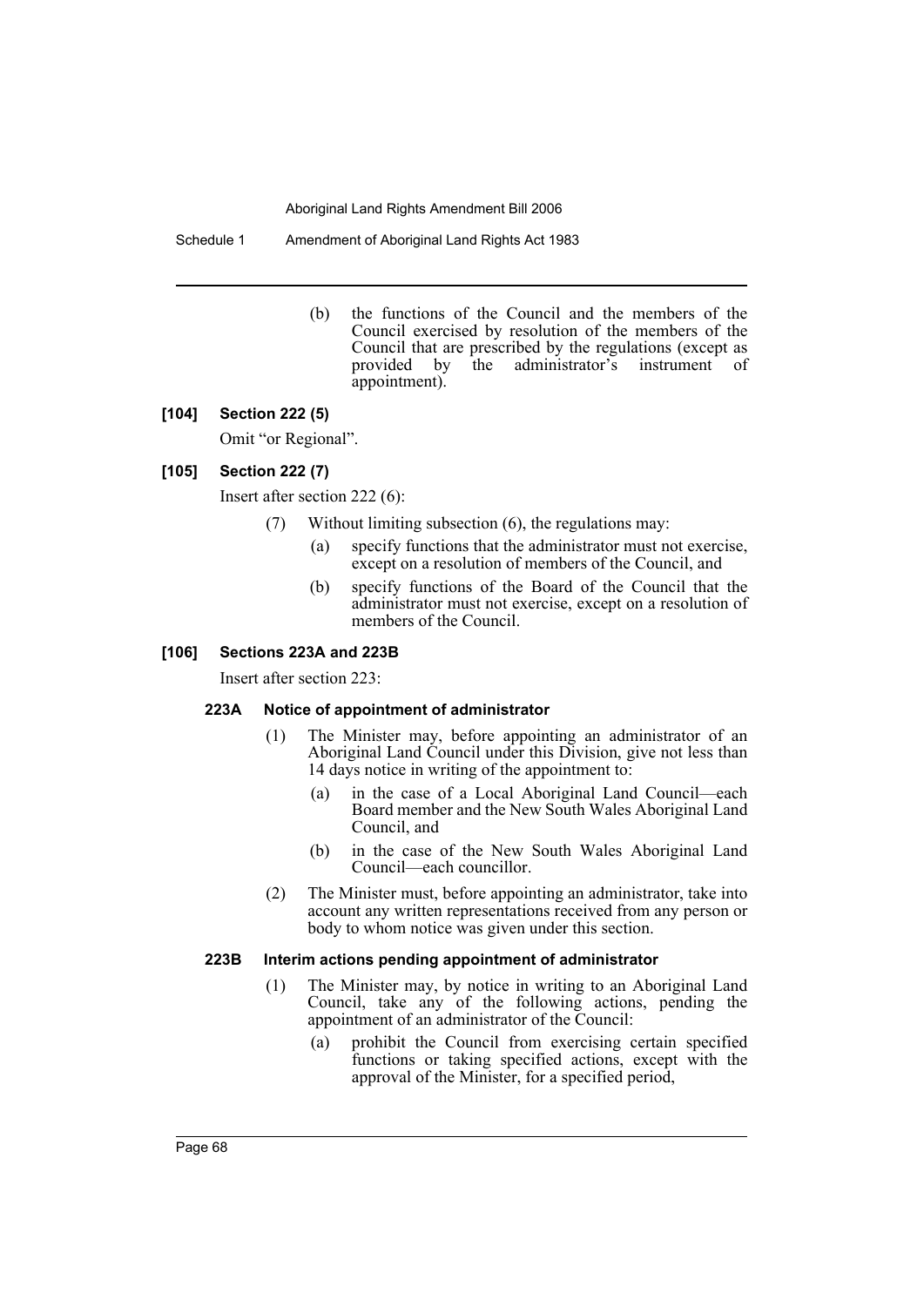(b) the functions of the Council and the members of the Council exercised by resolution of the members of the Council that are prescribed by the regulations (except as provided by the administrator's instrument of appointment).

**[104] Section 222 (5)**

Omit "or Regional".

**[105] Section 222 (7)**

Insert after section 222 (6):

(7) Without limiting subsection (6), the regulations may:

(a) specify functions that the administrator must not exercise, except on a resolution of members of the Council, and

(b) specify functions of the Board of the Council that the administrator must not exercise, except on a resolution of members of the Council.

**[106] Sections 223A and 223B**

Insert after section 223:

**223A Notice of appointment of administrator**

(1) The Minister may, before appointing an administrator of an Aboriginal Land Council under this Division, give not less than 14 days notice in writing of the appointment to:

(a) in the case of a Local Aboriginal Land Council—each Board member and the New South Wales Aboriginal Land Council, and

(b) in the case of the New South Wales Aboriginal Land Council—each councillor.

(2) The Minister must, before appointing an administrator, take into account any written representations received from any person or body to whom notice was given under this section.

**223B Interim actions pending appointment of administrator**

(1) The Minister may, by notice in writing to an Aboriginal Land Council, take any of the following actions, pending the appointment of an administrator of the Council:

(a) prohibit the Council from exercising certain specified functions or taking specified actions, except with the approval of the Minister, for a specified period,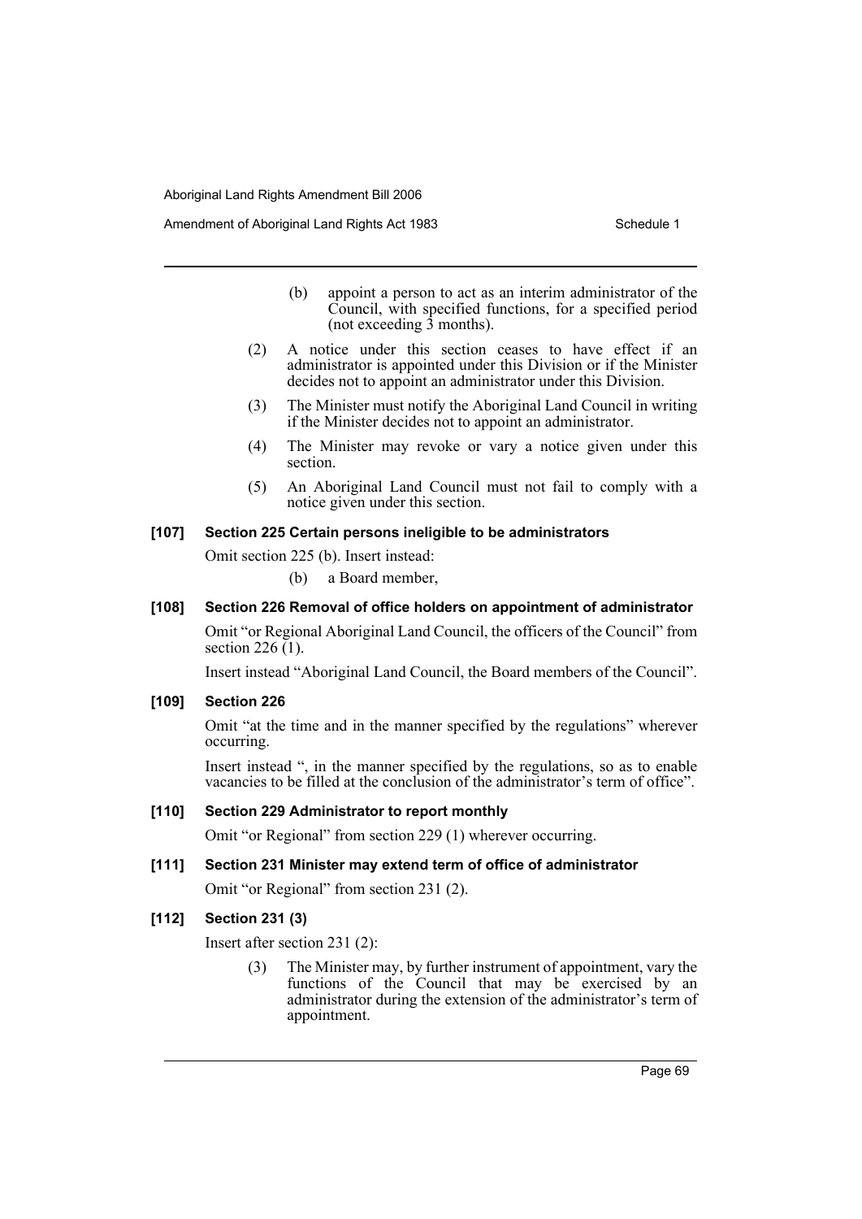(b) appoint a person to act as an interim administrator of the Council, with specified functions, for a specified period (not exceeding 3 months).

(2) A notice under this section ceases to have effect if an administrator is appointed under this Division or if the Minister decides not to appoint an administrator under this Division.

(3) The Minister must notify the Aboriginal Land Council in writing if the Minister decides not to appoint an administrator.

(4) The Minister may revoke or vary a notice given under this section.

(5) An Aboriginal Land Council must not fail to comply with a notice given under this section.

**[107] Section 225 Certain persons ineligible to be administrators**

Omit section 225 (b). Insert instead:

(b) a Board member,

**[108] Section 226 Removal of office holders on appointment of administrator**

Omit "or Regional Aboriginal Land Council, the officers of the Council" from section 226 (1).

Insert instead "Aboriginal Land Council, the Board members of the Council".

**[109] Section 226**

Omit "at the time and in the manner specified by the regulations" wherever occurring.

Insert instead ", in the manner specified by the regulations, so as to enable vacancies to be filled at the conclusion of the administrator's term of office".

**[110] Section 229 Administrator to report monthly**

Omit "or Regional" from section 229 (1) wherever occurring.

**[111] Section 231 Minister may extend term of office of administrator**

Omit "or Regional" from section 231 (2).

**[112] Section 231 (3)**

Insert after section 231 (2):

(3) The Minister may, by further instrument of appointment, vary the functions of the Council that may be exercised by an administrator during the extension of the administrator's term of appointment.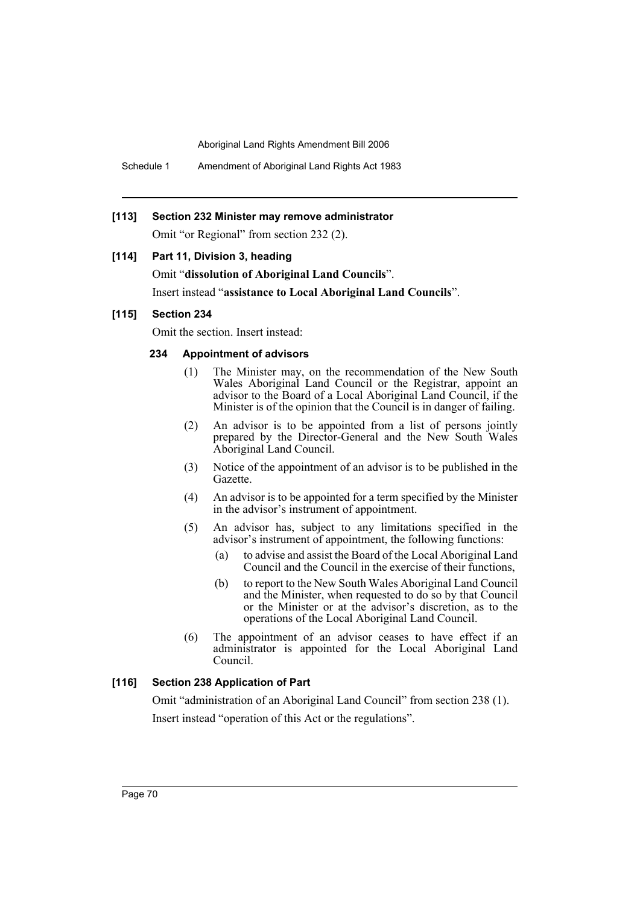### [113] Section 232 Minister may remove administrator

Omit "or Regional" from section 232 (2).

### [114] Part 11, Division 3, heading

Omit "**dissolution of Aboriginal Land Councils**".

Insert instead "**assistance to Local Aboriginal Land Councils**".

### [115] Section 234

Omit the section. Insert instead:

#### 234 Appointment of advisors

(1) The Minister may, on the recommendation of the New South Wales Aboriginal Land Council or the Registrar, appoint an advisor to the Board of a Local Aboriginal Land Council, if the Minister is of the opinion that the Council is in danger of failing.

(2) An advisor is to be appointed from a list of persons jointly prepared by the Director-General and the New South Wales Aboriginal Land Council.

(3) Notice of the appointment of an advisor is to be published in the Gazette.

(4) An advisor is to be appointed for a term specified by the Minister in the advisor's instrument of appointment.

(5) An advisor has, subject to any limitations specified in the advisor's instrument of appointment, the following functions:

- (a) to advise and assist the Board of the Local Aboriginal Land Council and the Council in the exercise of their functions,
- (b) to report to the New South Wales Aboriginal Land Council and the Minister, when requested to do so by that Council or the Minister or at the advisor's discretion, as to the operations of the Local Aboriginal Land Council.

(6) The appointment of an advisor ceases to have effect if an administrator is appointed for the Local Aboriginal Land Council.

### [116] Section 238 Application of Part

Omit "administration of an Aboriginal Land Council" from section 238 (1).

Insert instead "operation of this Act or the regulations".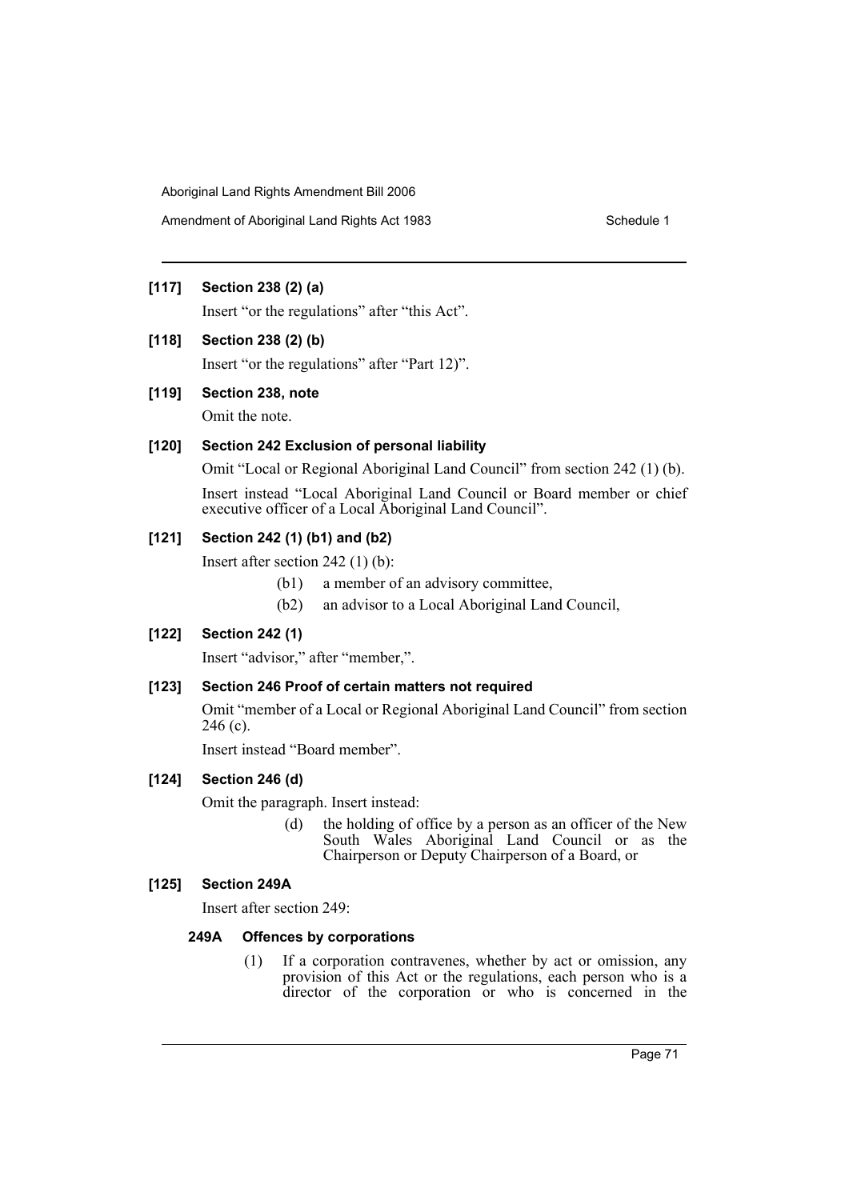**[117] Section 238 (2) (a)**

Insert "or the regulations" after "this Act".

**[118] Section 238 (2) (b)**

Insert "or the regulations" after "Part 12)".

**[119] Section 238, note**

Omit the note.

**[120] Section 242 Exclusion of personal liability**

Omit "Local or Regional Aboriginal Land Council" from section 242 (1) (b).

Insert instead "Local Aboriginal Land Council or Board member or chief executive officer of a Local Aboriginal Land Council".

**[121] Section 242 (1) (b1) and (b2)**

Insert after section 242 (1) (b):

(b1) a member of an advisory committee,

(b2) an advisor to a Local Aboriginal Land Council,

**[122] Section 242 (1)**

Insert "advisor," after "member,".

**[123] Section 246 Proof of certain matters not required**

Omit "member of a Local or Regional Aboriginal Land Council" from section 246 (c).

Insert instead "Board member".

**[124] Section 246 (d)**

Omit the paragraph. Insert instead:

(d) the holding of office by a person as an officer of the New South Wales Aboriginal Land Council or as the Chairperson or Deputy Chairperson of a Board, or

**[125] Section 249A**

Insert after section 249:

**249A Offences by corporations**

(1) If a corporation contravenes, whether by act or omission, any provision of this Act or the regulations, each person who is a director of the corporation or who is concerned in the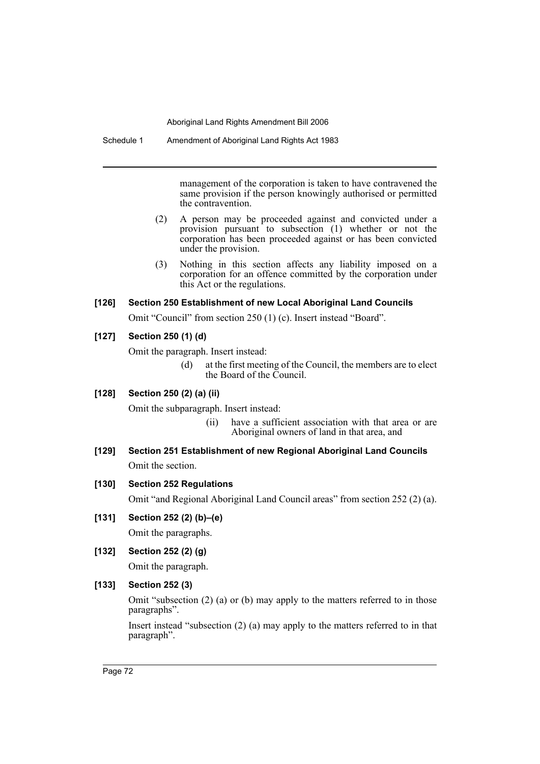management of the corporation is taken to have contravened the same provision if the person knowingly authorised or permitted the contravention.

(2) A person may be proceeded against and convicted under a provision pursuant to subsection (1) whether or not the corporation has been proceeded against or has been convicted under the provision.

(3) Nothing in this section affects any liability imposed on a corporation for an offence committed by the corporation under this Act or the regulations.

**[126] Section 250 Establishment of new Local Aboriginal Land Councils**

Omit "Council" from section 250 (1) (c). Insert instead "Board".

**[127] Section 250 (1) (d)**

Omit the paragraph. Insert instead:

> (d) at the first meeting of the Council, the members are to elect the Board of the Council.

**[128] Section 250 (2) (a) (ii)**

Omit the subparagraph. Insert instead:

> (ii) have a sufficient association with that area or are Aboriginal owners of land in that area, and

**[129] Section 251 Establishment of new Regional Aboriginal Land Councils**

Omit the section.

**[130] Section 252 Regulations**

Omit "and Regional Aboriginal Land Council areas" from section 252 (2) (a).

**[131] Section 252 (2) (b)–(e)**

Omit the paragraphs.

**[132] Section 252 (2) (g)**

Omit the paragraph.

**[133] Section 252 (3)**

Omit "subsection (2) (a) or (b) may apply to the matters referred to in those paragraphs".

Insert instead "subsection (2) (a) may apply to the matters referred to in that paragraph".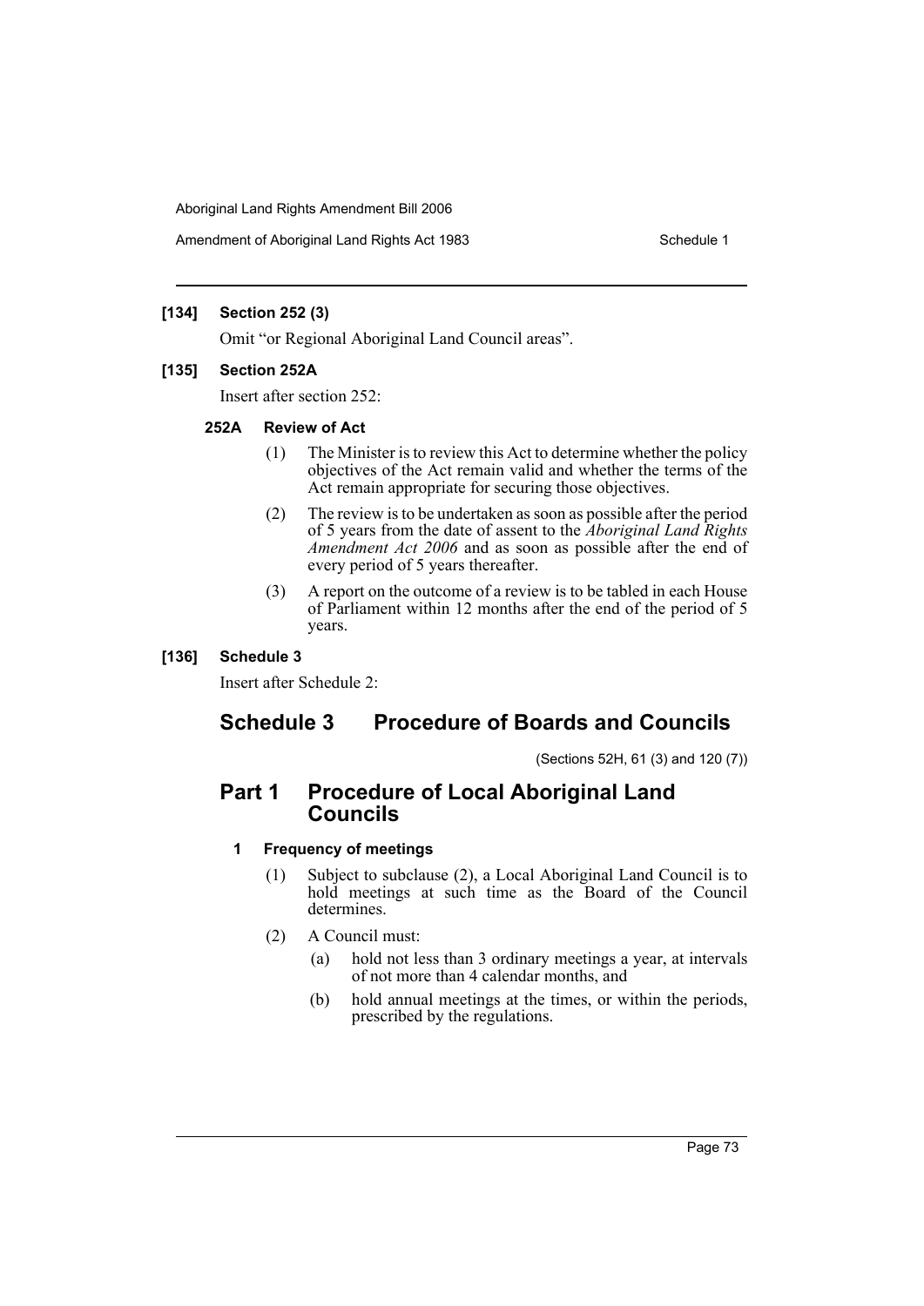**[134] Section 252 (3)**

Omit "or Regional Aboriginal Land Council areas".

**[135] Section 252A**

Insert after section 252:

**252A Review of Act**

(1) The Minister is to review this Act to determine whether the policy objectives of the Act remain valid and whether the terms of the Act remain appropriate for securing those objectives.

(2) The review is to be undertaken as soon as possible after the period of 5 years from the date of assent to the *Aboriginal Land Rights Amendment Act 2006* and as soon as possible after the end of every period of 5 years thereafter.

(3) A report on the outcome of a review is to be tabled in each House of Parliament within 12 months after the end of the period of 5 years.

**[136] Schedule 3**

Insert after Schedule 2:

# Schedule 3 Procedure of Boards and Councils

(Sections 52H, 61 (3) and 120 (7))

## Part 1 Procedure of Local Aboriginal Land Councils

**1 Frequency of meetings**

(1) Subject to subclause (2), a Local Aboriginal Land Council is to hold meetings at such time as the Board of the Council determines.

(2) A Council must:

(a) hold not less than 3 ordinary meetings a year, at intervals of not more than 4 calendar months, and

(b) hold annual meetings at the times, or within the periods, prescribed by the regulations.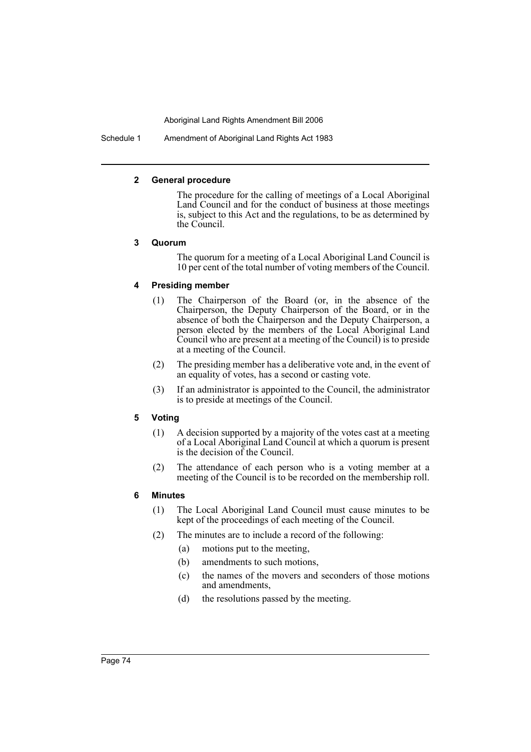### 2 General procedure

The procedure for the calling of meetings of a Local Aboriginal Land Council and for the conduct of business at those meetings is, subject to this Act and the regulations, to be as determined by the Council.

### 3 Quorum

The quorum for a meeting of a Local Aboriginal Land Council is 10 per cent of the total number of voting members of the Council.

### 4 Presiding member

(1) The Chairperson of the Board (or, in the absence of the Chairperson, the Deputy Chairperson of the Board, or in the absence of both the Chairperson and the Deputy Chairperson, a person elected by the members of the Local Aboriginal Land Council who are present at a meeting of the Council) is to preside at a meeting of the Council.

(2) The presiding member has a deliberative vote and, in the event of an equality of votes, has a second or casting vote.

(3) If an administrator is appointed to the Council, the administrator is to preside at meetings of the Council.

### 5 Voting

(1) A decision supported by a majority of the votes cast at a meeting of a Local Aboriginal Land Council at which a quorum is present is the decision of the Council.

(2) The attendance of each person who is a voting member at a meeting of the Council is to be recorded on the membership roll.

### 6 Minutes

(1) The Local Aboriginal Land Council must cause minutes to be kept of the proceedings of each meeting of the Council.

(2) The minutes are to include a record of the following:

- (a) motions put to the meeting,
- (b) amendments to such motions,
- (c) the names of the movers and seconders of those motions and amendments,
- (d) the resolutions passed by the meeting.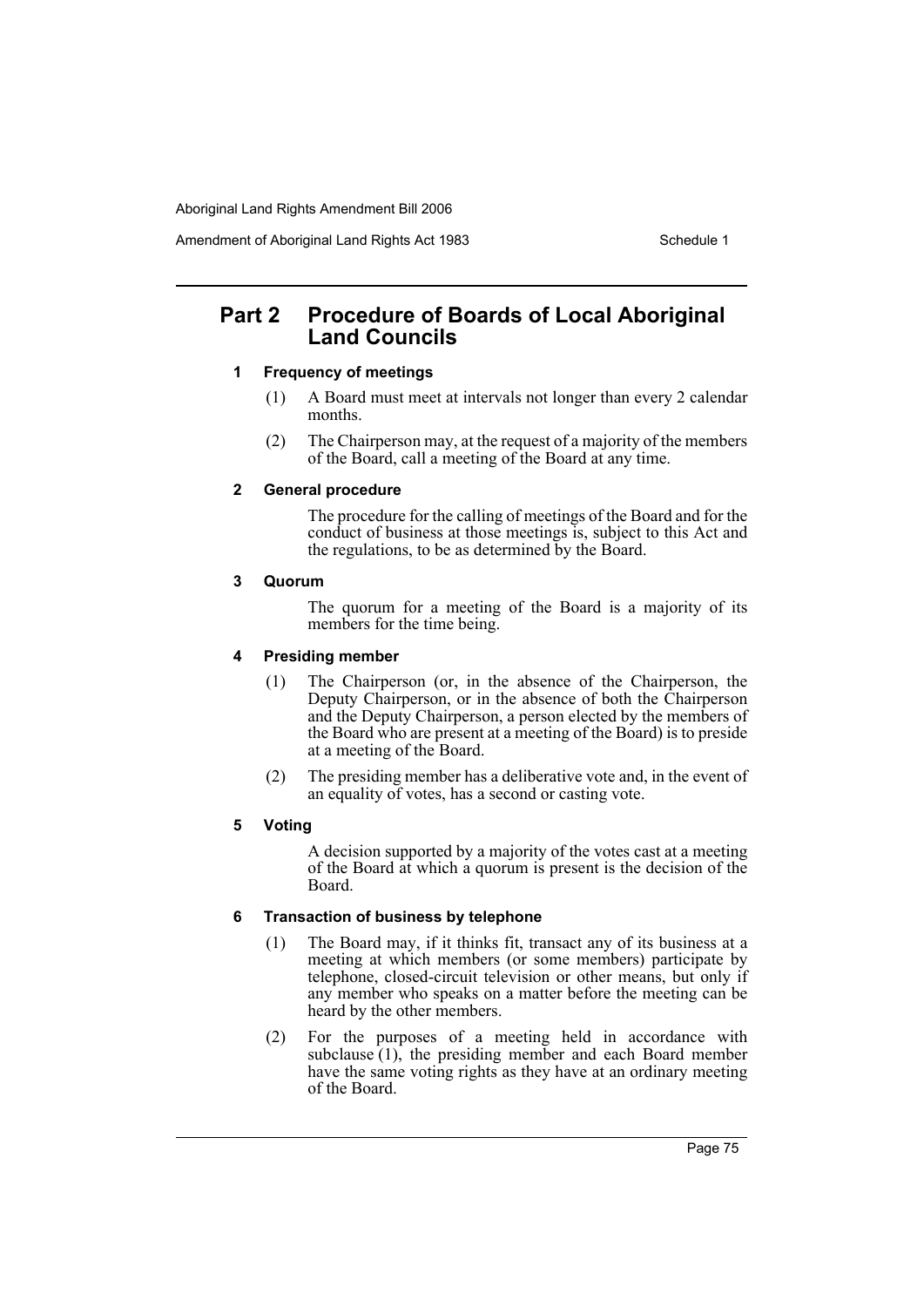## Part 2 Procedure of Boards of Local Aboriginal Land Councils

### 1 Frequency of meetings

(1) A Board must meet at intervals not longer than every 2 calendar months.

(2) The Chairperson may, at the request of a majority of the members of the Board, call a meeting of the Board at any time.

### 2 General procedure

The procedure for the calling of meetings of the Board and for the conduct of business at those meetings is, subject to this Act and the regulations, to be as determined by the Board.

### 3 Quorum

The quorum for a meeting of the Board is a majority of its members for the time being.

### 4 Presiding member

(1) The Chairperson (or, in the absence of the Chairperson, the Deputy Chairperson, or in the absence of both the Chairperson and the Deputy Chairperson, a person elected by the members of the Board who are present at a meeting of the Board) is to preside at a meeting of the Board.

(2) The presiding member has a deliberative vote and, in the event of an equality of votes, has a second or casting vote.

### 5 Voting

A decision supported by a majority of the votes cast at a meeting of the Board at which a quorum is present is the decision of the Board.

### 6 Transaction of business by telephone

(1) The Board may, if it thinks fit, transact any of its business at a meeting at which members (or some members) participate by telephone, closed-circuit television or other means, but only if any member who speaks on a matter before the meeting can be heard by the other members.

(2) For the purposes of a meeting held in accordance with subclause (1), the presiding member and each Board member have the same voting rights as they have at an ordinary meeting of the Board.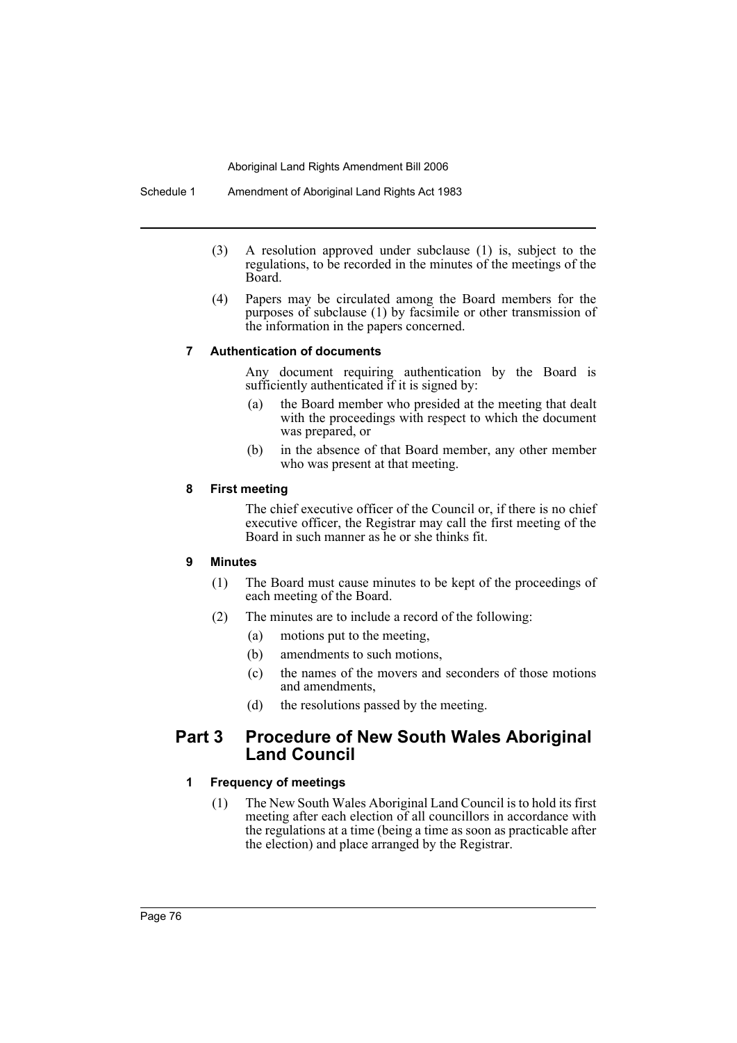(3) A resolution approved under subclause (1) is, subject to the regulations, to be recorded in the minutes of the meetings of the Board.

(4) Papers may be circulated among the Board members for the purposes of subclause (1) by facsimile or other transmission of the information in the papers concerned.

### 7 Authentication of documents

Any document requiring authentication by the Board is sufficiently authenticated if it is signed by:

(a) the Board member who presided at the meeting that dealt with the proceedings with respect to which the document was prepared, or

(b) in the absence of that Board member, any other member who was present at that meeting.

### 8 First meeting

The chief executive officer of the Council or, if there is no chief executive officer, the Registrar may call the first meeting of the Board in such manner as he or she thinks fit.

### 9 Minutes

(1) The Board must cause minutes to be kept of the proceedings of each meeting of the Board.

(2) The minutes are to include a record of the following:

(a) motions put to the meeting,

(b) amendments to such motions,

(c) the names of the movers and seconders of those motions and amendments,

(d) the resolutions passed by the meeting.

## Part 3 Procedure of New South Wales Aboriginal Land Council

### 1 Frequency of meetings

(1) The New South Wales Aboriginal Land Council is to hold its first meeting after each election of all councillors in accordance with the regulations at a time (being a time as soon as practicable after the election) and place arranged by the Registrar.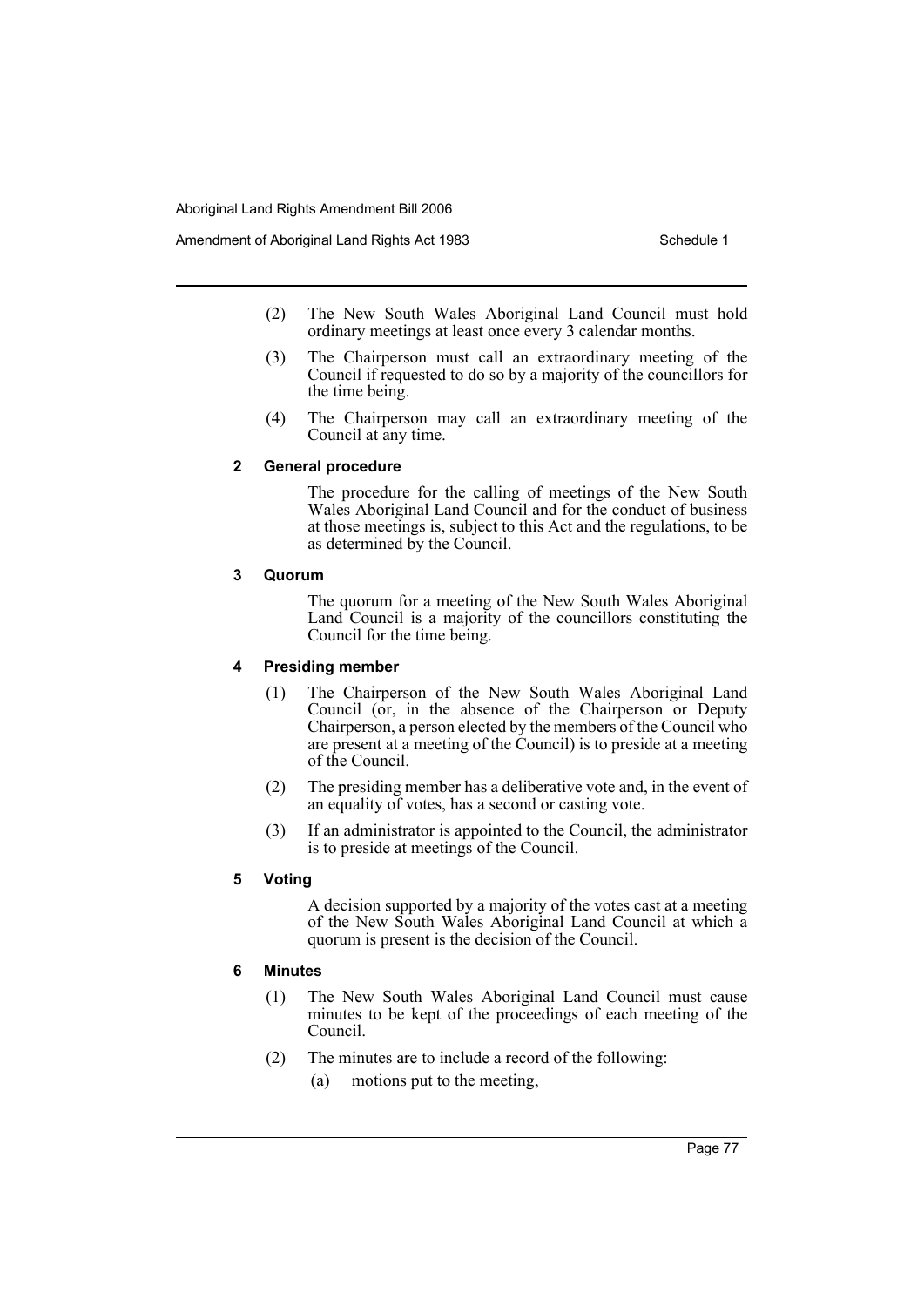(2) The New South Wales Aboriginal Land Council must hold ordinary meetings at least once every 3 calendar months.

(3) The Chairperson must call an extraordinary meeting of the Council if requested to do so by a majority of the councillors for the time being.

(4) The Chairperson may call an extraordinary meeting of the Council at any time.

### 2 General procedure

The procedure for the calling of meetings of the New South Wales Aboriginal Land Council and for the conduct of business at those meetings is, subject to this Act and the regulations, to be as determined by the Council.

### 3 Quorum

The quorum for a meeting of the New South Wales Aboriginal Land Council is a majority of the councillors constituting the Council for the time being.

### 4 Presiding member

(1) The Chairperson of the New South Wales Aboriginal Land Council (or, in the absence of the Chairperson or Deputy Chairperson, a person elected by the members of the Council who are present at a meeting of the Council) is to preside at a meeting of the Council.

(2) The presiding member has a deliberative vote and, in the event of an equality of votes, has a second or casting vote.

(3) If an administrator is appointed to the Council, the administrator is to preside at meetings of the Council.

### 5 Voting

A decision supported by a majority of the votes cast at a meeting of the New South Wales Aboriginal Land Council at which a quorum is present is the decision of the Council.

### 6 Minutes

(1) The New South Wales Aboriginal Land Council must cause minutes to be kept of the proceedings of each meeting of the Council.

(2) The minutes are to include a record of the following:

(a) motions put to the meeting,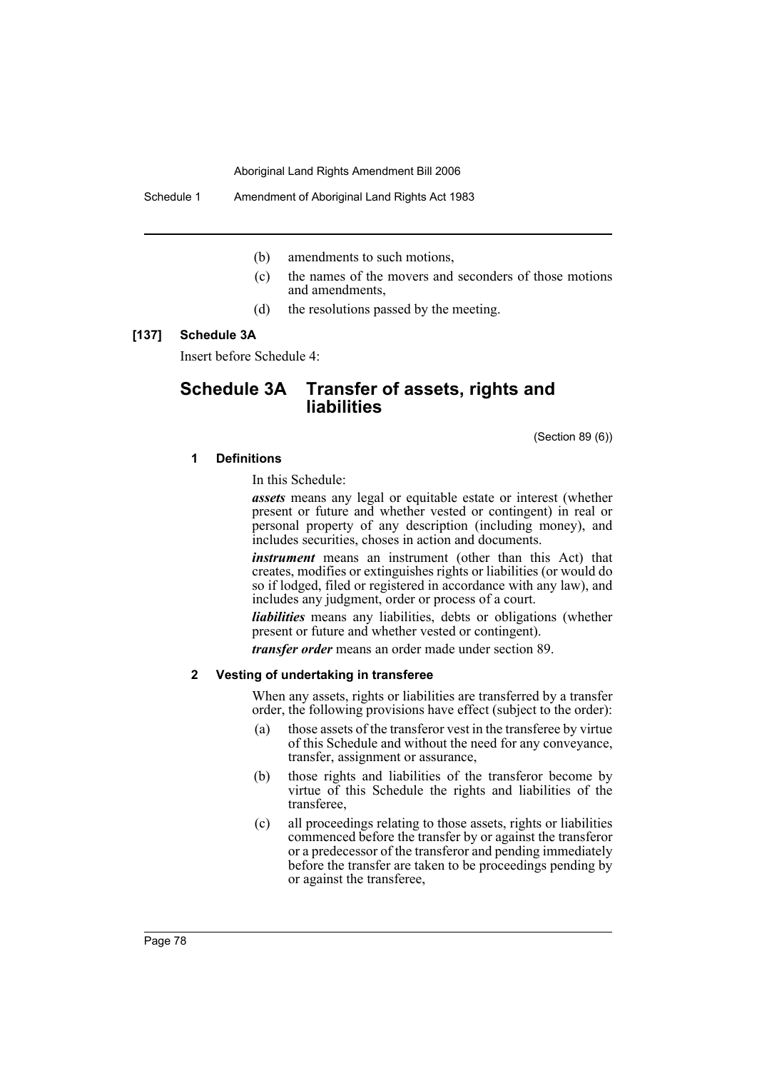(b) amendments to such motions,

(c) the names of the movers and seconders of those motions and amendments,

(d) the resolutions passed by the meeting.

**[137] Schedule 3A**

Insert before Schedule 4:

## Schedule 3A Transfer of assets, rights and liabilities

(Section 89 (6))

### 1 Definitions

In this Schedule:

***assets*** means any legal or equitable estate or interest (whether present or future and whether vested or contingent) in real or personal property of any description (including money), and includes securities, choses in action and documents.

***instrument*** means an instrument (other than this Act) that creates, modifies or extinguishes rights or liabilities (or would do so if lodged, filed or registered in accordance with any law), and includes any judgment, order or process of a court.

***liabilities*** means any liabilities, debts or obligations (whether present or future and whether vested or contingent).

***transfer order*** means an order made under section 89.

### 2 Vesting of undertaking in transferee

When any assets, rights or liabilities are transferred by a transfer order, the following provisions have effect (subject to the order):

(a) those assets of the transferor vest in the transferee by virtue of this Schedule and without the need for any conveyance, transfer, assignment or assurance,

(b) those rights and liabilities of the transferor become by virtue of this Schedule the rights and liabilities of the transferee,

(c) all proceedings relating to those assets, rights or liabilities commenced before the transfer by or against the transferor or a predecessor of the transferor and pending immediately before the transfer are taken to be proceedings pending by or against the transferee,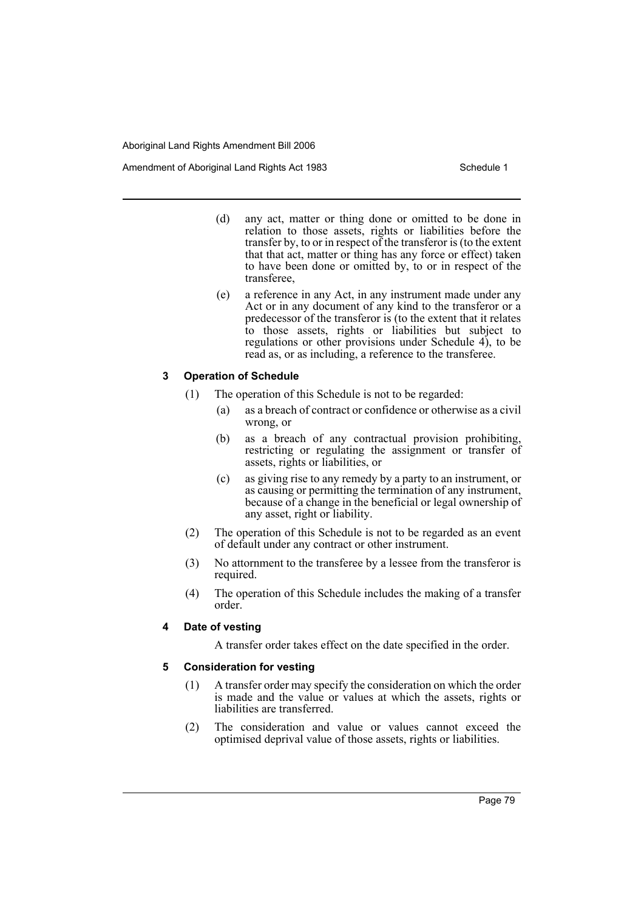(d) any act, matter or thing done or omitted to be done in relation to those assets, rights or liabilities before the transfer by, to or in respect of the transferor is (to the extent that that act, matter or thing has any force or effect) taken to have been done or omitted by, to or in respect of the transferee,

(e) a reference in any Act, in any instrument made under any Act or in any document of any kind to the transferor or a predecessor of the transferor is (to the extent that it relates to those assets, rights or liabilities but subject to regulations or other provisions under Schedule 4), to be read as, or as including, a reference to the transferee.

### 3 Operation of Schedule

(1) The operation of this Schedule is not to be regarded:

(a) as a breach of contract or confidence or otherwise as a civil wrong, or

(b) as a breach of any contractual provision prohibiting, restricting or regulating the assignment or transfer of assets, rights or liabilities, or

(c) as giving rise to any remedy by a party to an instrument, or as causing or permitting the termination of any instrument, because of a change in the beneficial or legal ownership of any asset, right or liability.

(2) The operation of this Schedule is not to be regarded as an event of default under any contract or other instrument.

(3) No attornment to the transferee by a lessee from the transferor is required.

(4) The operation of this Schedule includes the making of a transfer order.

### 4 Date of vesting

A transfer order takes effect on the date specified in the order.

### 5 Consideration for vesting

(1) A transfer order may specify the consideration on which the order is made and the value or values at which the assets, rights or liabilities are transferred.

(2) The consideration and value or values cannot exceed the optimised deprival value of those assets, rights or liabilities.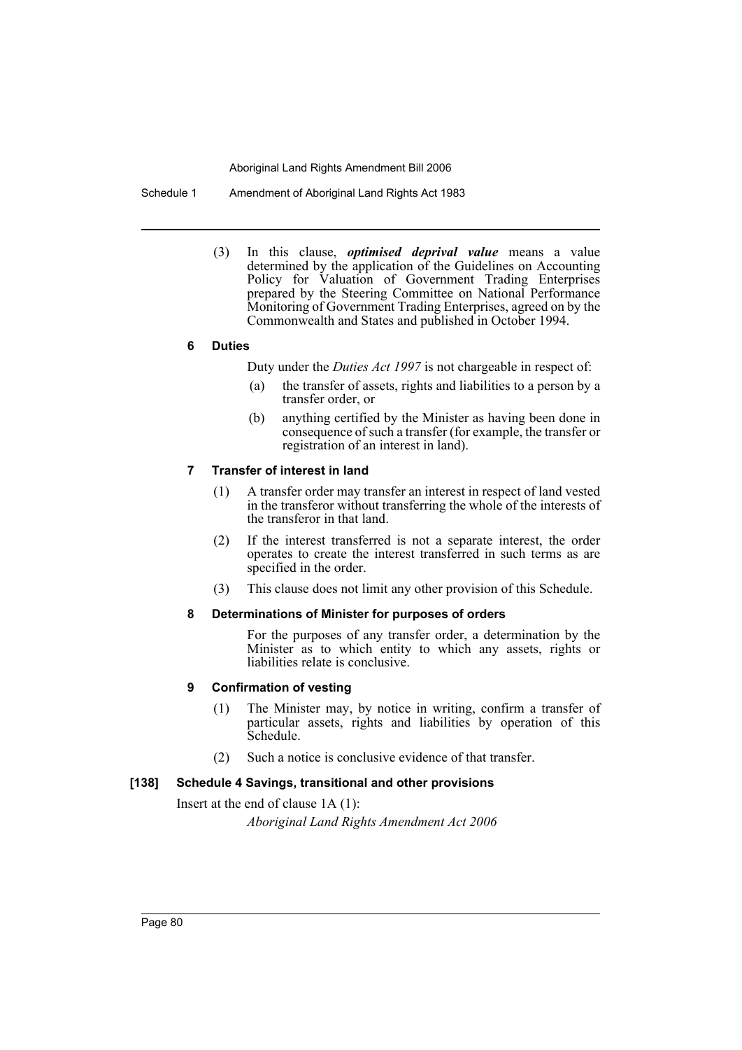(3) In this clause, ***optimised deprival value*** means a value determined by the application of the Guidelines on Accounting Policy for Valuation of Government Trading Enterprises prepared by the Steering Committee on National Performance Monitoring of Government Trading Enterprises, agreed on by the Commonwealth and States and published in October 1994.

#### 6 Duties

Duty under the *Duties Act 1997* is not chargeable in respect of:

(a) the transfer of assets, rights and liabilities to a person by a transfer order, or

(b) anything certified by the Minister as having been done in consequence of such a transfer (for example, the transfer or registration of an interest in land).

#### 7 Transfer of interest in land

(1) A transfer order may transfer an interest in respect of land vested in the transferor without transferring the whole of the interests of the transferor in that land.

(2) If the interest transferred is not a separate interest, the order operates to create the interest transferred in such terms as are specified in the order.

(3) This clause does not limit any other provision of this Schedule.

#### 8 Determinations of Minister for purposes of orders

For the purposes of any transfer order, a determination by the Minister as to which entity to which any assets, rights or liabilities relate is conclusive.

#### 9 Confirmation of vesting

(1) The Minister may, by notice in writing, confirm a transfer of particular assets, rights and liabilities by operation of this Schedule.

(2) Such a notice is conclusive evidence of that transfer.

### [138] Schedule 4 Savings, transitional and other provisions

Insert at the end of clause 1A (1):

*Aboriginal Land Rights Amendment Act 2006*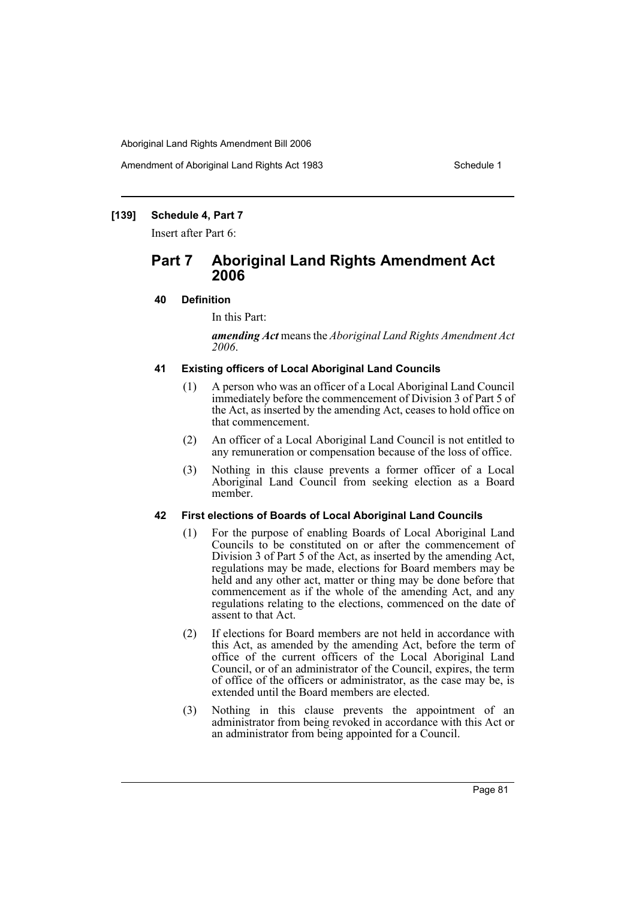**[139] Schedule 4, Part 7**

Insert after Part 6:

## Part 7 Aboriginal Land Rights Amendment Act 2006

### 40 Definition

In this Part:

***amending Act*** means the *Aboriginal Land Rights Amendment Act 2006*.

### 41 Existing officers of Local Aboriginal Land Councils

(1) A person who was an officer of a Local Aboriginal Land Council immediately before the commencement of Division 3 of Part 5 of the Act, as inserted by the amending Act, ceases to hold office on that commencement.

(2) An officer of a Local Aboriginal Land Council is not entitled to any remuneration or compensation because of the loss of office.

(3) Nothing in this clause prevents a former officer of a Local Aboriginal Land Council from seeking election as a Board member.

### 42 First elections of Boards of Local Aboriginal Land Councils

(1) For the purpose of enabling Boards of Local Aboriginal Land Councils to be constituted on or after the commencement of Division 3 of Part 5 of the Act, as inserted by the amending Act, regulations may be made, elections for Board members may be held and any other act, matter or thing may be done before that commencement as if the whole of the amending Act, and any regulations relating to the elections, commenced on the date of assent to that Act.

(2) If elections for Board members are not held in accordance with this Act, as amended by the amending Act, before the term of office of the current officers of the Local Aboriginal Land Council, or of an administrator of the Council, expires, the term of office of the officers or administrator, as the case may be, is extended until the Board members are elected.

(3) Nothing in this clause prevents the appointment of an administrator from being revoked in accordance with this Act or an administrator from being appointed for a Council.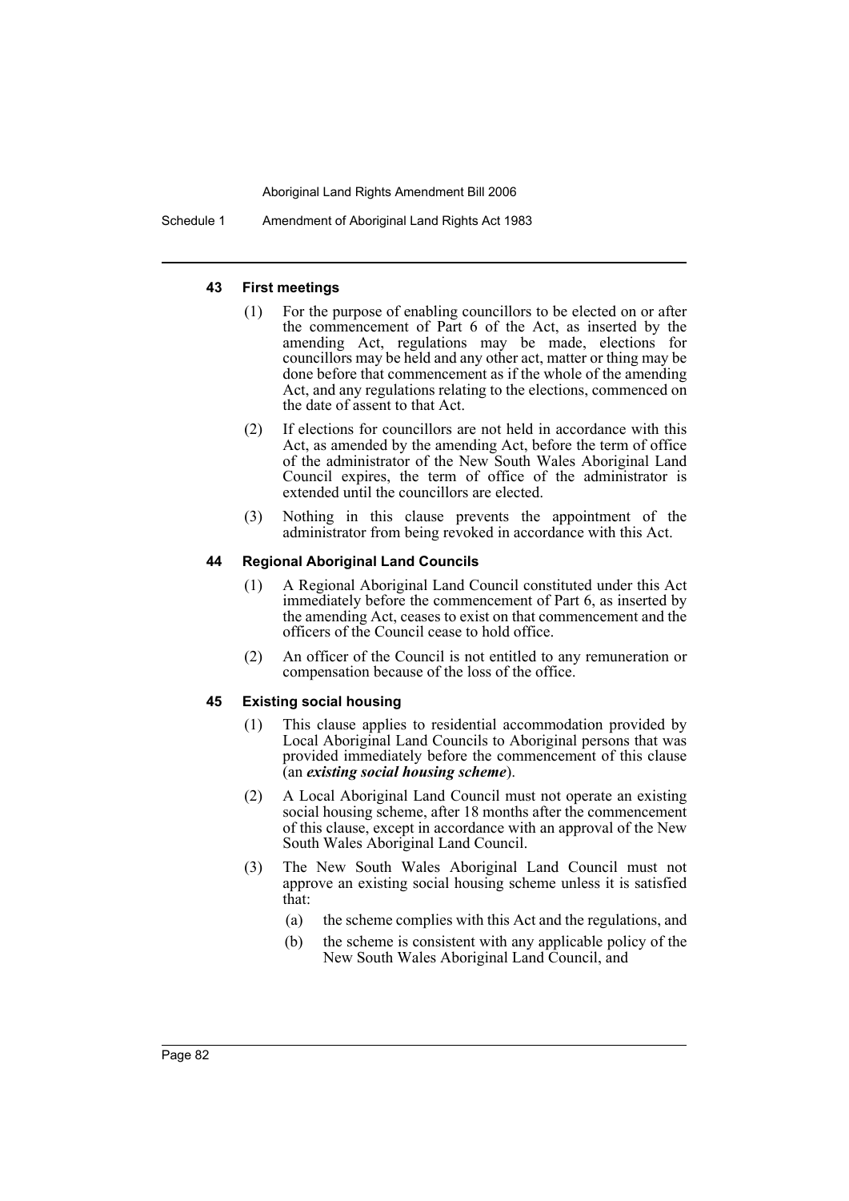#### 43 First meetings

(1) For the purpose of enabling councillors to be elected on or after the commencement of Part 6 of the Act, as inserted by the amending Act, regulations may be made, elections for councillors may be held and any other act, matter or thing may be done before that commencement as if the whole of the amending Act, and any regulations relating to the elections, commenced on the date of assent to that Act.

(2) If elections for councillors are not held in accordance with this Act, as amended by the amending Act, before the term of office of the administrator of the New South Wales Aboriginal Land Council expires, the term of office of the administrator is extended until the councillors are elected.

(3) Nothing in this clause prevents the appointment of the administrator from being revoked in accordance with this Act.

#### 44 Regional Aboriginal Land Councils

(1) A Regional Aboriginal Land Council constituted under this Act immediately before the commencement of Part 6, as inserted by the amending Act, ceases to exist on that commencement and the officers of the Council cease to hold office.

(2) An officer of the Council is not entitled to any remuneration or compensation because of the loss of the office.

#### 45 Existing social housing

(1) This clause applies to residential accommodation provided by Local Aboriginal Land Councils to Aboriginal persons that was provided immediately before the commencement of this clause (an ***existing social housing scheme***).

(2) A Local Aboriginal Land Council must not operate an existing social housing scheme, after 18 months after the commencement of this clause, except in accordance with an approval of the New South Wales Aboriginal Land Council.

(3) The New South Wales Aboriginal Land Council must not approve an existing social housing scheme unless it is satisfied that:

- (a) the scheme complies with this Act and the regulations, and
- (b) the scheme is consistent with any applicable policy of the New South Wales Aboriginal Land Council, and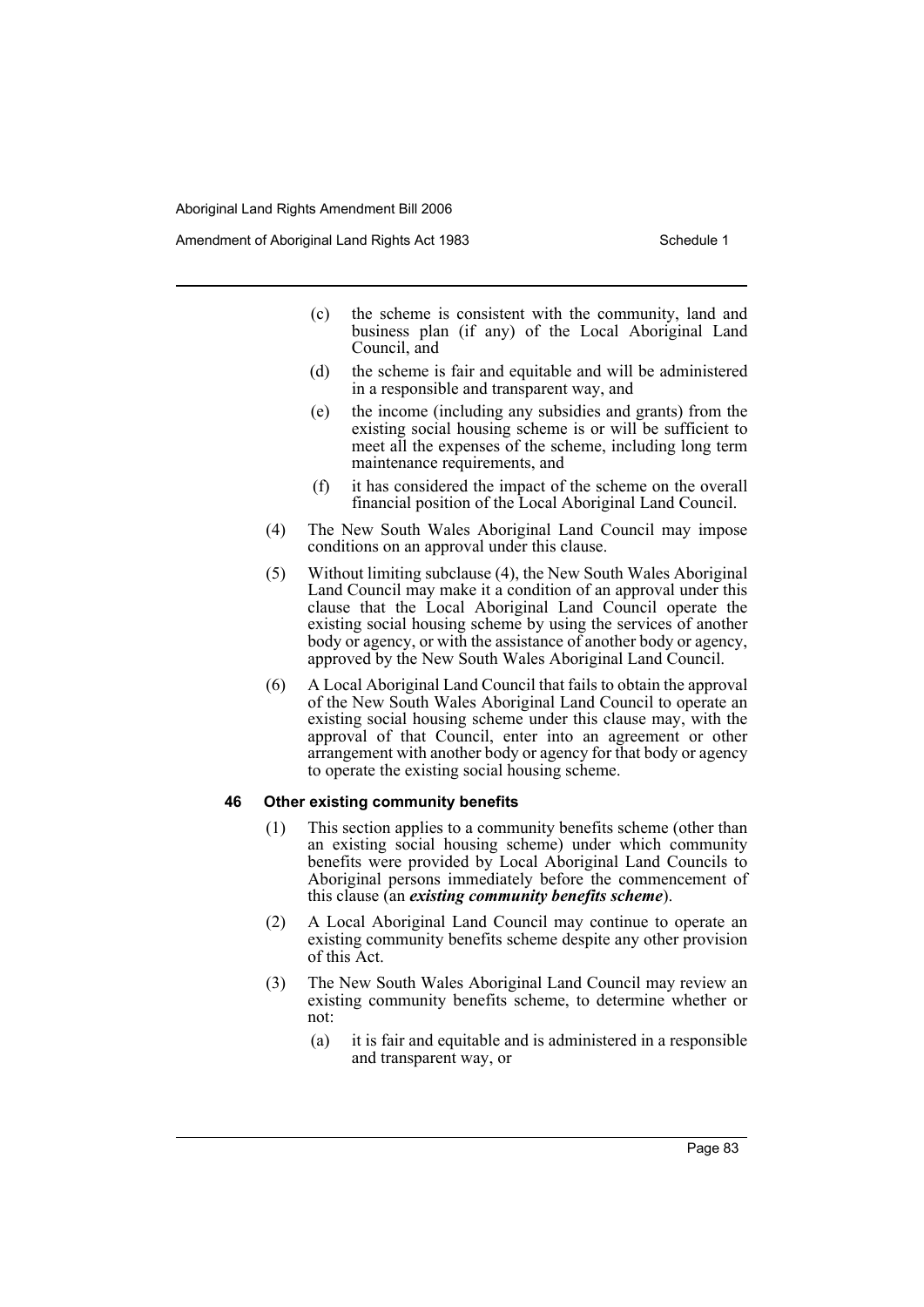(c) the scheme is consistent with the community, land and business plan (if any) of the Local Aboriginal Land Council, and

(d) the scheme is fair and equitable and will be administered in a responsible and transparent way, and

(e) the income (including any subsidies and grants) from the existing social housing scheme is or will be sufficient to meet all the expenses of the scheme, including long term maintenance requirements, and

(f) it has considered the impact of the scheme on the overall financial position of the Local Aboriginal Land Council.

(4) The New South Wales Aboriginal Land Council may impose conditions on an approval under this clause.

(5) Without limiting subclause (4), the New South Wales Aboriginal Land Council may make it a condition of an approval under this clause that the Local Aboriginal Land Council operate the existing social housing scheme by using the services of another body or agency, or with the assistance of another body or agency, approved by the New South Wales Aboriginal Land Council.

(6) A Local Aboriginal Land Council that fails to obtain the approval of the New South Wales Aboriginal Land Council to operate an existing social housing scheme under this clause may, with the approval of that Council, enter into an agreement or other arrangement with another body or agency for that body or agency to operate the existing social housing scheme.

#### 46 Other existing community benefits

(1) This section applies to a community benefits scheme (other than an existing social housing scheme) under which community benefits were provided by Local Aboriginal Land Councils to Aboriginal persons immediately before the commencement of this clause (an ***existing community benefits scheme***).

(2) A Local Aboriginal Land Council may continue to operate an existing community benefits scheme despite any other provision of this Act.

(3) The New South Wales Aboriginal Land Council may review an existing community benefits scheme, to determine whether or not:

(a) it is fair and equitable and is administered in a responsible and transparent way, or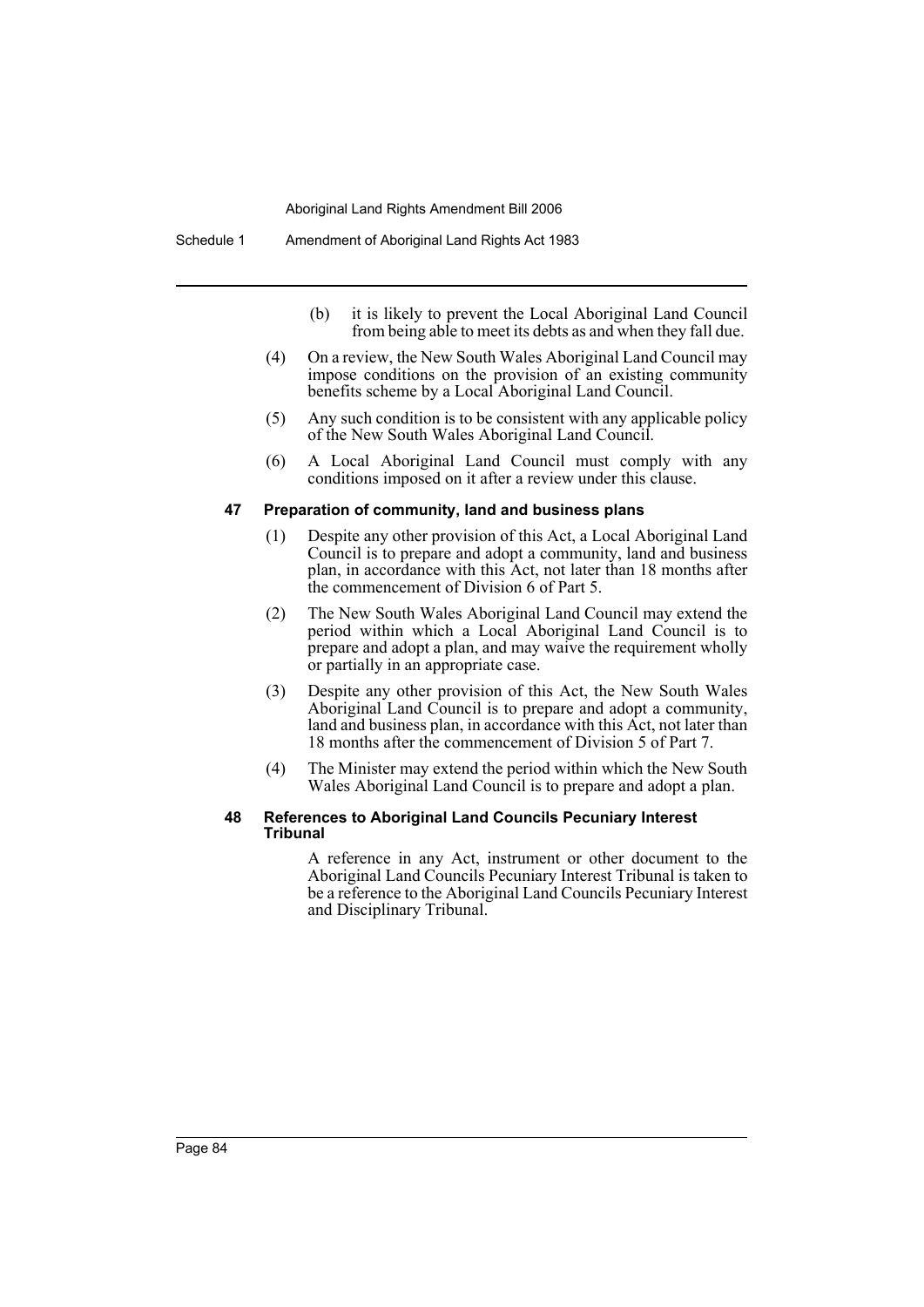(b) it is likely to prevent the Local Aboriginal Land Council from being able to meet its debts as and when they fall due.

(4) On a review, the New South Wales Aboriginal Land Council may impose conditions on the provision of an existing community benefits scheme by a Local Aboriginal Land Council.

(5) Any such condition is to be consistent with any applicable policy of the New South Wales Aboriginal Land Council.

(6) A Local Aboriginal Land Council must comply with any conditions imposed on it after a review under this clause.

**47 Preparation of community, land and business plans**

(1) Despite any other provision of this Act, a Local Aboriginal Land Council is to prepare and adopt a community, land and business plan, in accordance with this Act, not later than 18 months after the commencement of Division 6 of Part 5.

(2) The New South Wales Aboriginal Land Council may extend the period within which a Local Aboriginal Land Council is to prepare and adopt a plan, and may waive the requirement wholly or partially in an appropriate case.

(3) Despite any other provision of this Act, the New South Wales Aboriginal Land Council is to prepare and adopt a community, land and business plan, in accordance with this Act, not later than 18 months after the commencement of Division 5 of Part 7.

(4) The Minister may extend the period within which the New South Wales Aboriginal Land Council is to prepare and adopt a plan.

**48 References to Aboriginal Land Councils Pecuniary Interest Tribunal**

A reference in any Act, instrument or other document to the Aboriginal Land Councils Pecuniary Interest Tribunal is taken to be a reference to the Aboriginal Land Councils Pecuniary Interest and Disciplinary Tribunal.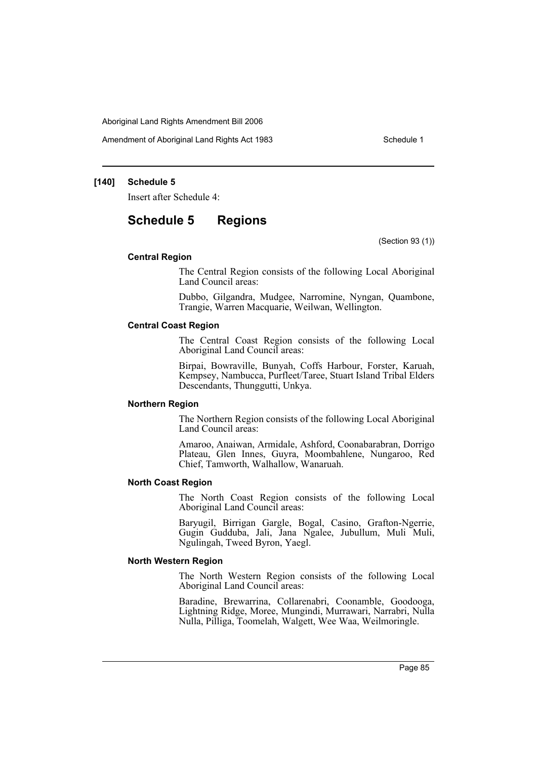**[140] Schedule 5**

Insert after Schedule 4:

# Schedule 5 Regions

(Section 93 (1))

### Central Region

The Central Region consists of the following Local Aboriginal Land Council areas:

Dubbo, Gilgandra, Mudgee, Narromine, Nyngan, Quambone, Trangie, Warren Macquarie, Weilwan, Wellington.

### Central Coast Region

The Central Coast Region consists of the following Local Aboriginal Land Council areas:

Birpai, Bowraville, Bunyah, Coffs Harbour, Forster, Karuah, Kempsey, Nambucca, Purfleet/Taree, Stuart Island Tribal Elders Descendants, Thunggutti, Unkya.

### Northern Region

The Northern Region consists of the following Local Aboriginal Land Council areas:

Amaroo, Anaiwan, Armidale, Ashford, Coonabarabran, Dorrigo Plateau, Glen Innes, Guyra, Moombahlene, Nungaroo, Red Chief, Tamworth, Walhallow, Wanaruah.

### North Coast Region

The North Coast Region consists of the following Local Aboriginal Land Council areas:

Baryugil, Birrigan Gargle, Bogal, Casino, Grafton-Ngerrie, Gugin Gudduba, Jali, Jana Ngalee, Jubullum, Muli Muli, Ngulingah, Tweed Byron, Yaegl.

### North Western Region

The North Western Region consists of the following Local Aboriginal Land Council areas:

Baradine, Brewarrina, Collarenabri, Coonamble, Goodooga, Lightning Ridge, Moree, Mungindi, Murrawari, Narrabri, Nulla Nulla, Pilliga, Toomelah, Walgett, Wee Waa, Weilmoringle.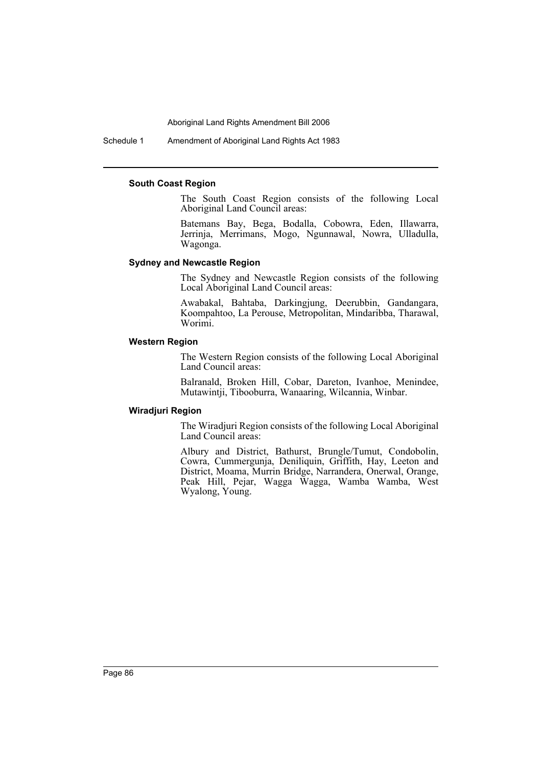#### South Coast Region

The South Coast Region consists of the following Local Aboriginal Land Council areas:

Batemans Bay, Bega, Bodalla, Cobowra, Eden, Illawarra, Jerrinja, Merrimans, Mogo, Ngunnawal, Nowra, Ulladulla, Wagonga.

#### Sydney and Newcastle Region

The Sydney and Newcastle Region consists of the following Local Aboriginal Land Council areas:

Awabakal, Bahtaba, Darkingjung, Deerubbin, Gandangara, Koompahtoo, La Perouse, Metropolitan, Mindaribba, Tharawal, Worimi.

#### Western Region

The Western Region consists of the following Local Aboriginal Land Council areas:

Balranald, Broken Hill, Cobar, Dareton, Ivanhoe, Menindee, Mutawintji, Tibooburra, Wanaaring, Wilcannia, Winbar.

#### Wiradjuri Region

The Wiradjuri Region consists of the following Local Aboriginal Land Council areas:

Albury and District, Bathurst, Brungle/Tumut, Condobolin, Cowra, Cummergunja, Deniliquin, Griffith, Hay, Leeton and District, Moama, Murrin Bridge, Narrandera, Onerwal, Orange, Peak Hill, Pejar, Wagga Wagga, Wamba Wamba, West Wyalong, Young.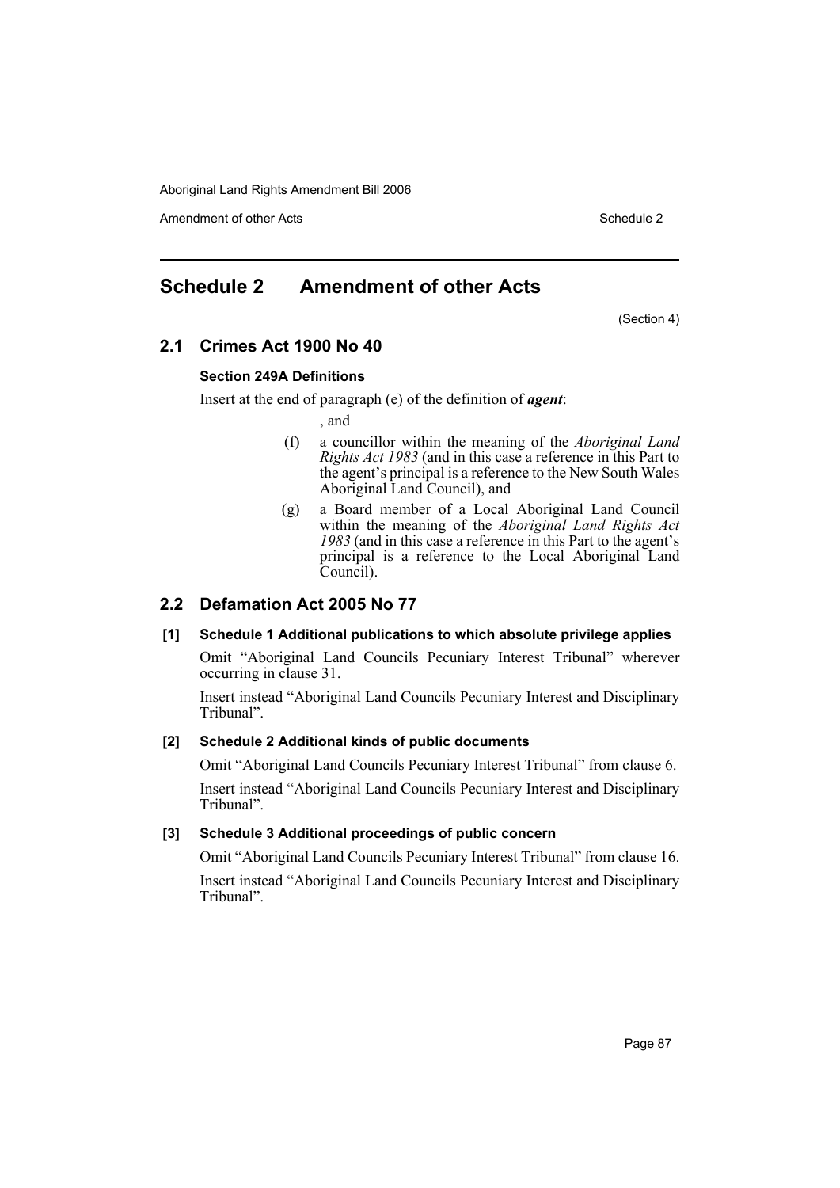## Schedule 2 Amendment of other Acts

(Section 4)

### 2.1 Crimes Act 1900 No 40

#### Section 249A Definitions

Insert at the end of paragraph (e) of the definition of ***agent***:

, and

(f) a councillor within the meaning of the *Aboriginal Land Rights Act 1983* (and in this case a reference in this Part to the agent's principal is a reference to the New South Wales Aboriginal Land Council), and

(g) a Board member of a Local Aboriginal Land Council within the meaning of the *Aboriginal Land Rights Act 1983* (and in this case a reference in this Part to the agent's principal is a reference to the Local Aboriginal Land Council).

### 2.2 Defamation Act 2005 No 77

#### [1] Schedule 1 Additional publications to which absolute privilege applies

Omit "Aboriginal Land Councils Pecuniary Interest Tribunal" wherever occurring in clause 31.

Insert instead "Aboriginal Land Councils Pecuniary Interest and Disciplinary Tribunal".

#### [2] Schedule 2 Additional kinds of public documents

Omit "Aboriginal Land Councils Pecuniary Interest Tribunal" from clause 6.

Insert instead "Aboriginal Land Councils Pecuniary Interest and Disciplinary Tribunal".

#### [3] Schedule 3 Additional proceedings of public concern

Omit "Aboriginal Land Councils Pecuniary Interest Tribunal" from clause 16.

Insert instead "Aboriginal Land Councils Pecuniary Interest and Disciplinary Tribunal".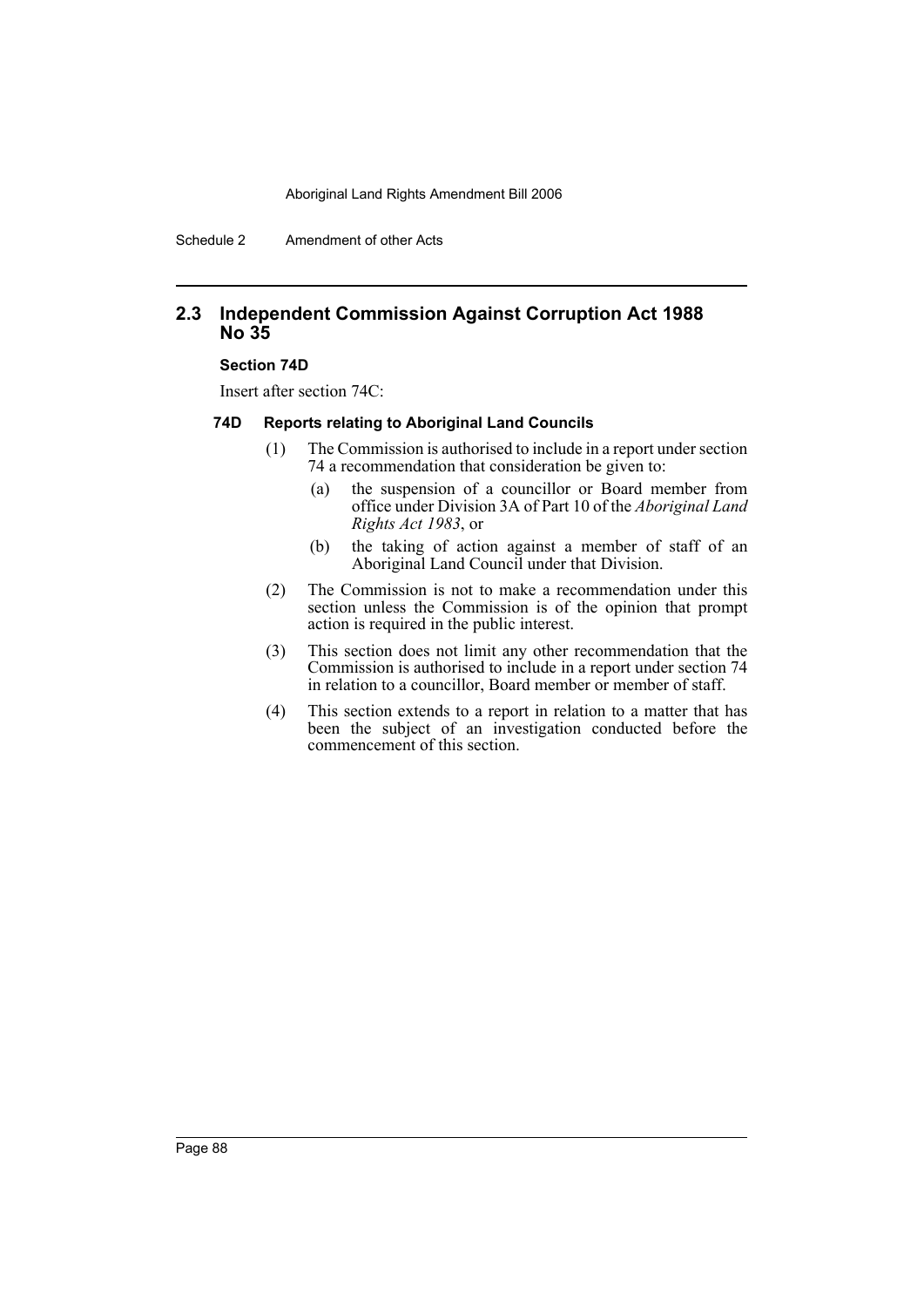## 2.3 Independent Commission Against Corruption Act 1988 No 35

**Section 74D**

Insert after section 74C:

### 74D Reports relating to Aboriginal Land Councils

(1) The Commission is authorised to include in a report under section 74 a recommendation that consideration be given to:

(a) the suspension of a councillor or Board member from office under Division 3A of Part 10 of the *Aboriginal Land Rights Act 1983*, or

(b) the taking of action against a member of staff of an Aboriginal Land Council under that Division.

(2) The Commission is not to make a recommendation under this section unless the Commission is of the opinion that prompt action is required in the public interest.

(3) This section does not limit any other recommendation that the Commission is authorised to include in a report under section 74 in relation to a councillor, Board member or member of staff.

(4) This section extends to a report in relation to a matter that has been the subject of an investigation conducted before the commencement of this section.